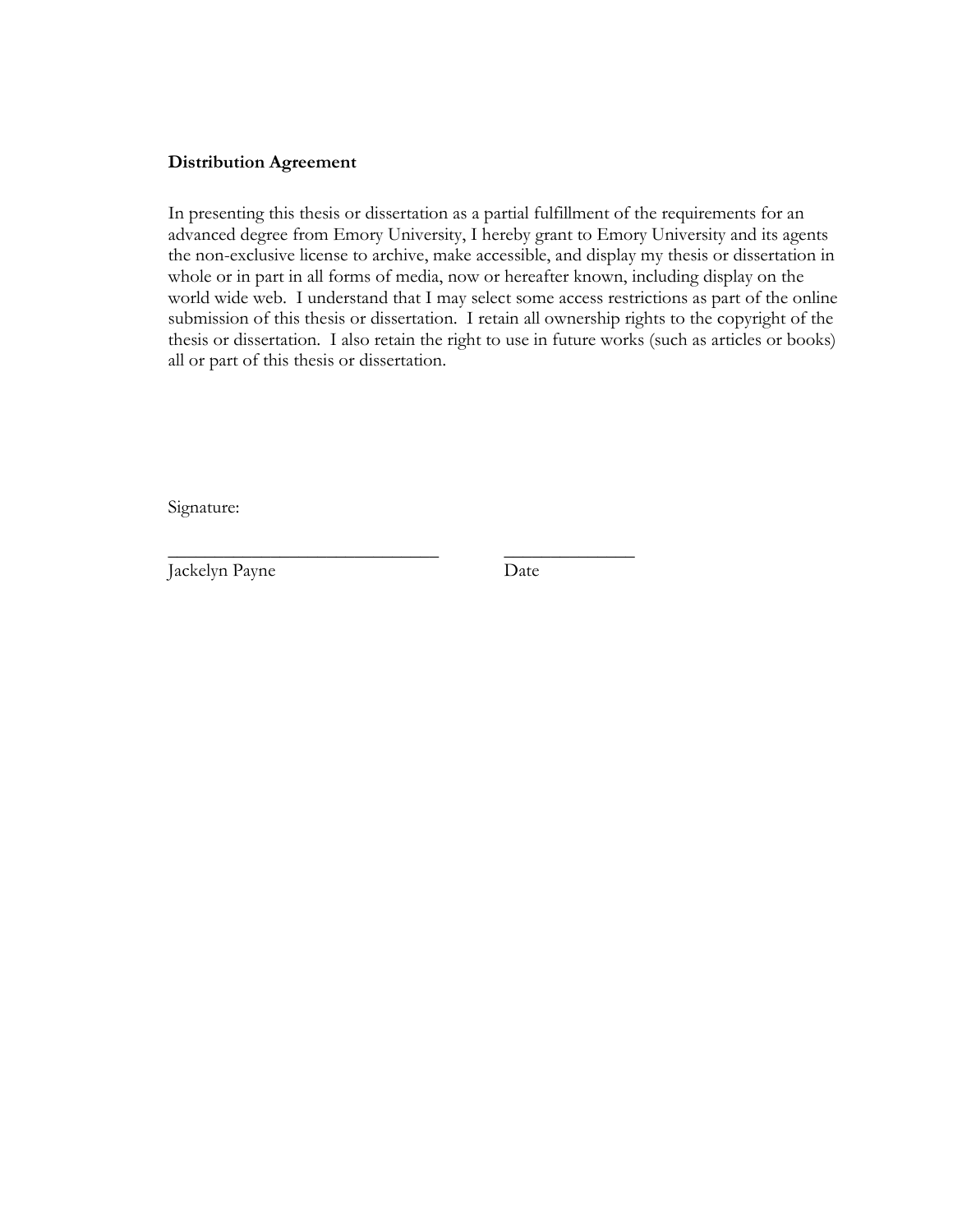**Distribution Agreement**

In presenting this thesis or dissertation as a partial fulfillment of the requirements for an advanced degree from Emory University, I hereby grant to Emory University and its agents the non-exclusive license to archive, make accessible, and display my thesis or dissertation in whole or in part in all forms of media, now or hereafter known, including display on the world wide web. I understand that I may select some access restrictions as part of the online submission of this thesis or dissertation. I retain all ownership rights to the copyright of the thesis or dissertation. I also retain the right to use in future works (such as articles or books) all or part of this thesis or dissertation.

Signature:

______________________________ ______________

Jackelyn Payne Date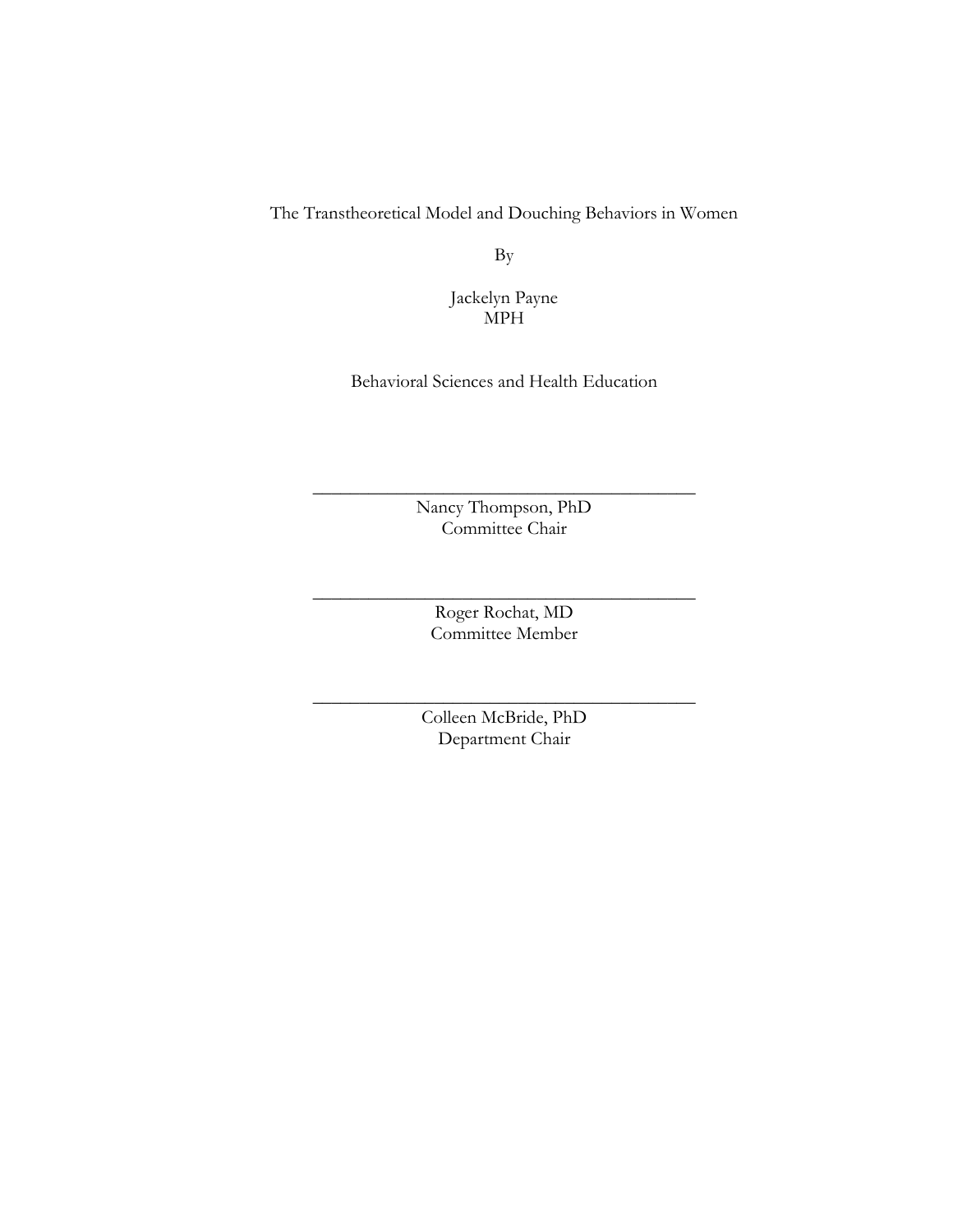The Transtheoretical Model and Douching Behaviors in Women

By

Jackelyn Payne
MPH

Behavioral Sciences and Health Education

_________________________________________
Nancy Thompson, PhD
Committee Chair

_________________________________________
Roger Rochat, MD
Committee Member

_________________________________________
Colleen McBride, PhD
Department Chair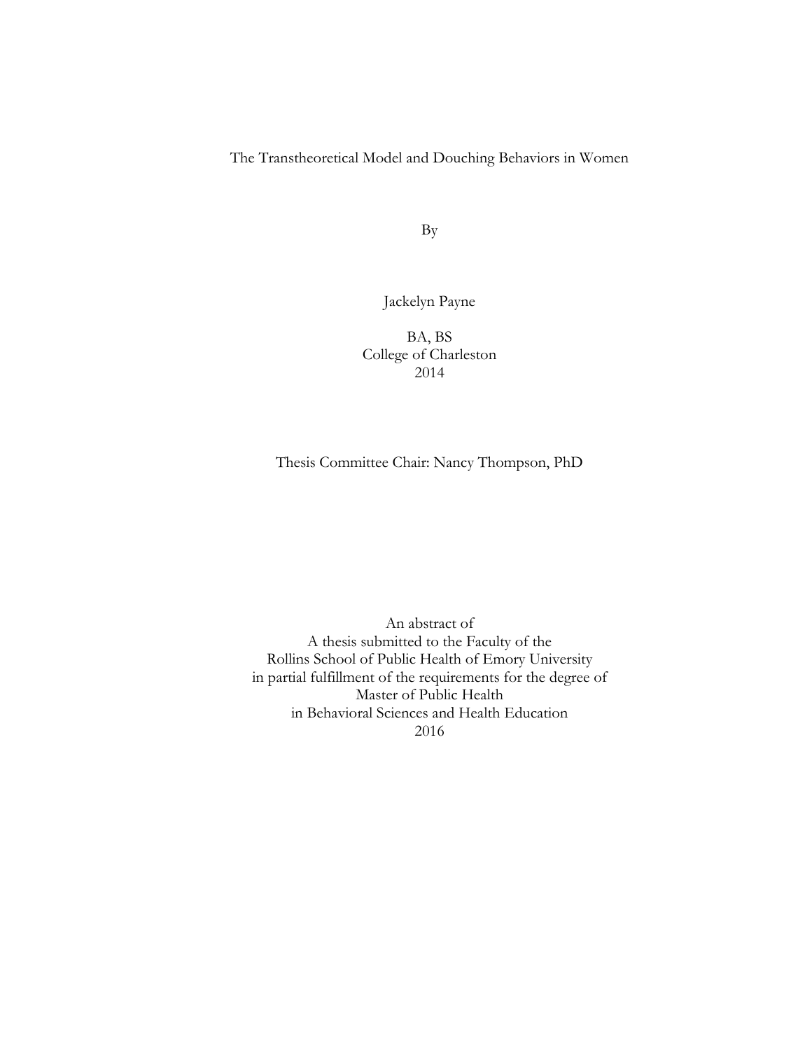The Transtheoretical Model and Douching Behaviors in Women

By

Jackelyn Payne

BA, BS
College of Charleston
2014

Thesis Committee Chair: Nancy Thompson, PhD

An abstract of
A thesis submitted to the Faculty of the
Rollins School of Public Health of Emory University
in partial fulfillment of the requirements for the degree of
Master of Public Health
in Behavioral Sciences and Health Education
2016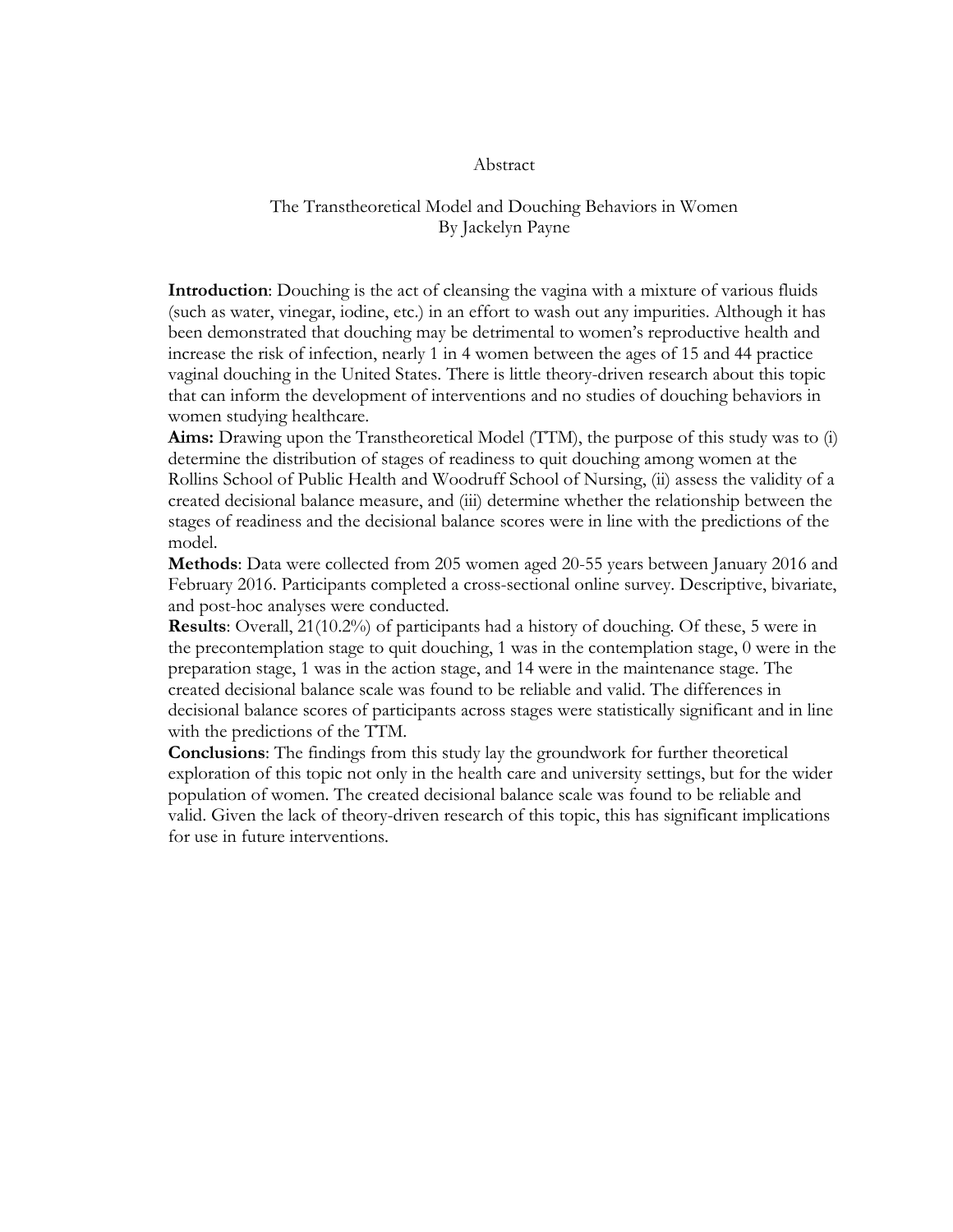# Abstract

## The Transtheoretical Model and Douching Behaviors in Women

By Jackelyn Payne

**Introduction**: Douching is the act of cleansing the vagina with a mixture of various fluids (such as water, vinegar, iodine, etc.) in an effort to wash out any impurities. Although it has been demonstrated that douching may be detrimental to women's reproductive health and increase the risk of infection, nearly 1 in 4 women between the ages of 15 and 44 practice vaginal douching in the United States. There is little theory-driven research about this topic that can inform the development of interventions and no studies of douching behaviors in women studying healthcare.

**Aims:** Drawing upon the Transtheoretical Model (TTM), the purpose of this study was to (i) determine the distribution of stages of readiness to quit douching among women at the Rollins School of Public Health and Woodruff School of Nursing, (ii) assess the validity of a created decisional balance measure, and (iii) determine whether the relationship between the stages of readiness and the decisional balance scores were in line with the predictions of the model.

**Methods**: Data were collected from 205 women aged 20-55 years between January 2016 and February 2016. Participants completed a cross-sectional online survey. Descriptive, bivariate, and post-hoc analyses were conducted.

**Results**: Overall, 21(10.2%) of participants had a history of douching. Of these, 5 were in the precontemplation stage to quit douching, 1 was in the contemplation stage, 0 were in the preparation stage, 1 was in the action stage, and 14 were in the maintenance stage. The created decisional balance scale was found to be reliable and valid. The differences in decisional balance scores of participants across stages were statistically significant and in line with the predictions of the TTM.

**Conclusions**: The findings from this study lay the groundwork for further theoretical exploration of this topic not only in the health care and university settings, but for the wider population of women. The created decisional balance scale was found to be reliable and valid. Given the lack of theory-driven research of this topic, this has significant implications for use in future interventions.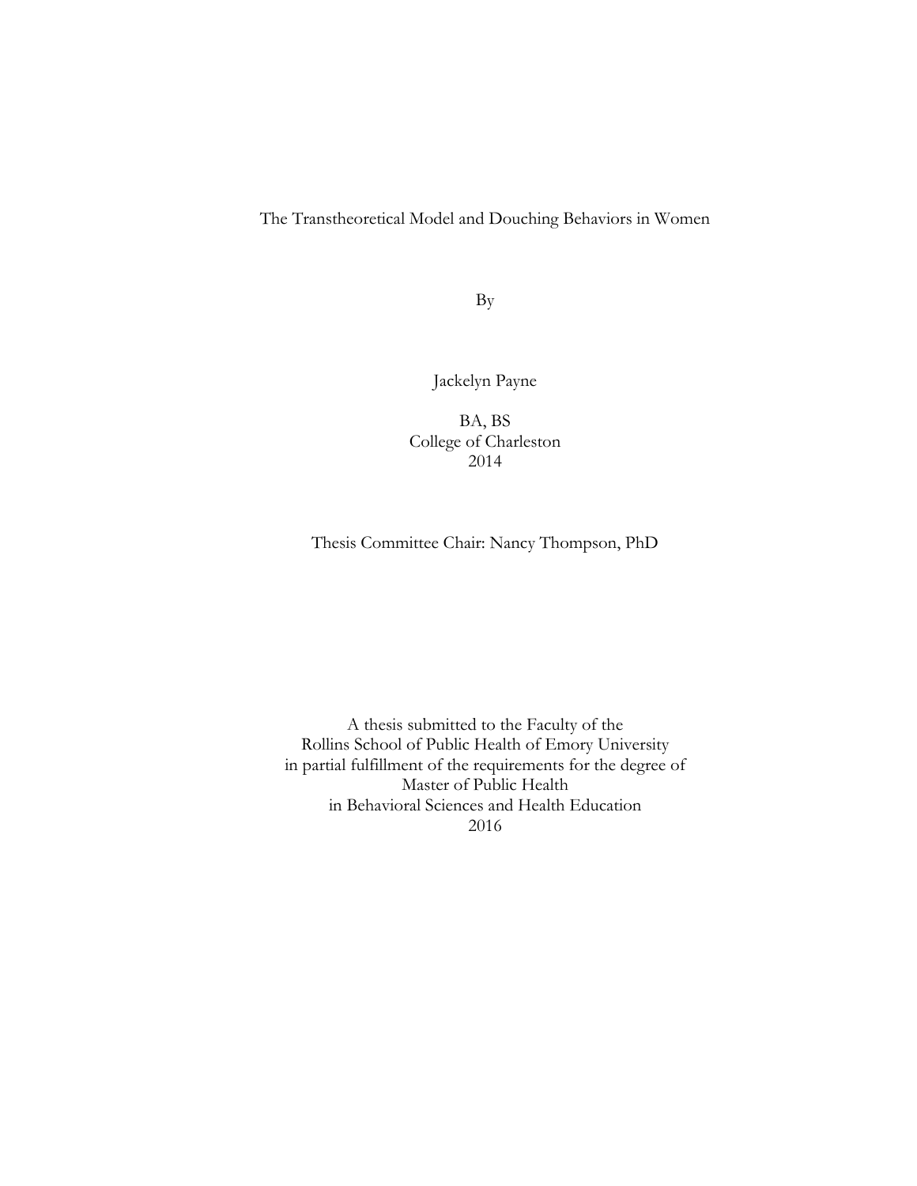The Transtheoretical Model and Douching Behaviors in Women

By

Jackelyn Payne

BA, BS
College of Charleston
2014

Thesis Committee Chair: Nancy Thompson, PhD

A thesis submitted to the Faculty of the
Rollins School of Public Health of Emory University
in partial fulfillment of the requirements for the degree of
Master of Public Health
in Behavioral Sciences and Health Education
2016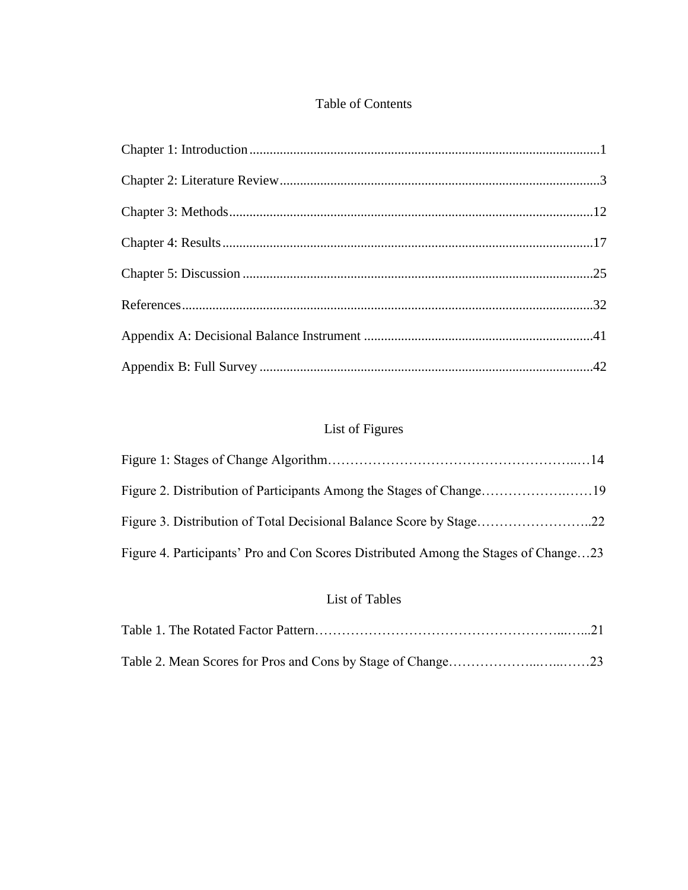# Table of Contents

Chapter 1: Introduction........................................................................................................1

Chapter 2: Literature Review...............................................................................................3

Chapter 3: Methods............................................................................................................12

Chapter 4: Results..............................................................................................................17

Chapter 5: Discussion........................................................................................................25

References..........................................................................................................................32

Appendix A: Decisional Balance Instrument....................................................................41

Appendix B: Full Survey...................................................................................................42

# List of Figures

Figure 1: Stages of Change Algorithm……………………………………………..…14

Figure 2. Distribution of Participants Among the Stages of Change………………….……19

Figure 3. Distribution of Total Decisional Balance Score by Stage……………………..22

Figure 4. Participants' Pro and Con Scores Distributed Among the Stages of Change…23

# List of Tables

Table 1. The Rotated Factor Pattern………………………………………………...…...21

Table 2. Mean Scores for Pros and Cons by Stage of Change………………...…...……23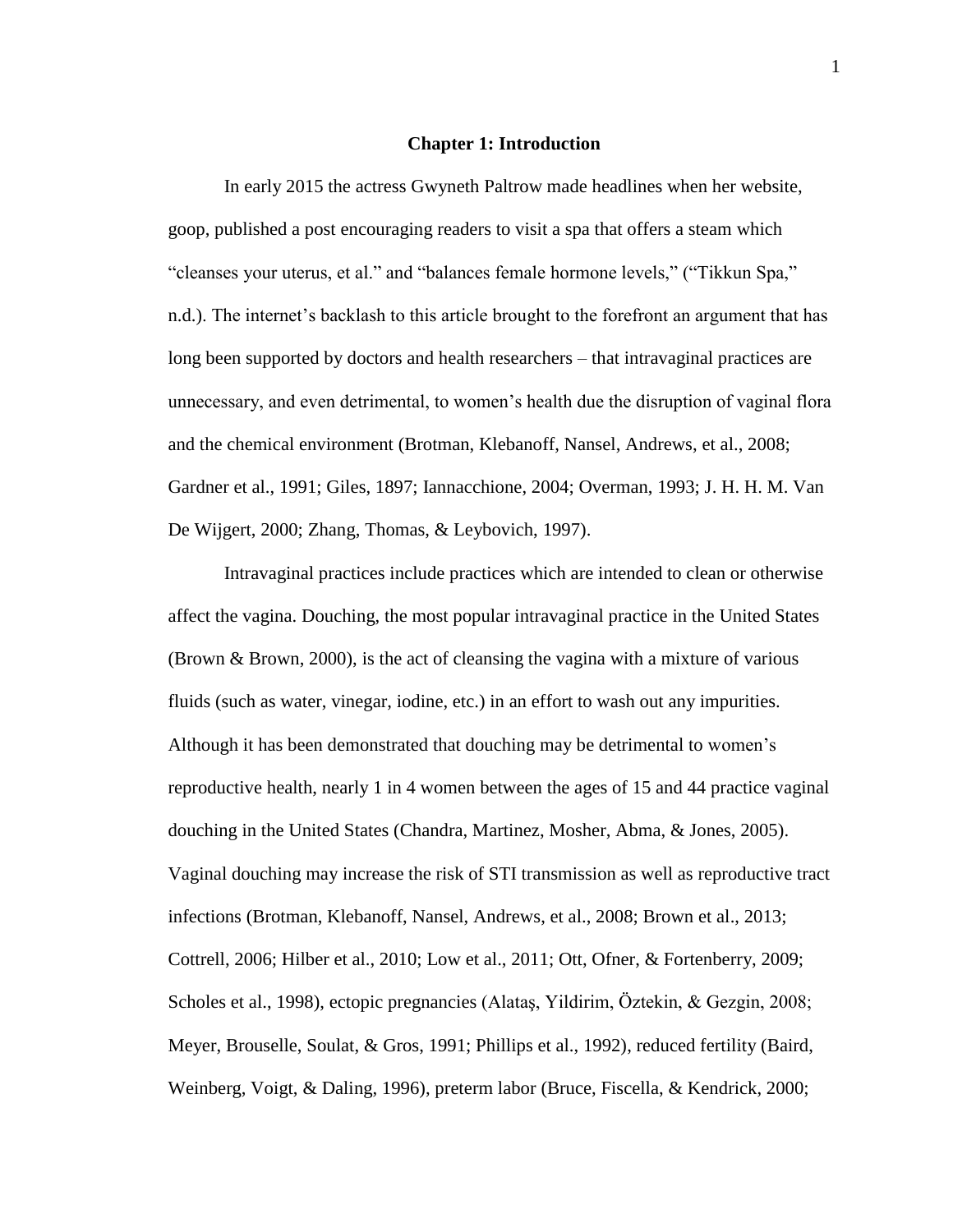# Chapter 1: Introduction

In early 2015 the actress Gwyneth Paltrow made headlines when her website, goop, published a post encouraging readers to visit a spa that offers a steam which "cleanses your uterus, et al." and "balances female hormone levels," ("Tikkun Spa," n.d.). The internet's backlash to this article brought to the forefront an argument that has long been supported by doctors and health researchers – that intravaginal practices are unnecessary, and even detrimental, to women's health due the disruption of vaginal flora and the chemical environment (Brotman, Klebanoff, Nansel, Andrews, et al., 2008; Gardner et al., 1991; Giles, 1897; Iannacchione, 2004; Overman, 1993; J. H. H. M. Van De Wijgert, 2000; Zhang, Thomas, & Leybovich, 1997).

Intravaginal practices include practices which are intended to clean or otherwise affect the vagina. Douching, the most popular intravaginal practice in the United States (Brown & Brown, 2000), is the act of cleansing the vagina with a mixture of various fluids (such as water, vinegar, iodine, etc.) in an effort to wash out any impurities. Although it has been demonstrated that douching may be detrimental to women's reproductive health, nearly 1 in 4 women between the ages of 15 and 44 practice vaginal douching in the United States (Chandra, Martinez, Mosher, Abma, & Jones, 2005). Vaginal douching may increase the risk of STI transmission as well as reproductive tract infections (Brotman, Klebanoff, Nansel, Andrews, et al., 2008; Brown et al., 2013; Cottrell, 2006; Hilber et al., 2010; Low et al., 2011; Ott, Ofner, & Fortenberry, 2009; Scholes et al., 1998), ectopic pregnancies (Alataş, Yildirim, Öztekin, & Gezgin, 2008; Meyer, Brouselle, Soulat, & Gros, 1991; Phillips et al., 1992), reduced fertility (Baird, Weinberg, Voigt, & Daling, 1996), preterm labor (Bruce, Fiscella, & Kendrick, 2000;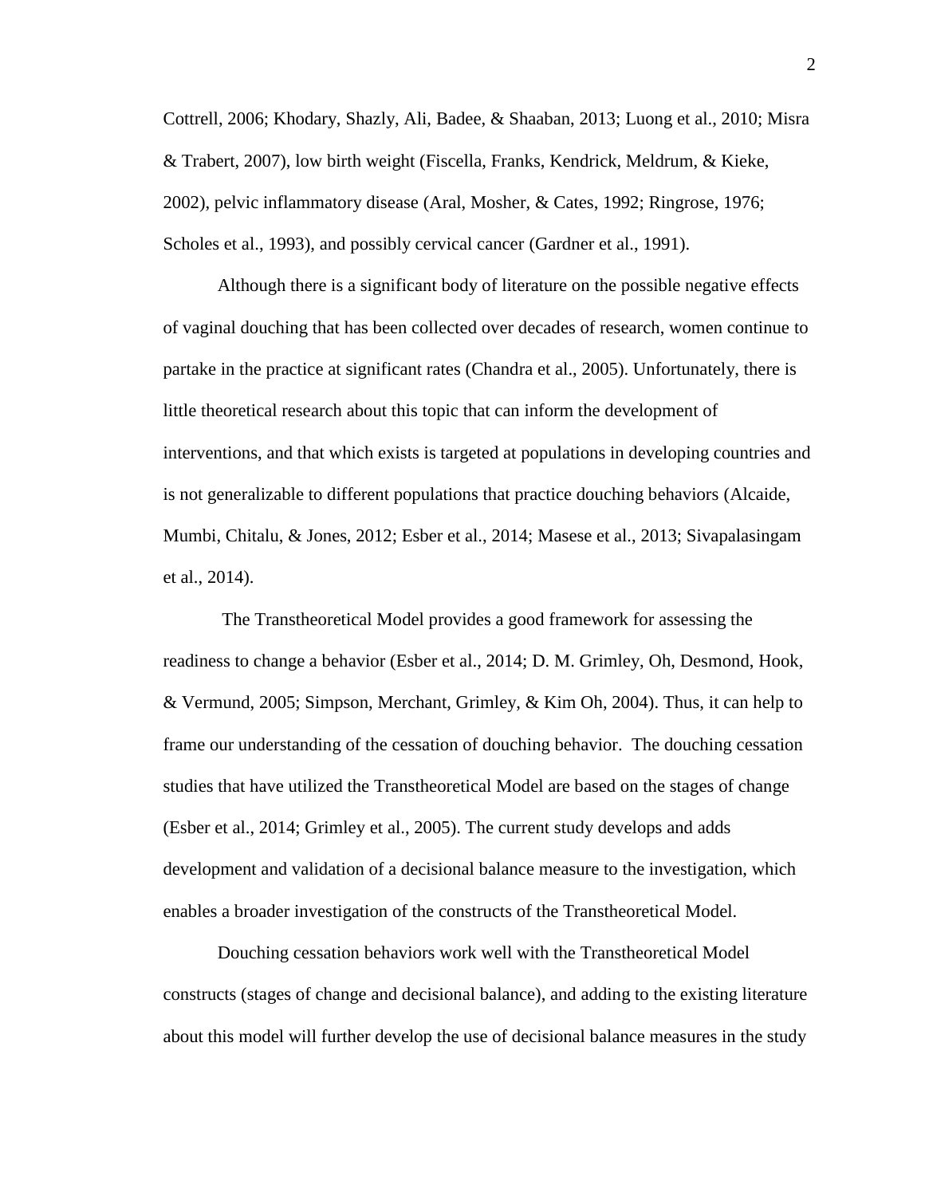Cottrell, 2006; Khodary, Shazly, Ali, Badee, & Shaaban, 2013; Luong et al., 2010; Misra & Trabert, 2007), low birth weight (Fiscella, Franks, Kendrick, Meldrum, & Kieke, 2002), pelvic inflammatory disease (Aral, Mosher, & Cates, 1992; Ringrose, 1976; Scholes et al., 1993), and possibly cervical cancer (Gardner et al., 1991).

Although there is a significant body of literature on the possible negative effects of vaginal douching that has been collected over decades of research, women continue to partake in the practice at significant rates (Chandra et al., 2005). Unfortunately, there is little theoretical research about this topic that can inform the development of interventions, and that which exists is targeted at populations in developing countries and is not generalizable to different populations that practice douching behaviors (Alcaide, Mumbi, Chitalu, & Jones, 2012; Esber et al., 2014; Masese et al., 2013; Sivapalasingam et al., 2014).

The Transtheoretical Model provides a good framework for assessing the readiness to change a behavior (Esber et al., 2014; D. M. Grimley, Oh, Desmond, Hook, & Vermund, 2005; Simpson, Merchant, Grimley, & Kim Oh, 2004). Thus, it can help to frame our understanding of the cessation of douching behavior. The douching cessation studies that have utilized the Transtheoretical Model are based on the stages of change (Esber et al., 2014; Grimley et al., 2005). The current study develops and adds development and validation of a decisional balance measure to the investigation, which enables a broader investigation of the constructs of the Transtheoretical Model.

Douching cessation behaviors work well with the Transtheoretical Model constructs (stages of change and decisional balance), and adding to the existing literature about this model will further develop the use of decisional balance measures in the study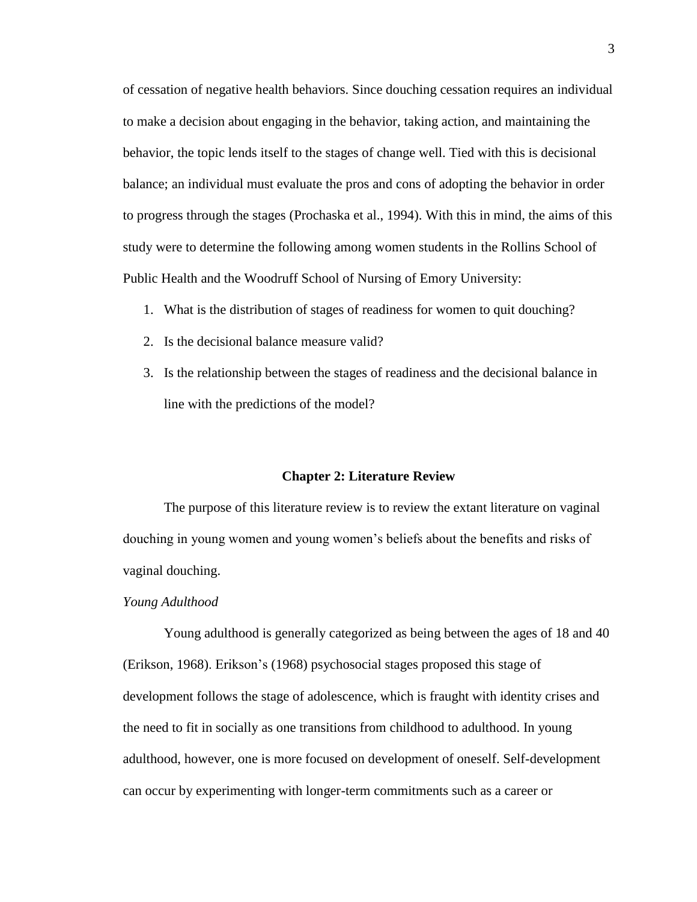of cessation of negative health behaviors. Since douching cessation requires an individual to make a decision about engaging in the behavior, taking action, and maintaining the behavior, the topic lends itself to the stages of change well. Tied with this is decisional balance; an individual must evaluate the pros and cons of adopting the behavior in order to progress through the stages (Prochaska et al., 1994). With this in mind, the aims of this study were to determine the following among women students in the Rollins School of Public Health and the Woodruff School of Nursing of Emory University:

1. What is the distribution of stages of readiness for women to quit douching?
2. Is the decisional balance measure valid?
3. Is the relationship between the stages of readiness and the decisional balance in line with the predictions of the model?

## Chapter 2: Literature Review

The purpose of this literature review is to review the extant literature on vaginal douching in young women and young women's beliefs about the benefits and risks of vaginal douching.

*Young Adulthood*

Young adulthood is generally categorized as being between the ages of 18 and 40 (Erikson, 1968). Erikson's (1968) psychosocial stages proposed this stage of development follows the stage of adolescence, which is fraught with identity crises and the need to fit in socially as one transitions from childhood to adulthood. In young adulthood, however, one is more focused on development of oneself. Self-development can occur by experimenting with longer-term commitments such as a career or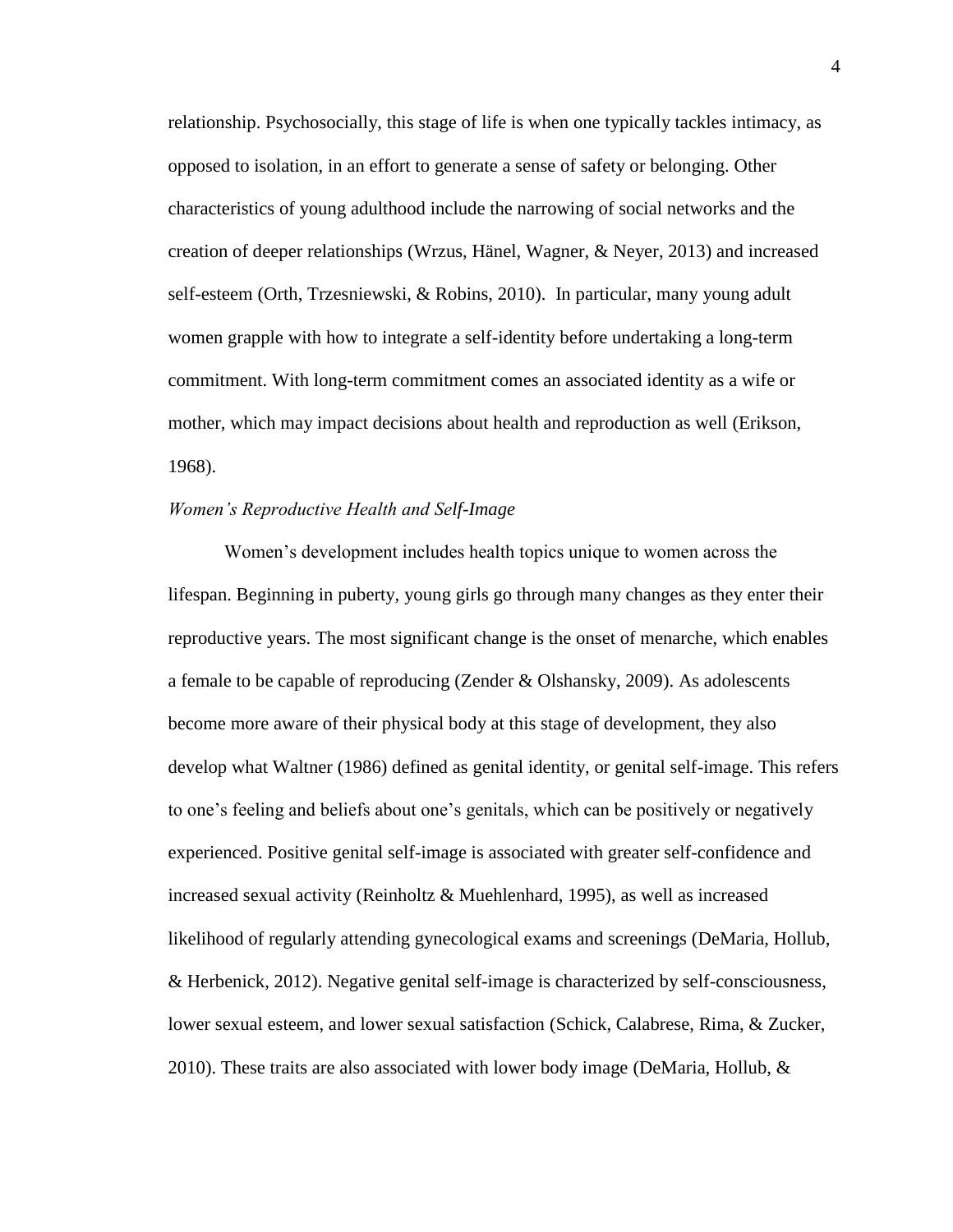relationship. Psychosocially, this stage of life is when one typically tackles intimacy, as opposed to isolation, in an effort to generate a sense of safety or belonging. Other characteristics of young adulthood include the narrowing of social networks and the creation of deeper relationships (Wrzus, Hänel, Wagner, & Neyer, 2013) and increased self-esteem (Orth, Trzesniewski, & Robins, 2010). In particular, many young adult women grapple with how to integrate a self-identity before undertaking a long-term commitment. With long-term commitment comes an associated identity as a wife or mother, which may impact decisions about health and reproduction as well (Erikson, 1968).

*Women's Reproductive Health and Self-Image*

Women's development includes health topics unique to women across the lifespan. Beginning in puberty, young girls go through many changes as they enter their reproductive years. The most significant change is the onset of menarche, which enables a female to be capable of reproducing (Zender & Olshansky, 2009). As adolescents become more aware of their physical body at this stage of development, they also develop what Waltner (1986) defined as genital identity, or genital self-image. This refers to one's feeling and beliefs about one's genitals, which can be positively or negatively experienced. Positive genital self-image is associated with greater self-confidence and increased sexual activity (Reinholtz & Muehlenhard, 1995), as well as increased likelihood of regularly attending gynecological exams and screenings (DeMaria, Hollub, & Herbenick, 2012). Negative genital self-image is characterized by self-consciousness, lower sexual esteem, and lower sexual satisfaction (Schick, Calabrese, Rima, & Zucker, 2010). These traits are also associated with lower body image (DeMaria, Hollub, &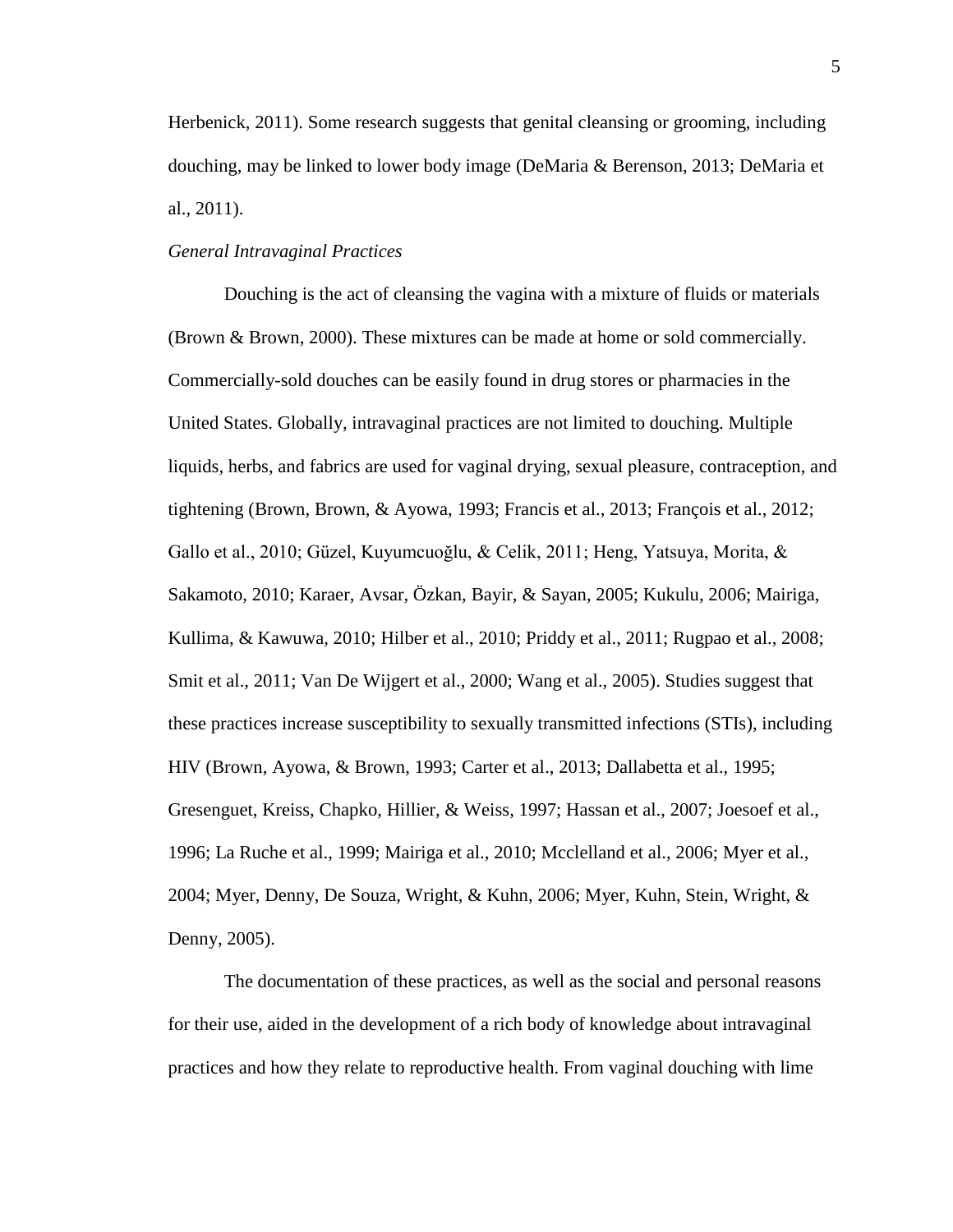Herbenick, 2011). Some research suggests that genital cleansing or grooming, including douching, may be linked to lower body image (DeMaria & Berenson, 2013; DeMaria et al., 2011).

*General Intravaginal Practices*

Douching is the act of cleansing the vagina with a mixture of fluids or materials (Brown & Brown, 2000). These mixtures can be made at home or sold commercially. Commercially-sold douches can be easily found in drug stores or pharmacies in the United States. Globally, intravaginal practices are not limited to douching. Multiple liquids, herbs, and fabrics are used for vaginal drying, sexual pleasure, contraception, and tightening (Brown, Brown, & Ayowa, 1993; Francis et al., 2013; François et al., 2012; Gallo et al., 2010; Güzel, Kuyumcuoğlu, & Celik, 2011; Heng, Yatsuya, Morita, & Sakamoto, 2010; Karaer, Avsar, Özkan, Bayir, & Sayan, 2005; Kukulu, 2006; Mairiga, Kullima, & Kawuwa, 2010; Hilber et al., 2010; Priddy et al., 2011; Rugpao et al., 2008; Smit et al., 2011; Van De Wijgert et al., 2000; Wang et al., 2005). Studies suggest that these practices increase susceptibility to sexually transmitted infections (STIs), including HIV (Brown, Ayowa, & Brown, 1993; Carter et al., 2013; Dallabetta et al., 1995; Gresenguet, Kreiss, Chapko, Hillier, & Weiss, 1997; Hassan et al., 2007; Joesoef et al., 1996; La Ruche et al., 1999; Mairiga et al., 2010; Mcclelland et al., 2006; Myer et al., 2004; Myer, Denny, De Souza, Wright, & Kuhn, 2006; Myer, Kuhn, Stein, Wright, & Denny, 2005).

The documentation of these practices, as well as the social and personal reasons for their use, aided in the development of a rich body of knowledge about intravaginal practices and how they relate to reproductive health. From vaginal douching with lime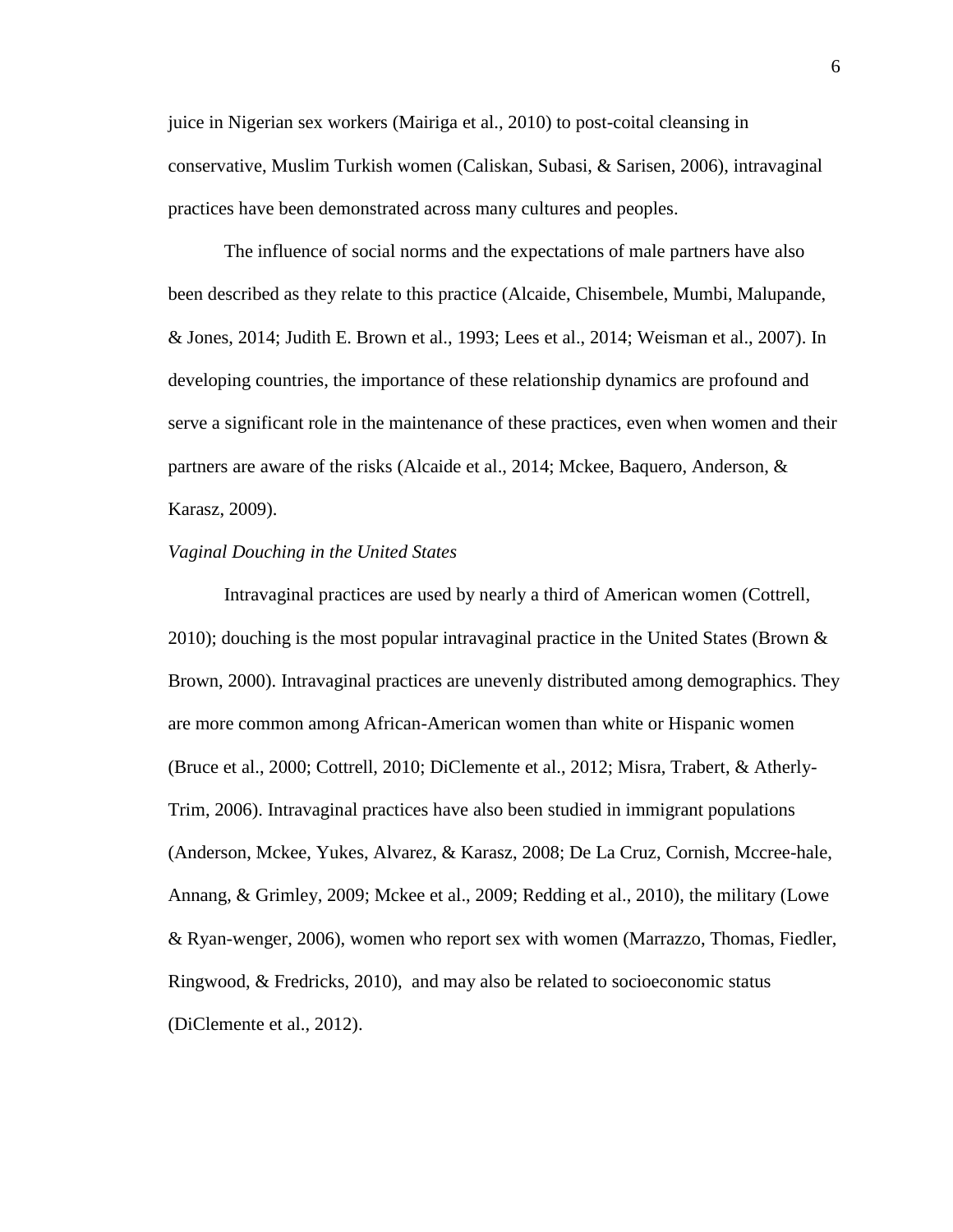juice in Nigerian sex workers (Mairiga et al., 2010) to post-coital cleansing in conservative, Muslim Turkish women (Caliskan, Subasi, & Sarisen, 2006), intravaginal practices have been demonstrated across many cultures and peoples.

The influence of social norms and the expectations of male partners have also been described as they relate to this practice (Alcaide, Chisembele, Mumbi, Malupande, & Jones, 2014; Judith E. Brown et al., 1993; Lees et al., 2014; Weisman et al., 2007). In developing countries, the importance of these relationship dynamics are profound and serve a significant role in the maintenance of these practices, even when women and their partners are aware of the risks (Alcaide et al., 2014; Mckee, Baquero, Anderson, & Karasz, 2009).

### *Vaginal Douching in the United States*

Intravaginal practices are used by nearly a third of American women (Cottrell, 2010); douching is the most popular intravaginal practice in the United States (Brown & Brown, 2000). Intravaginal practices are unevenly distributed among demographics. They are more common among African-American women than white or Hispanic women (Bruce et al., 2000; Cottrell, 2010; DiClemente et al., 2012; Misra, Trabert, & Atherly-Trim, 2006). Intravaginal practices have also been studied in immigrant populations (Anderson, Mckee, Yukes, Alvarez, & Karasz, 2008; De La Cruz, Cornish, Mccree-hale, Annang, & Grimley, 2009; Mckee et al., 2009; Redding et al., 2010), the military (Lowe & Ryan-wenger, 2006), women who report sex with women (Marrazzo, Thomas, Fiedler, Ringwood, & Fredricks, 2010), and may also be related to socioeconomic status (DiClemente et al., 2012).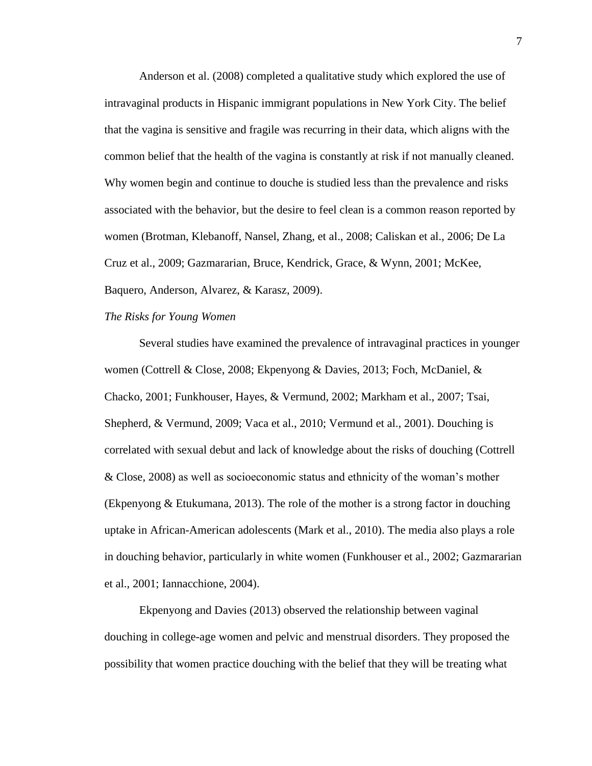Anderson et al. (2008) completed a qualitative study which explored the use of intravaginal products in Hispanic immigrant populations in New York City. The belief that the vagina is sensitive and fragile was recurring in their data, which aligns with the common belief that the health of the vagina is constantly at risk if not manually cleaned. Why women begin and continue to douche is studied less than the prevalence and risks associated with the behavior, but the desire to feel clean is a common reason reported by women (Brotman, Klebanoff, Nansel, Zhang, et al., 2008; Caliskan et al., 2006; De La Cruz et al., 2009; Gazmararian, Bruce, Kendrick, Grace, & Wynn, 2001; McKee, Baquero, Anderson, Alvarez, & Karasz, 2009).

*The Risks for Young Women*

Several studies have examined the prevalence of intravaginal practices in younger women (Cottrell & Close, 2008; Ekpenyong & Davies, 2013; Foch, McDaniel, & Chacko, 2001; Funkhouser, Hayes, & Vermund, 2002; Markham et al., 2007; Tsai, Shepherd, & Vermund, 2009; Vaca et al., 2010; Vermund et al., 2001). Douching is correlated with sexual debut and lack of knowledge about the risks of douching (Cottrell & Close, 2008) as well as socioeconomic status and ethnicity of the woman's mother (Ekpenyong & Etukumana, 2013). The role of the mother is a strong factor in douching uptake in African-American adolescents (Mark et al., 2010). The media also plays a role in douching behavior, particularly in white women (Funkhouser et al., 2002; Gazmararian et al., 2001; Iannacchione, 2004).

Ekpenyong and Davies (2013) observed the relationship between vaginal douching in college-age women and pelvic and menstrual disorders. They proposed the possibility that women practice douching with the belief that they will be treating what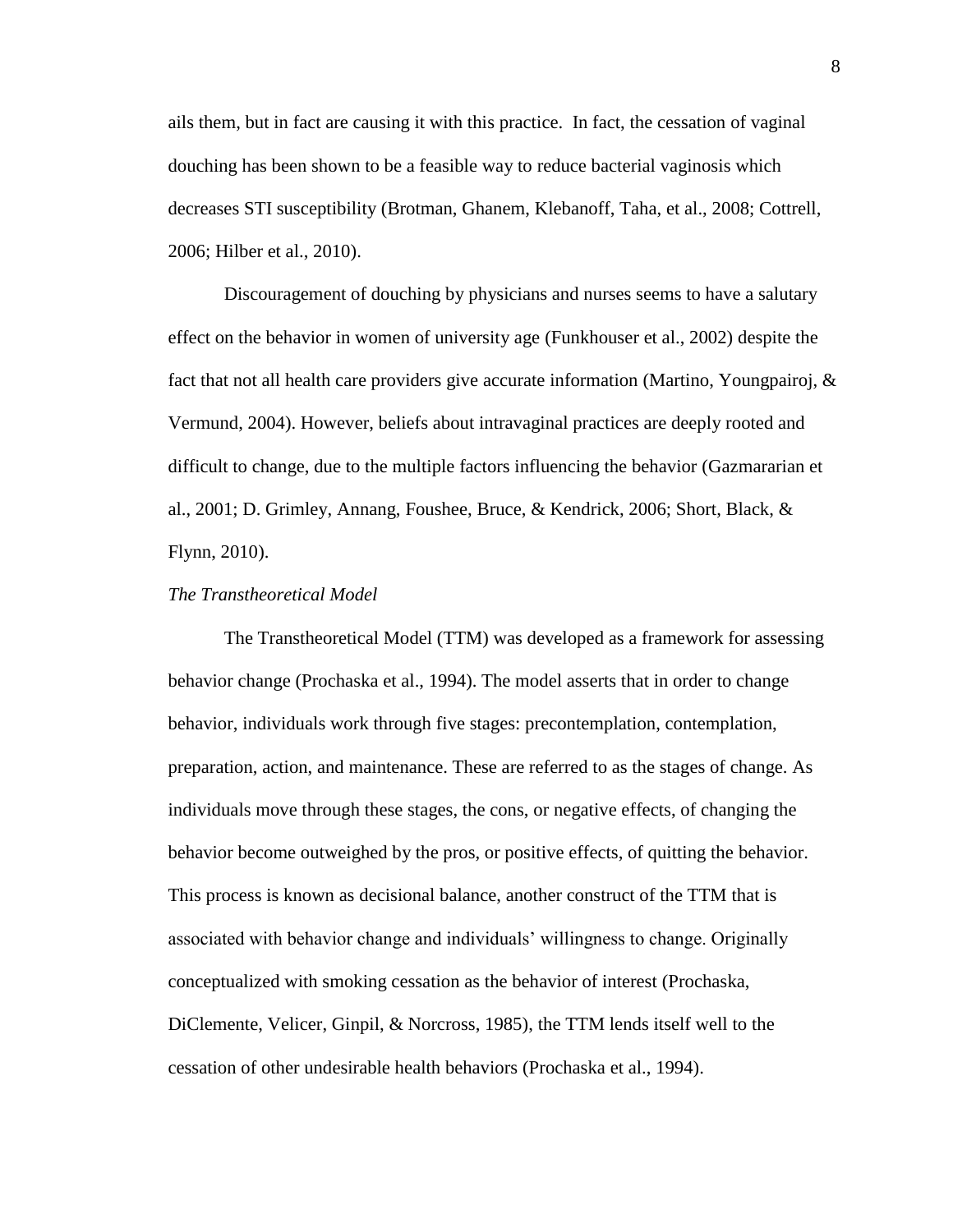ails them, but in fact are causing it with this practice. In fact, the cessation of vaginal douching has been shown to be a feasible way to reduce bacterial vaginosis which decreases STI susceptibility (Brotman, Ghanem, Klebanoff, Taha, et al., 2008; Cottrell, 2006; Hilber et al., 2010).

Discouragement of douching by physicians and nurses seems to have a salutary effect on the behavior in women of university age (Funkhouser et al., 2002) despite the fact that not all health care providers give accurate information (Martino, Youngpairoj, & Vermund, 2004). However, beliefs about intravaginal practices are deeply rooted and difficult to change, due to the multiple factors influencing the behavior (Gazmararian et al., 2001; D. Grimley, Annang, Foushee, Bruce, & Kendrick, 2006; Short, Black, & Flynn, 2010).

*The Transtheoretical Model*

The Transtheoretical Model (TTM) was developed as a framework for assessing behavior change (Prochaska et al., 1994). The model asserts that in order to change behavior, individuals work through five stages: precontemplation, contemplation, preparation, action, and maintenance. These are referred to as the stages of change. As individuals move through these stages, the cons, or negative effects, of changing the behavior become outweighed by the pros, or positive effects, of quitting the behavior. This process is known as decisional balance, another construct of the TTM that is associated with behavior change and individuals' willingness to change. Originally conceptualized with smoking cessation as the behavior of interest (Prochaska, DiClemente, Velicer, Ginpil, & Norcross, 1985), the TTM lends itself well to the cessation of other undesirable health behaviors (Prochaska et al., 1994).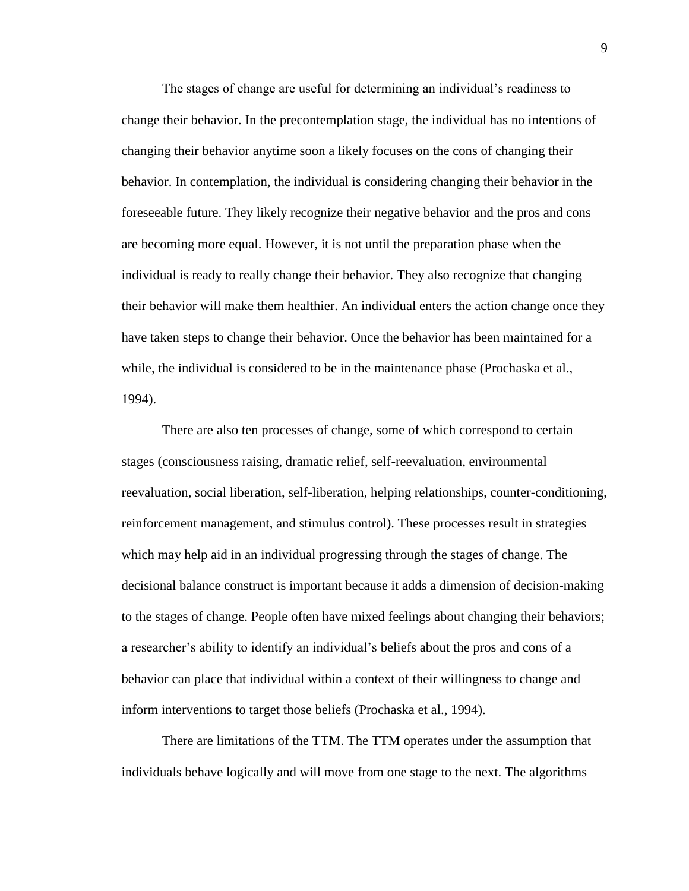The stages of change are useful for determining an individual's readiness to change their behavior. In the precontemplation stage, the individual has no intentions of changing their behavior anytime soon a likely focuses on the cons of changing their behavior. In contemplation, the individual is considering changing their behavior in the foreseeable future. They likely recognize their negative behavior and the pros and cons are becoming more equal. However, it is not until the preparation phase when the individual is ready to really change their behavior. They also recognize that changing their behavior will make them healthier. An individual enters the action change once they have taken steps to change their behavior. Once the behavior has been maintained for a while, the individual is considered to be in the maintenance phase (Prochaska et al., 1994).

There are also ten processes of change, some of which correspond to certain stages (consciousness raising, dramatic relief, self-reevaluation, environmental reevaluation, social liberation, self-liberation, helping relationships, counter-conditioning, reinforcement management, and stimulus control). These processes result in strategies which may help aid in an individual progressing through the stages of change. The decisional balance construct is important because it adds a dimension of decision-making to the stages of change. People often have mixed feelings about changing their behaviors; a researcher's ability to identify an individual's beliefs about the pros and cons of a behavior can place that individual within a context of their willingness to change and inform interventions to target those beliefs (Prochaska et al., 1994).

There are limitations of the TTM. The TTM operates under the assumption that individuals behave logically and will move from one stage to the next. The algorithms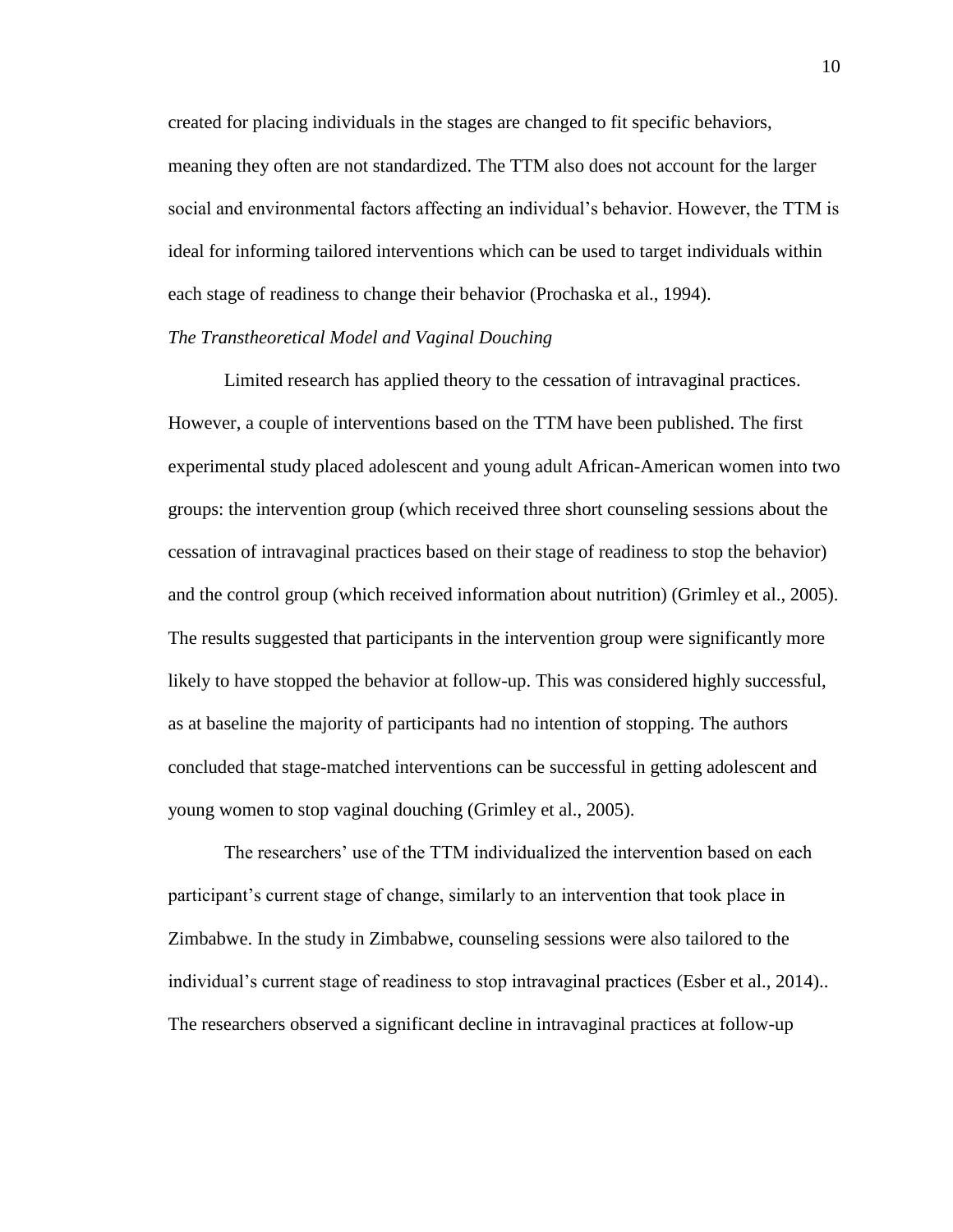created for placing individuals in the stages are changed to fit specific behaviors, meaning they often are not standardized. The TTM also does not account for the larger social and environmental factors affecting an individual's behavior. However, the TTM is ideal for informing tailored interventions which can be used to target individuals within each stage of readiness to change their behavior (Prochaska et al., 1994).

*The Transtheoretical Model and Vaginal Douching*

Limited research has applied theory to the cessation of intravaginal practices. However, a couple of interventions based on the TTM have been published. The first experimental study placed adolescent and young adult African-American women into two groups: the intervention group (which received three short counseling sessions about the cessation of intravaginal practices based on their stage of readiness to stop the behavior) and the control group (which received information about nutrition) (Grimley et al., 2005). The results suggested that participants in the intervention group were significantly more likely to have stopped the behavior at follow-up. This was considered highly successful, as at baseline the majority of participants had no intention of stopping. The authors concluded that stage-matched interventions can be successful in getting adolescent and young women to stop vaginal douching (Grimley et al., 2005).

The researchers' use of the TTM individualized the intervention based on each participant's current stage of change, similarly to an intervention that took place in Zimbabwe. In the study in Zimbabwe, counseling sessions were also tailored to the individual's current stage of readiness to stop intravaginal practices (Esber et al., 2014).. The researchers observed a significant decline in intravaginal practices at follow-up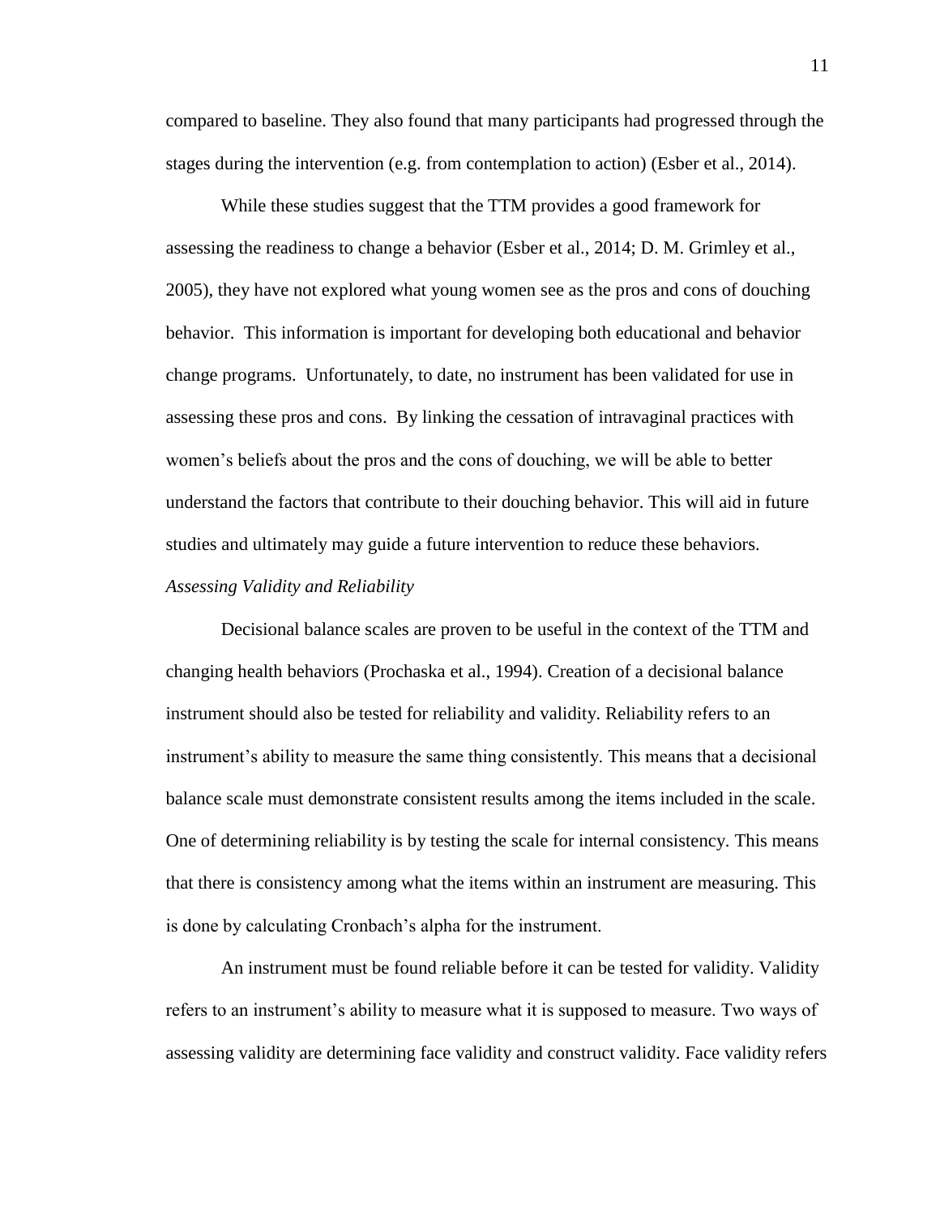compared to baseline. They also found that many participants had progressed through the stages during the intervention (e.g. from contemplation to action) (Esber et al., 2014).

While these studies suggest that the TTM provides a good framework for assessing the readiness to change a behavior (Esber et al., 2014; D. M. Grimley et al., 2005), they have not explored what young women see as the pros and cons of douching behavior. This information is important for developing both educational and behavior change programs. Unfortunately, to date, no instrument has been validated for use in assessing these pros and cons. By linking the cessation of intravaginal practices with women's beliefs about the pros and the cons of douching, we will be able to better understand the factors that contribute to their douching behavior. This will aid in future studies and ultimately may guide a future intervention to reduce these behaviors.

*Assessing Validity and Reliability*

Decisional balance scales are proven to be useful in the context of the TTM and changing health behaviors (Prochaska et al., 1994). Creation of a decisional balance instrument should also be tested for reliability and validity. Reliability refers to an instrument's ability to measure the same thing consistently. This means that a decisional balance scale must demonstrate consistent results among the items included in the scale. One of determining reliability is by testing the scale for internal consistency. This means that there is consistency among what the items within an instrument are measuring. This is done by calculating Cronbach's alpha for the instrument.

An instrument must be found reliable before it can be tested for validity. Validity refers to an instrument's ability to measure what it is supposed to measure. Two ways of assessing validity are determining face validity and construct validity. Face validity refers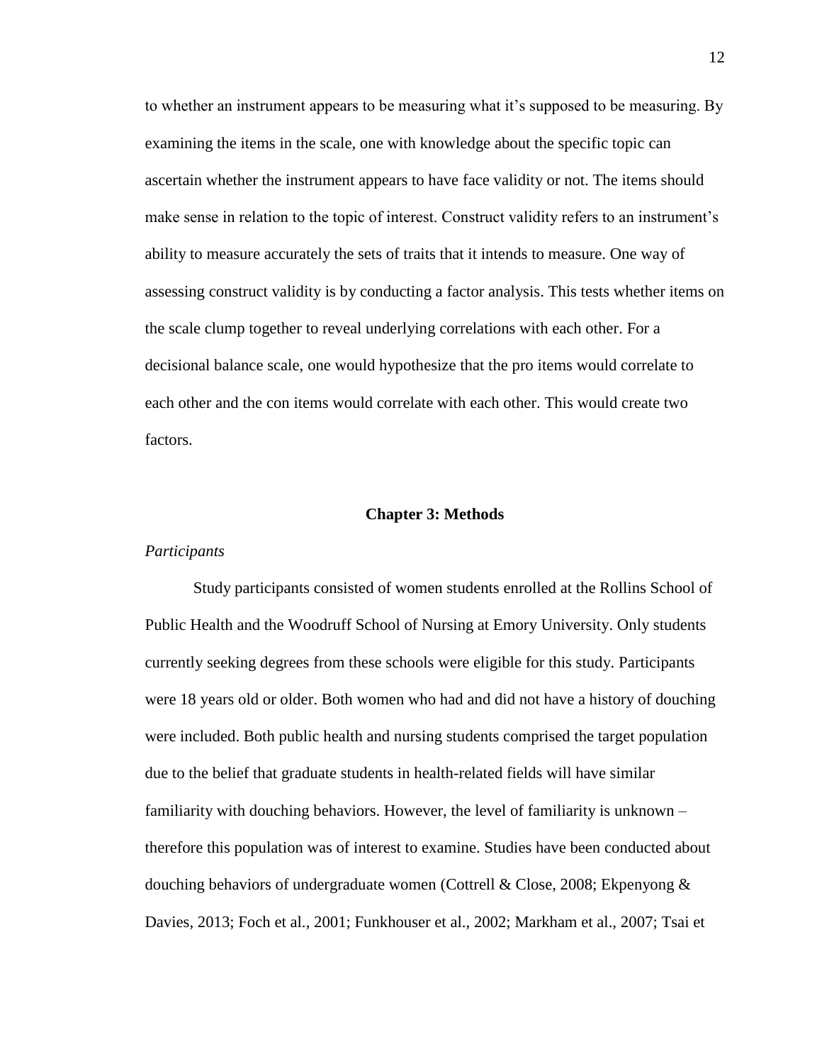to whether an instrument appears to be measuring what it's supposed to be measuring. By examining the items in the scale, one with knowledge about the specific topic can ascertain whether the instrument appears to have face validity or not. The items should make sense in relation to the topic of interest. Construct validity refers to an instrument's ability to measure accurately the sets of traits that it intends to measure. One way of assessing construct validity is by conducting a factor analysis. This tests whether items on the scale clump together to reveal underlying correlations with each other. For a decisional balance scale, one would hypothesize that the pro items would correlate to each other and the con items would correlate with each other. This would create two factors.

## Chapter 3: Methods

*Participants*

Study participants consisted of women students enrolled at the Rollins School of Public Health and the Woodruff School of Nursing at Emory University. Only students currently seeking degrees from these schools were eligible for this study. Participants were 18 years old or older. Both women who had and did not have a history of douching were included. Both public health and nursing students comprised the target population due to the belief that graduate students in health-related fields will have similar familiarity with douching behaviors. However, the level of familiarity is unknown – therefore this population was of interest to examine. Studies have been conducted about douching behaviors of undergraduate women (Cottrell & Close, 2008; Ekpenyong & Davies, 2013; Foch et al., 2001; Funkhouser et al., 2002; Markham et al., 2007; Tsai et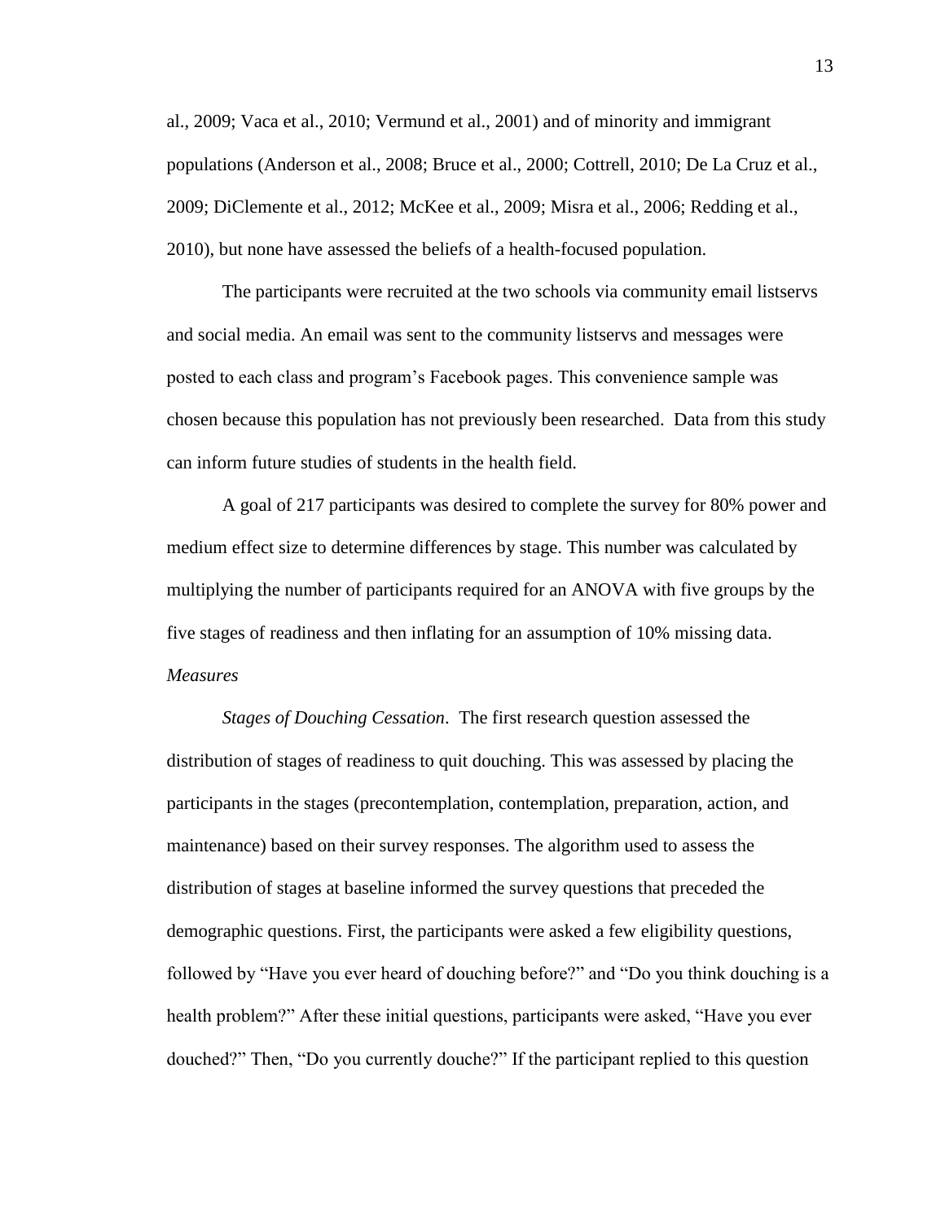al., 2009; Vaca et al., 2010; Vermund et al., 2001) and of minority and immigrant populations (Anderson et al., 2008; Bruce et al., 2000; Cottrell, 2010; De La Cruz et al., 2009; DiClemente et al., 2012; McKee et al., 2009; Misra et al., 2006; Redding et al., 2010), but none have assessed the beliefs of a health-focused population.

The participants were recruited at the two schools via community email listservs and social media. An email was sent to the community listservs and messages were posted to each class and program's Facebook pages. This convenience sample was chosen because this population has not previously been researched. Data from this study can inform future studies of students in the health field.

A goal of 217 participants was desired to complete the survey for 80% power and medium effect size to determine differences by stage. This number was calculated by multiplying the number of participants required for an ANOVA with five groups by the five stages of readiness and then inflating for an assumption of 10% missing data.

### *Measures*

*Stages of Douching Cessation*. The first research question assessed the distribution of stages of readiness to quit douching. This was assessed by placing the participants in the stages (precontemplation, contemplation, preparation, action, and maintenance) based on their survey responses. The algorithm used to assess the distribution of stages at baseline informed the survey questions that preceded the demographic questions. First, the participants were asked a few eligibility questions, followed by "Have you ever heard of douching before?" and "Do you think douching is a health problem?" After these initial questions, participants were asked, "Have you ever douched?" Then, "Do you currently douche?" If the participant replied to this question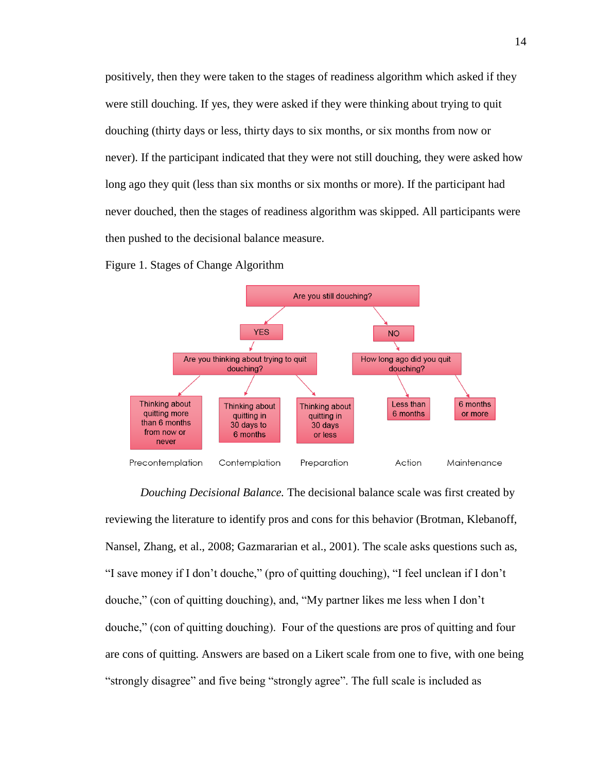positively, then they were taken to the stages of readiness algorithm which asked if they were still douching. If yes, they were asked if they were thinking about trying to quit douching (thirty days or less, thirty days to six months, or six months from now or never). If the participant indicated that they were not still douching, they were asked how long ago they quit (less than six months or six months or more). If the participant had never douched, then the stages of readiness algorithm was skipped. All participants were then pushed to the decisional balance measure.

Figure 1. Stages of Change Algorithm

Are you still douching?

YES

NO

Are you thinking about trying to quit douching?

How long ago did you quit douching?

Thinking about quitting more than 6 months from now or never

Thinking about quitting in 30 days to 6 months

Thinking about quitting in 30 days or less

Less than 6 months

6 months or more

Precontemplation

Contemplation

Preparation

Action

Maintenance

*Douching Decisional Balance.* The decisional balance scale was first created by reviewing the literature to identify pros and cons for this behavior (Brotman, Klebanoff, Nansel, Zhang, et al., 2008; Gazmararian et al., 2001). The scale asks questions such as, “I save money if I don’t douche,” (pro of quitting douching), “I feel unclean if I don’t douche,” (con of quitting douching), and, “My partner likes me less when I don’t douche,” (con of quitting douching). Four of the questions are pros of quitting and four are cons of quitting. Answers are based on a Likert scale from one to five, with one being “strongly disagree” and five being “strongly agree”. The full scale is included as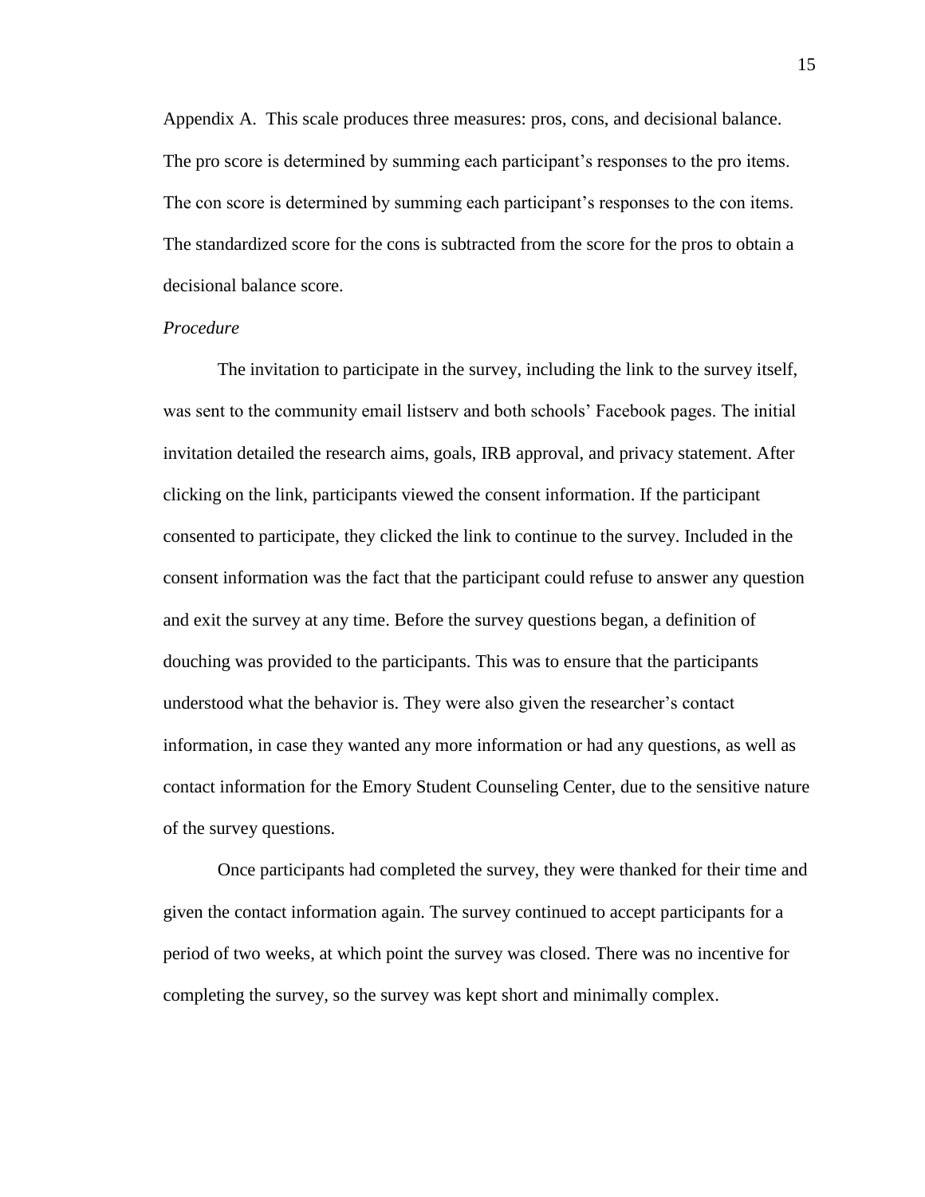Appendix A. This scale produces three measures: pros, cons, and decisional balance. The pro score is determined by summing each participant's responses to the pro items. The con score is determined by summing each participant's responses to the con items. The standardized score for the cons is subtracted from the score for the pros to obtain a decisional balance score.

*Procedure*

The invitation to participate in the survey, including the link to the survey itself, was sent to the community email listserv and both schools' Facebook pages. The initial invitation detailed the research aims, goals, IRB approval, and privacy statement. After clicking on the link, participants viewed the consent information. If the participant consented to participate, they clicked the link to continue to the survey. Included in the consent information was the fact that the participant could refuse to answer any question and exit the survey at any time. Before the survey questions began, a definition of douching was provided to the participants. This was to ensure that the participants understood what the behavior is. They were also given the researcher's contact information, in case they wanted any more information or had any questions, as well as contact information for the Emory Student Counseling Center, due to the sensitive nature of the survey questions.

Once participants had completed the survey, they were thanked for their time and given the contact information again. The survey continued to accept participants for a period of two weeks, at which point the survey was closed. There was no incentive for completing the survey, so the survey was kept short and minimally complex.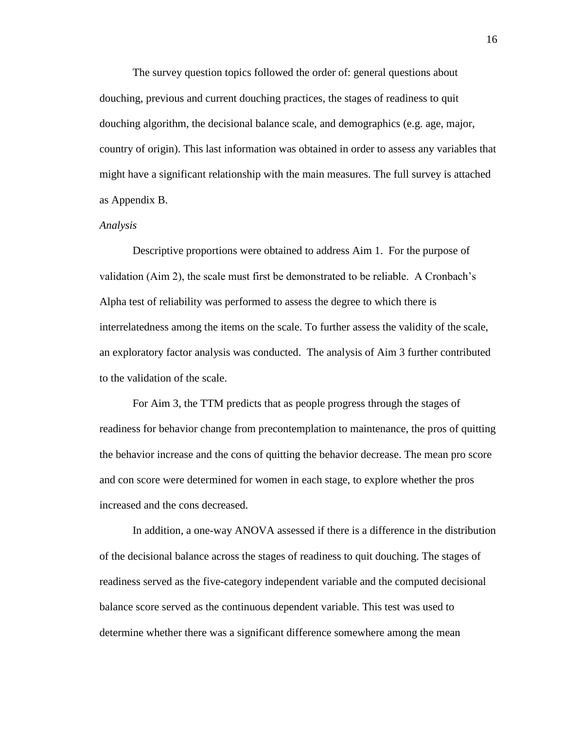The survey question topics followed the order of: general questions about douching, previous and current douching practices, the stages of readiness to quit douching algorithm, the decisional balance scale, and demographics (e.g. age, major, country of origin). This last information was obtained in order to assess any variables that might have a significant relationship with the main measures. The full survey is attached as Appendix B.

*Analysis*

Descriptive proportions were obtained to address Aim 1. For the purpose of validation (Aim 2), the scale must first be demonstrated to be reliable. A Cronbach's Alpha test of reliability was performed to assess the degree to which there is interrelatedness among the items on the scale. To further assess the validity of the scale, an exploratory factor analysis was conducted. The analysis of Aim 3 further contributed to the validation of the scale.

For Aim 3, the TTM predicts that as people progress through the stages of readiness for behavior change from precontemplation to maintenance, the pros of quitting the behavior increase and the cons of quitting the behavior decrease. The mean pro score and con score were determined for women in each stage, to explore whether the pros increased and the cons decreased.

In addition, a one-way ANOVA assessed if there is a difference in the distribution of the decisional balance across the stages of readiness to quit douching. The stages of readiness served as the five-category independent variable and the computed decisional balance score served as the continuous dependent variable. This test was used to determine whether there was a significant difference somewhere among the mean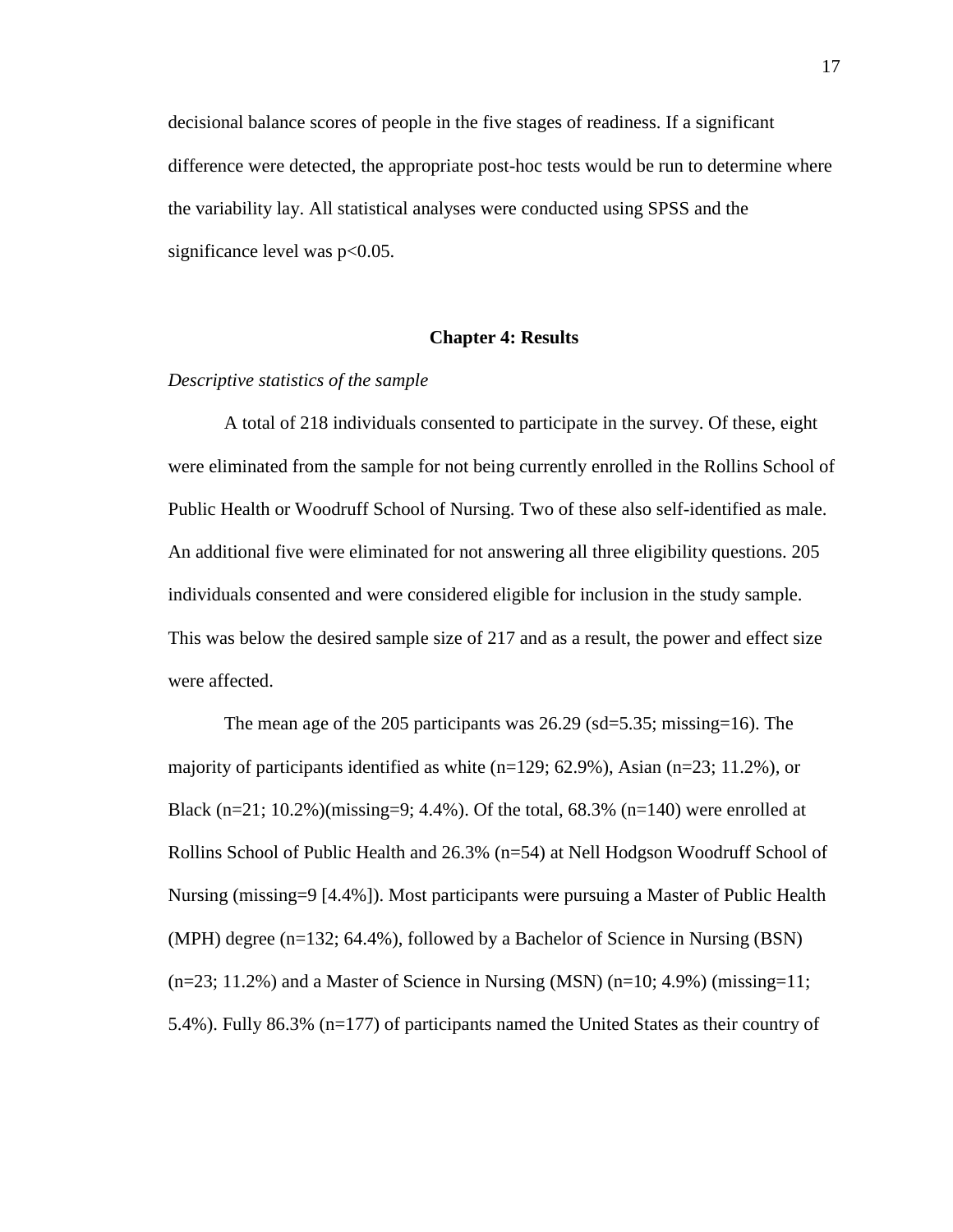decisional balance scores of people in the five stages of readiness. If a significant difference were detected, the appropriate post-hoc tests would be run to determine where the variability lay. All statistical analyses were conducted using SPSS and the significance level was $p<0.05$.

## Chapter 4: Results

*Descriptive statistics of the sample*

A total of 218 individuals consented to participate in the survey. Of these, eight were eliminated from the sample for not being currently enrolled in the Rollins School of Public Health or Woodruff School of Nursing. Two of these also self-identified as male. An additional five were eliminated for not answering all three eligibility questions. 205 individuals consented and were considered eligible for inclusion in the study sample. This was below the desired sample size of 217 and as a result, the power and effect size were affected.

The mean age of the 205 participants was 26.29 (sd=5.35; missing=16). The majority of participants identified as white (n=129; 62.9%), Asian (n=23; 11.2%), or Black (n=21; 10.2%)(missing=9; 4.4%). Of the total, 68.3% (n=140) were enrolled at Rollins School of Public Health and 26.3% (n=54) at Nell Hodgson Woodruff School of Nursing (missing=9 [4.4%]). Most participants were pursuing a Master of Public Health (MPH) degree (n=132; 64.4%), followed by a Bachelor of Science in Nursing (BSN) (n=23; 11.2%) and a Master of Science in Nursing (MSN) (n=10; 4.9%) (missing=11; 5.4%). Fully 86.3% (n=177) of participants named the United States as their country of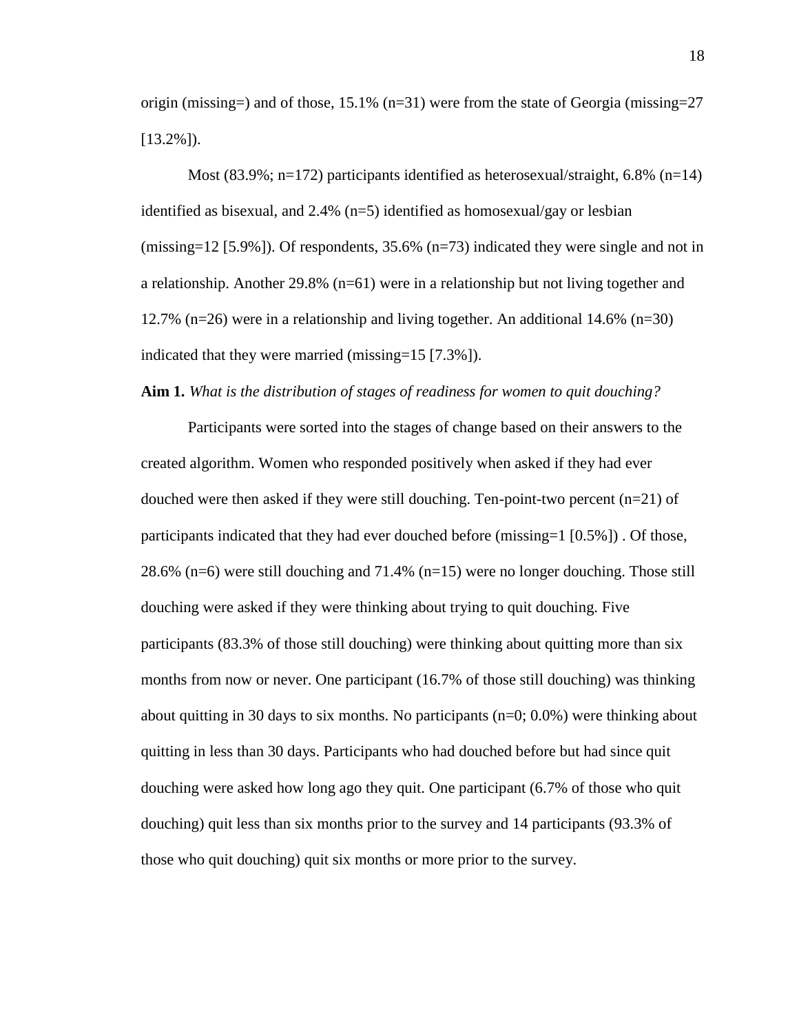origin (missing=) and of those, 15.1% (n=31) were from the state of Georgia (missing=27 [13.2%]).

Most (83.9%; n=172) participants identified as heterosexual/straight, 6.8% (n=14) identified as bisexual, and 2.4% (n=5) identified as homosexual/gay or lesbian (missing=12 [5.9%]). Of respondents, 35.6% (n=73) indicated they were single and not in a relationship. Another 29.8% (n=61) were in a relationship but not living together and 12.7% (n=26) were in a relationship and living together. An additional 14.6% (n=30) indicated that they were married (missing=15 [7.3%]).

**Aim 1.** *What is the distribution of stages of readiness for women to quit douching?*

Participants were sorted into the stages of change based on their answers to the created algorithm. Women who responded positively when asked if they had ever douched were then asked if they were still douching. Ten-point-two percent (n=21) of participants indicated that they had ever douched before (missing=1 [0.5%]) . Of those, 28.6% (n=6) were still douching and 71.4% (n=15) were no longer douching. Those still douching were asked if they were thinking about trying to quit douching. Five participants (83.3% of those still douching) were thinking about quitting more than six months from now or never. One participant (16.7% of those still douching) was thinking about quitting in 30 days to six months. No participants (n=0; 0.0%) were thinking about quitting in less than 30 days. Participants who had douched before but had since quit douching were asked how long ago they quit. One participant (6.7% of those who quit douching) quit less than six months prior to the survey and 14 participants (93.3% of those who quit douching) quit six months or more prior to the survey.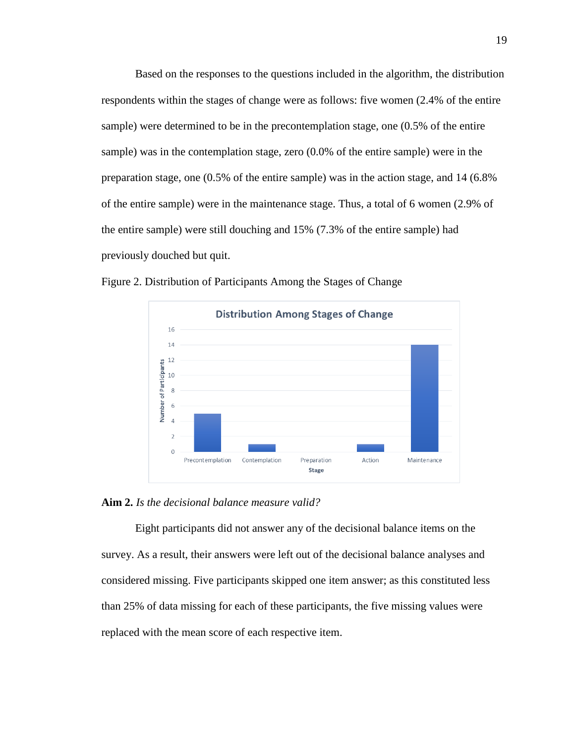Based on the responses to the questions included in the algorithm, the distribution respondents within the stages of change were as follows: five women (2.4% of the entire sample) were determined to be in the precontemplation stage, one (0.5% of the entire sample) was in the contemplation stage, zero (0.0% of the entire sample) were in the preparation stage, one (0.5% of the entire sample) was in the action stage, and 14 (6.8% of the entire sample) were in the maintenance stage. Thus, a total of 6 women (2.9% of the entire sample) were still douching and 15% (7.3% of the entire sample) had previously douched but quit.

Figure 2. Distribution of Participants Among the Stages of Change

Distribution Among Stages of Change

Number of Participants

0
2
4
6
8
10
12
14
16

Precontemplation
Contemplation
Preparation
Action
Maintenance

Stage

**Aim 2.** *Is the decisional balance measure valid?*

Eight participants did not answer any of the decisional balance items on the survey. As a result, their answers were left out of the decisional balance analyses and considered missing. Five participants skipped one item answer; as this constituted less than 25% of data missing for each of these participants, the five missing values were replaced with the mean score of each respective item.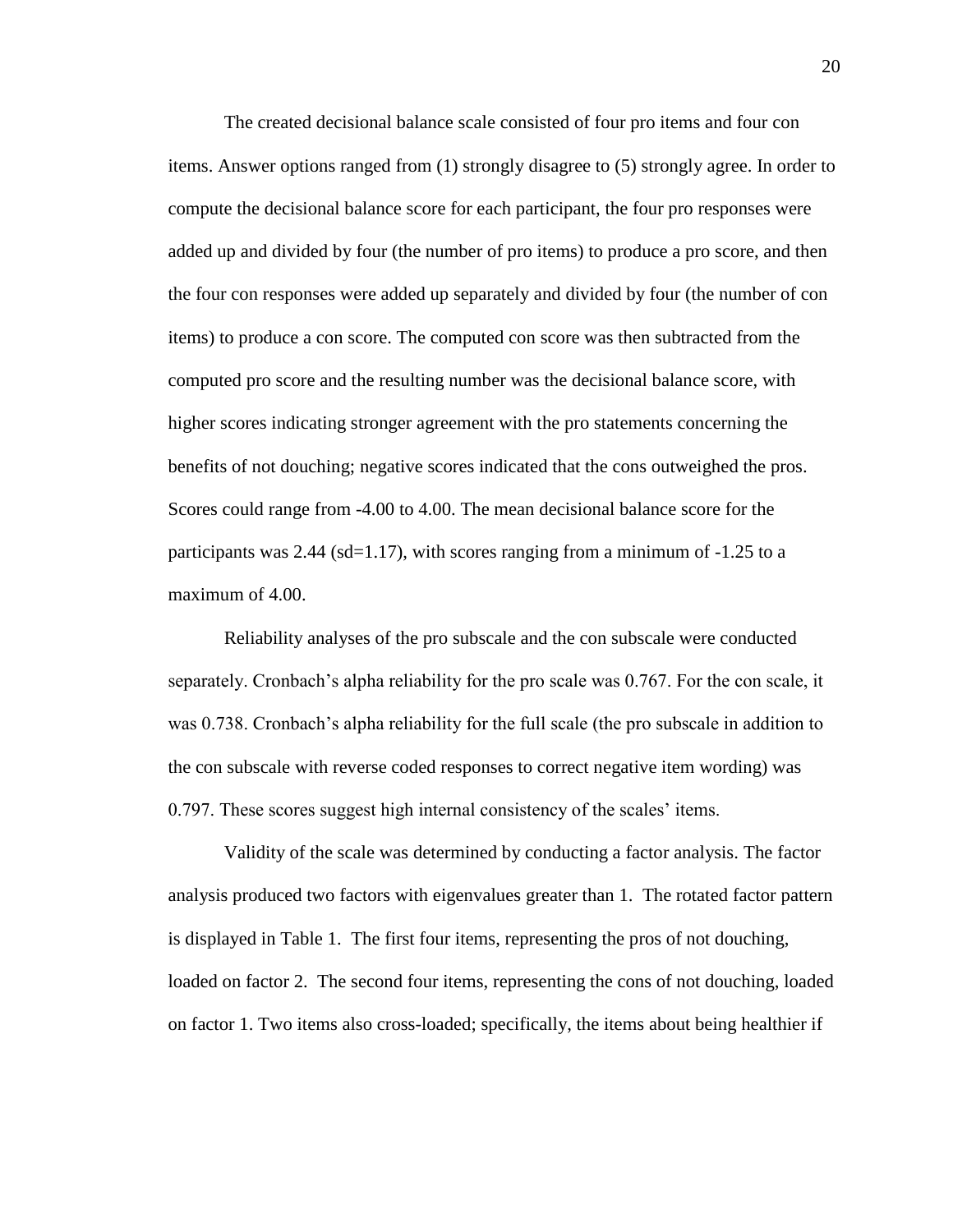The created decisional balance scale consisted of four pro items and four con items. Answer options ranged from (1) strongly disagree to (5) strongly agree. In order to compute the decisional balance score for each participant, the four pro responses were added up and divided by four (the number of pro items) to produce a pro score, and then the four con responses were added up separately and divided by four (the number of con items) to produce a con score. The computed con score was then subtracted from the computed pro score and the resulting number was the decisional balance score, with higher scores indicating stronger agreement with the pro statements concerning the benefits of not douching; negative scores indicated that the cons outweighed the pros. Scores could range from -4.00 to 4.00. The mean decisional balance score for the participants was 2.44 (sd=1.17), with scores ranging from a minimum of -1.25 to a maximum of 4.00.

Reliability analyses of the pro subscale and the con subscale were conducted separately. Cronbach's alpha reliability for the pro scale was 0.767. For the con scale, it was 0.738. Cronbach's alpha reliability for the full scale (the pro subscale in addition to the con subscale with reverse coded responses to correct negative item wording) was 0.797. These scores suggest high internal consistency of the scales' items.

Validity of the scale was determined by conducting a factor analysis. The factor analysis produced two factors with eigenvalues greater than 1. The rotated factor pattern is displayed in Table 1. The first four items, representing the pros of not douching, loaded on factor 2. The second four items, representing the cons of not douching, loaded on factor 1. Two items also cross-loaded; specifically, the items about being healthier if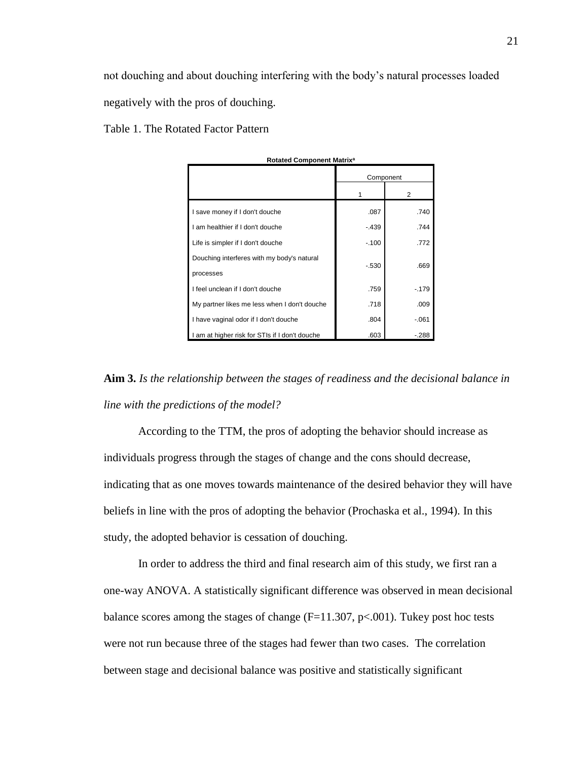not douching and about douching interfering with the body's natural processes loaded negatively with the pros of douching.

Table 1. The Rotated Factor Pattern

**Rotated Component Matrix[a]**

| | Component | |
|---|---|---|
| | 1 | 2 |
| I save money if I don't douche | .087 | .740 |
| I am healthier if I don't douche | -.439 | .744 |
| Life is simpler if I don't douche | -.100 | .772 |
| Douching interferes with my body's natural processes | -.530 | .669 |
| I feel unclean if I don't douche | .759 | -.179 |
| My partner likes me less when I don't douche | .718 | .009 |
| I have vaginal odor if I don't douche | .804 | -.061 |
| I am at higher risk for STIs if I don't douche | .603 | -.288 |

**Aim 3.** *Is the relationship between the stages of readiness and the decisional balance in line with the predictions of the model?*

According to the TTM, the pros of adopting the behavior should increase as individuals progress through the stages of change and the cons should decrease, indicating that as one moves towards maintenance of the desired behavior they will have beliefs in line with the pros of adopting the behavior (Prochaska et al., 1994). In this study, the adopted behavior is cessation of douching.

In order to address the third and final research aim of this study, we first ran a one-way ANOVA. A statistically significant difference was observed in mean decisional balance scores among the stages of change ($F=11.307$, $p<.001$). Tukey post hoc tests were not run because three of the stages had fewer than two cases. The correlation between stage and decisional balance was positive and statistically significant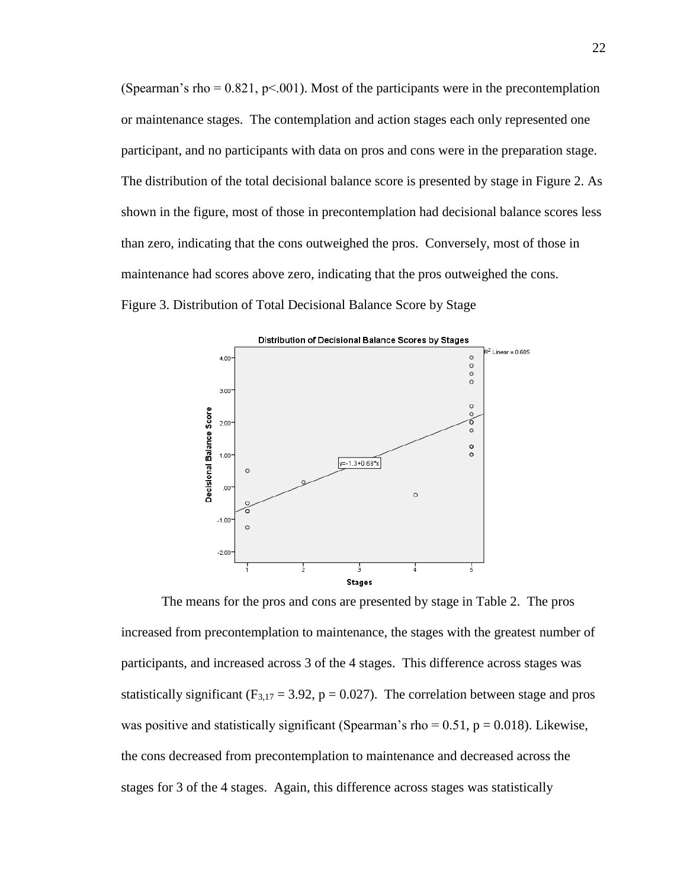(Spearman's rho = 0.821, p<.001). Most of the participants were in the precontemplation or maintenance stages. The contemplation and action stages each only represented one participant, and no participants with data on pros and cons were in the preparation stage. The distribution of the total decisional balance score is presented by stage in Figure 2. As shown in the figure, most of those in precontemplation had decisional balance scores less than zero, indicating that the cons outweighed the pros. Conversely, most of those in maintenance had scores above zero, indicating that the pros outweighed the cons.

Figure 3. Distribution of Total Decisional Balance Score by Stage

Distribution of Decisional Balance Scores by Stages

$R^2$ Linear = 0.605

y=-1.3+0.68*x

Decisional Balance Score

4.00
3.00
2.00
1.00
.00
-1.00
-2.00

Stages

1
2
3
4
5

The means for the pros and cons are presented by stage in Table 2. The pros increased from precontemplation to maintenance, the stages with the greatest number of participants, and increased across 3 of the 4 stages. This difference across stages was statistically significant ($F_{3,17} = 3.92$, p = 0.027). The correlation between stage and pros was positive and statistically significant (Spearman's rho = 0.51, p = 0.018). Likewise, the cons decreased from precontemplation to maintenance and decreased across the stages for 3 of the 4 stages. Again, this difference across stages was statistically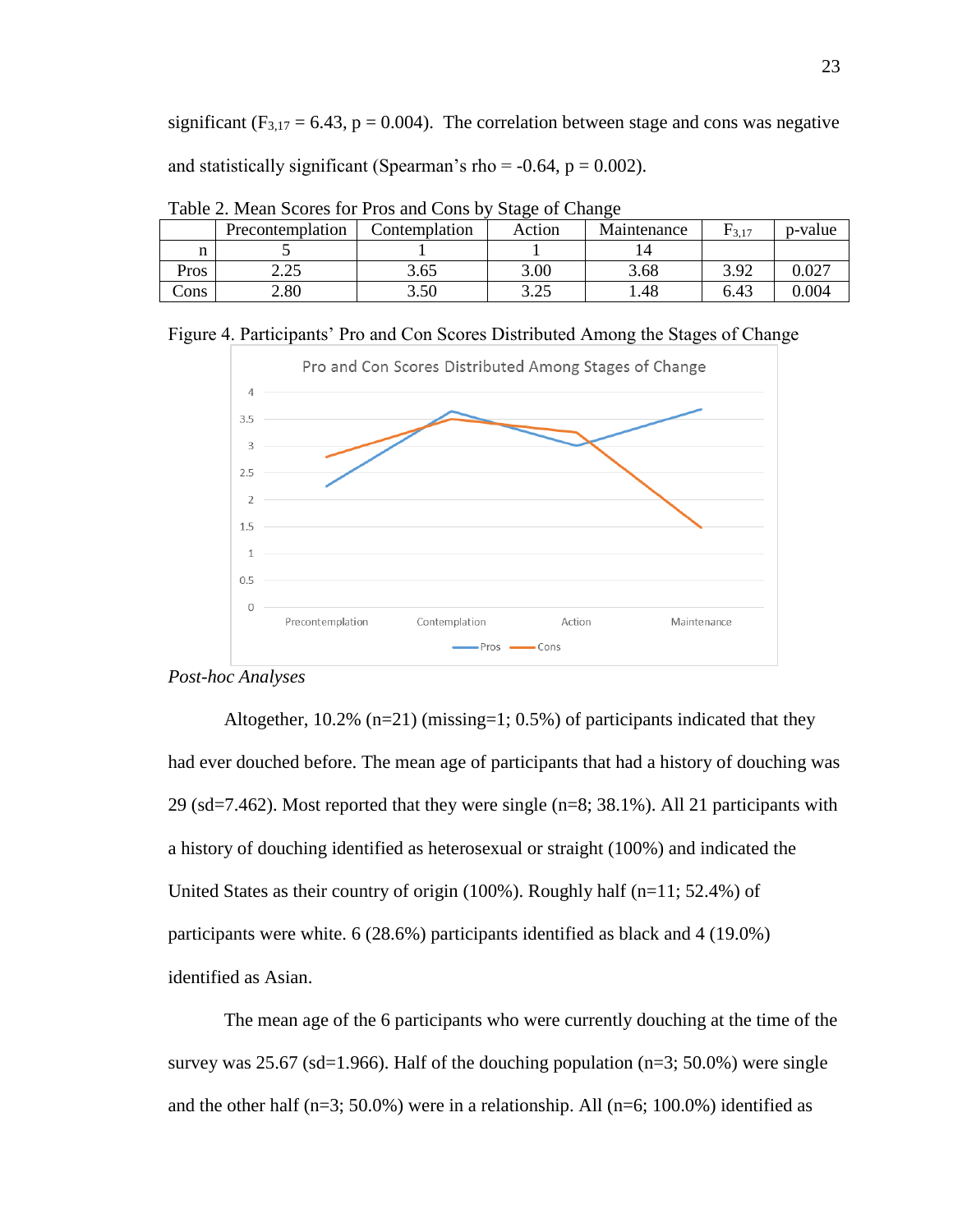significant ($F_{3,17} = 6.43$, $p = 0.004$). The correlation between stage and cons was negative and statistically significant (Spearman's rho = -0.64, p = 0.002).

Table 2. Mean Scores for Pros and Cons by Stage of Change

| | Precontemplation | Contemplation | Action | Maintenance | $F_{3,17}$ | p-value |
|---|---|---|---|---|---|---|
| n | 5 | 1 | 1 | 14 | | |
| Pros | 2.25 | 3.65 | 3.00 | 3.68 | 3.92 | 0.027 |
| Cons | 2.80 | 3.50 | 3.25 | 1.48 | 6.43 | 0.004 |

Figure 4. Participants' Pro and Con Scores Distributed Among the Stages of Change

Pro and Con Scores Distributed Among Stages of Change

4
3.5
3
2.5
2
1.5
1
0.5
0

Precontemplation
Contemplation
Action
Maintenance

Pros
Cons

*Post-hoc Analyses*

Altogether, 10.2% (n=21) (missing=1; 0.5%) of participants indicated that they had ever douched before. The mean age of participants that had a history of douching was 29 (sd=7.462). Most reported that they were single (n=8; 38.1%). All 21 participants with a history of douching identified as heterosexual or straight (100%) and indicated the United States as their country of origin (100%). Roughly half (n=11; 52.4%) of participants were white. 6 (28.6%) participants identified as black and 4 (19.0%) identified as Asian.

The mean age of the 6 participants who were currently douching at the time of the survey was 25.67 (sd=1.966). Half of the douching population (n=3; 50.0%) were single and the other half (n=3; 50.0%) were in a relationship. All (n=6; 100.0%) identified as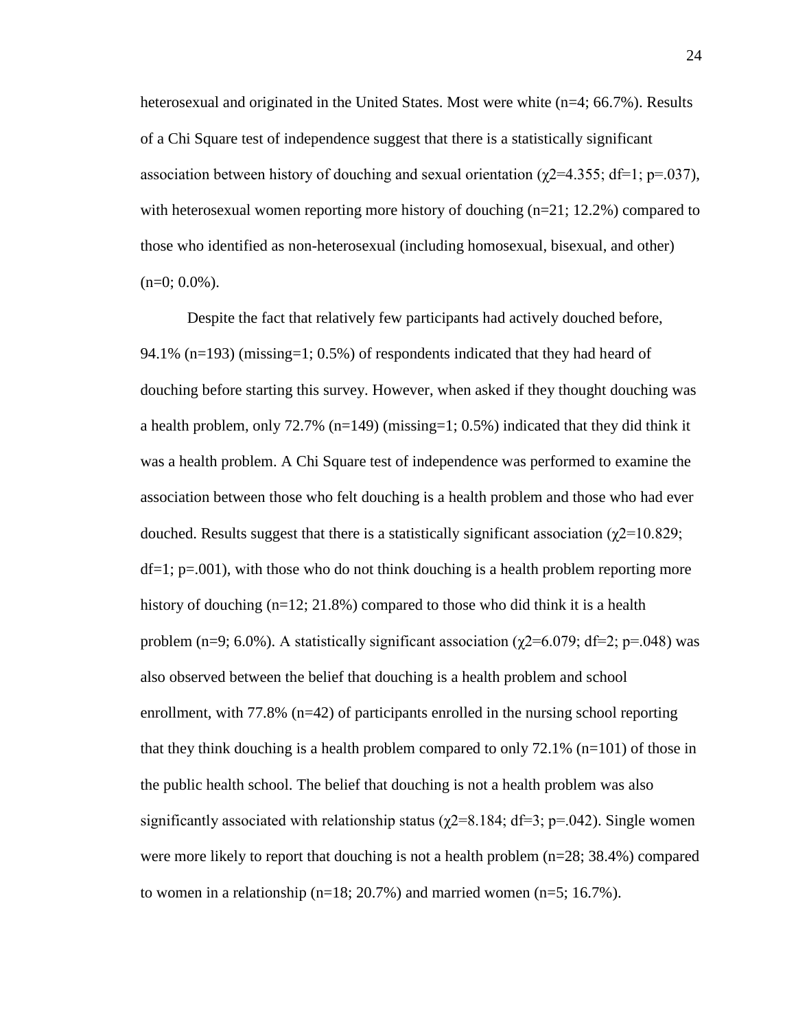heterosexual and originated in the United States. Most were white (n=4; 66.7%). Results of a Chi Square test of independence suggest that there is a statistically significant association between history of douching and sexual orientation ($\chi^2$=4.355; df=1; p=.037), with heterosexual women reporting more history of douching (n=21; 12.2%) compared to those who identified as non-heterosexual (including homosexual, bisexual, and other) (n=0; 0.0%).

Despite the fact that relatively few participants had actively douched before, 94.1% (n=193) (missing=1; 0.5%) of respondents indicated that they had heard of douching before starting this survey. However, when asked if they thought douching was a health problem, only 72.7% (n=149) (missing=1; 0.5%) indicated that they did think it was a health problem. A Chi Square test of independence was performed to examine the association between those who felt douching is a health problem and those who had ever douched. Results suggest that there is a statistically significant association ($\chi^2$=10.829; df=1; p=.001), with those who do not think douching is a health problem reporting more history of douching (n=12; 21.8%) compared to those who did think it is a health problem (n=9; 6.0%). A statistically significant association ($\chi^2$=6.079; df=2; p=.048) was also observed between the belief that douching is a health problem and school enrollment, with 77.8% (n=42) of participants enrolled in the nursing school reporting that they think douching is a health problem compared to only 72.1% (n=101) of those in the public health school. The belief that douching is not a health problem was also significantly associated with relationship status ($\chi^2$=8.184; df=3; p=.042). Single women were more likely to report that douching is not a health problem (n=28; 38.4%) compared to women in a relationship (n=18; 20.7%) and married women (n=5; 16.7%).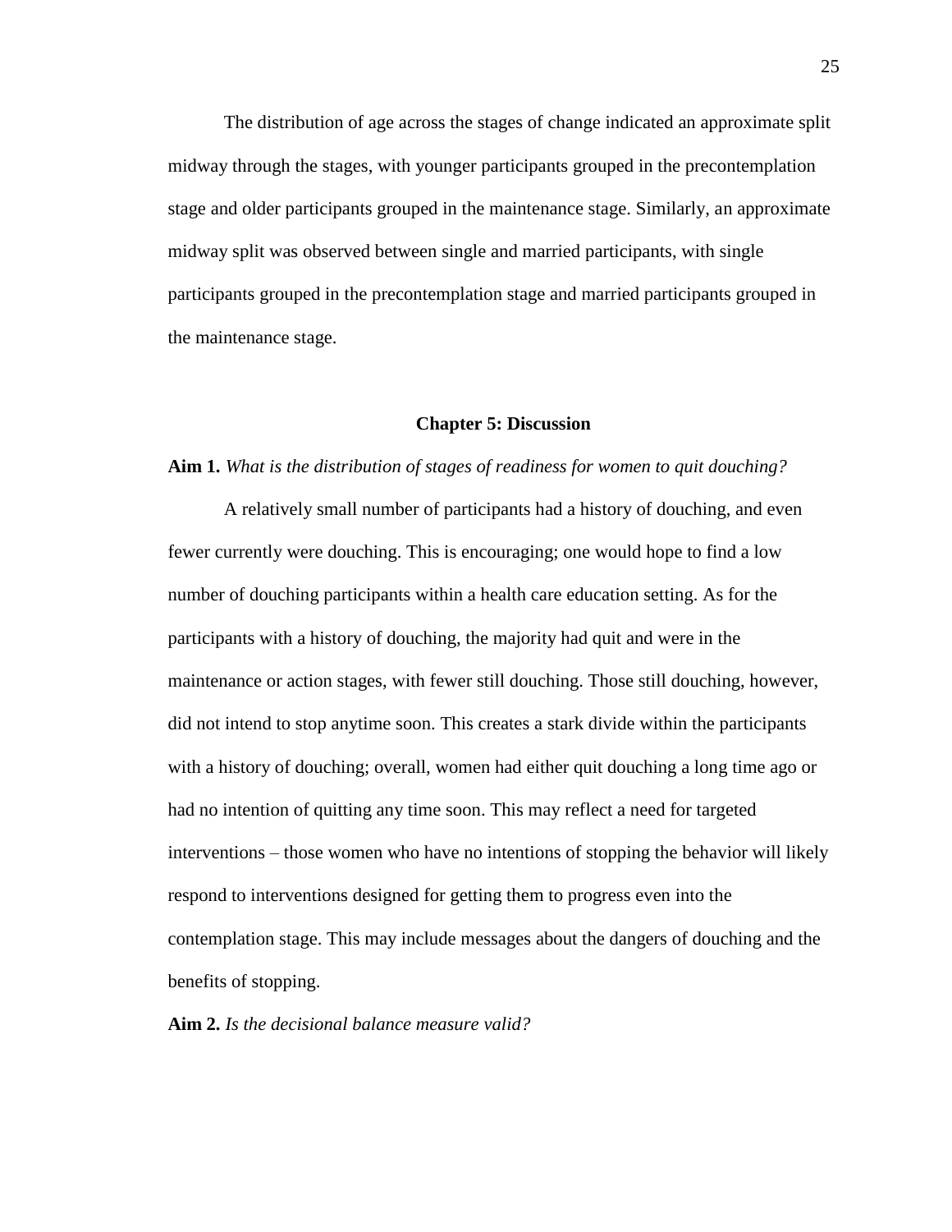The distribution of age across the stages of change indicated an approximate split midway through the stages, with younger participants grouped in the precontemplation stage and older participants grouped in the maintenance stage. Similarly, an approximate midway split was observed between single and married participants, with single participants grouped in the precontemplation stage and married participants grouped in the maintenance stage.

## Chapter 5: Discussion

**Aim 1.** *What is the distribution of stages of readiness for women to quit douching?*

A relatively small number of participants had a history of douching, and even fewer currently were douching. This is encouraging; one would hope to find a low number of douching participants within a health care education setting. As for the participants with a history of douching, the majority had quit and were in the maintenance or action stages, with fewer still douching. Those still douching, however, did not intend to stop anytime soon. This creates a stark divide within the participants with a history of douching; overall, women had either quit douching a long time ago or had no intention of quitting any time soon. This may reflect a need for targeted interventions – those women who have no intentions of stopping the behavior will likely respond to interventions designed for getting them to progress even into the contemplation stage. This may include messages about the dangers of douching and the benefits of stopping.

**Aim 2.** *Is the decisional balance measure valid?*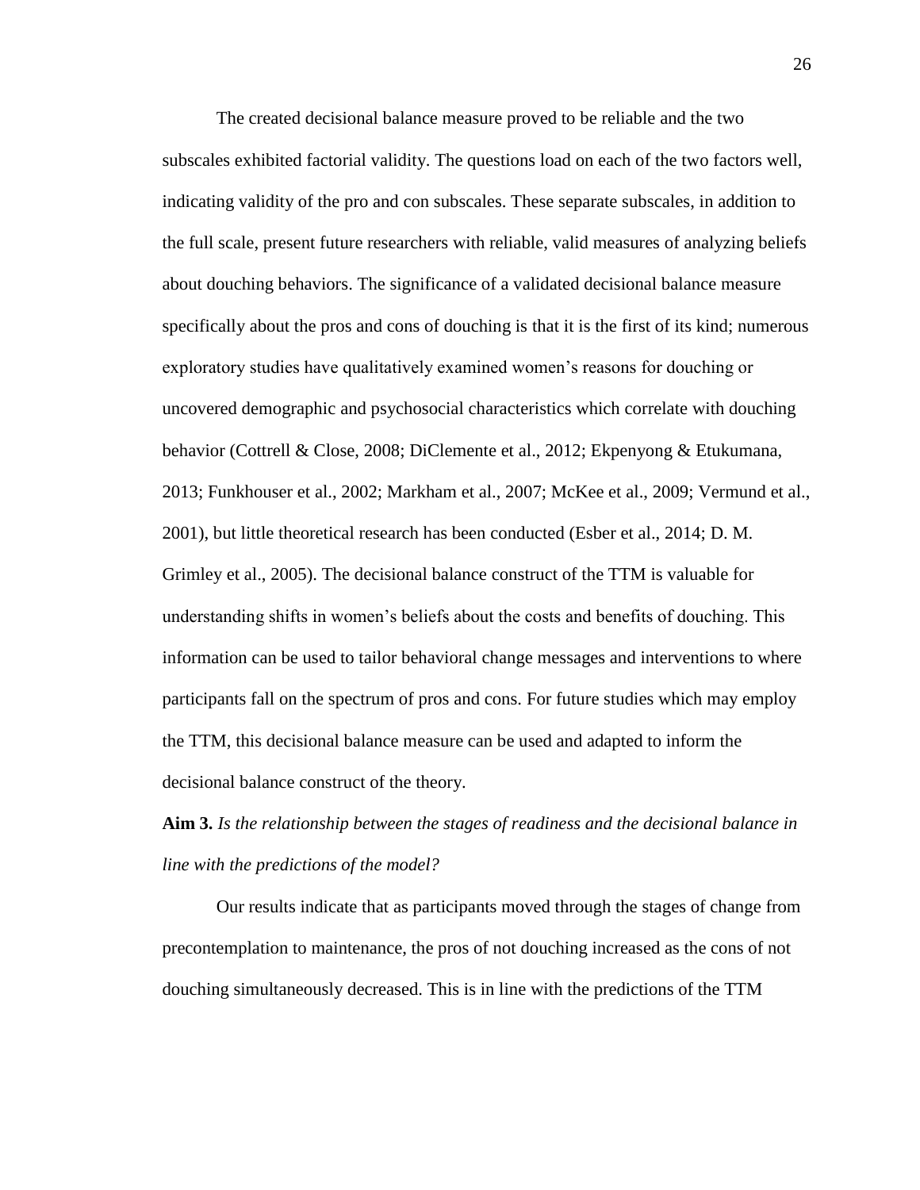The created decisional balance measure proved to be reliable and the two subscales exhibited factorial validity. The questions load on each of the two factors well, indicating validity of the pro and con subscales. These separate subscales, in addition to the full scale, present future researchers with reliable, valid measures of analyzing beliefs about douching behaviors. The significance of a validated decisional balance measure specifically about the pros and cons of douching is that it is the first of its kind; numerous exploratory studies have qualitatively examined women's reasons for douching or uncovered demographic and psychosocial characteristics which correlate with douching behavior (Cottrell & Close, 2008; DiClemente et al., 2012; Ekpenyong & Etukumana, 2013; Funkhouser et al., 2002; Markham et al., 2007; McKee et al., 2009; Vermund et al., 2001), but little theoretical research has been conducted (Esber et al., 2014; D. M. Grimley et al., 2005). The decisional balance construct of the TTM is valuable for understanding shifts in women's beliefs about the costs and benefits of douching. This information can be used to tailor behavioral change messages and interventions to where participants fall on the spectrum of pros and cons. For future studies which may employ the TTM, this decisional balance measure can be used and adapted to inform the decisional balance construct of the theory.

**Aim 3.** *Is the relationship between the stages of readiness and the decisional balance in line with the predictions of the model?*

Our results indicate that as participants moved through the stages of change from precontemplation to maintenance, the pros of not douching increased as the cons of not douching simultaneously decreased. This is in line with the predictions of the TTM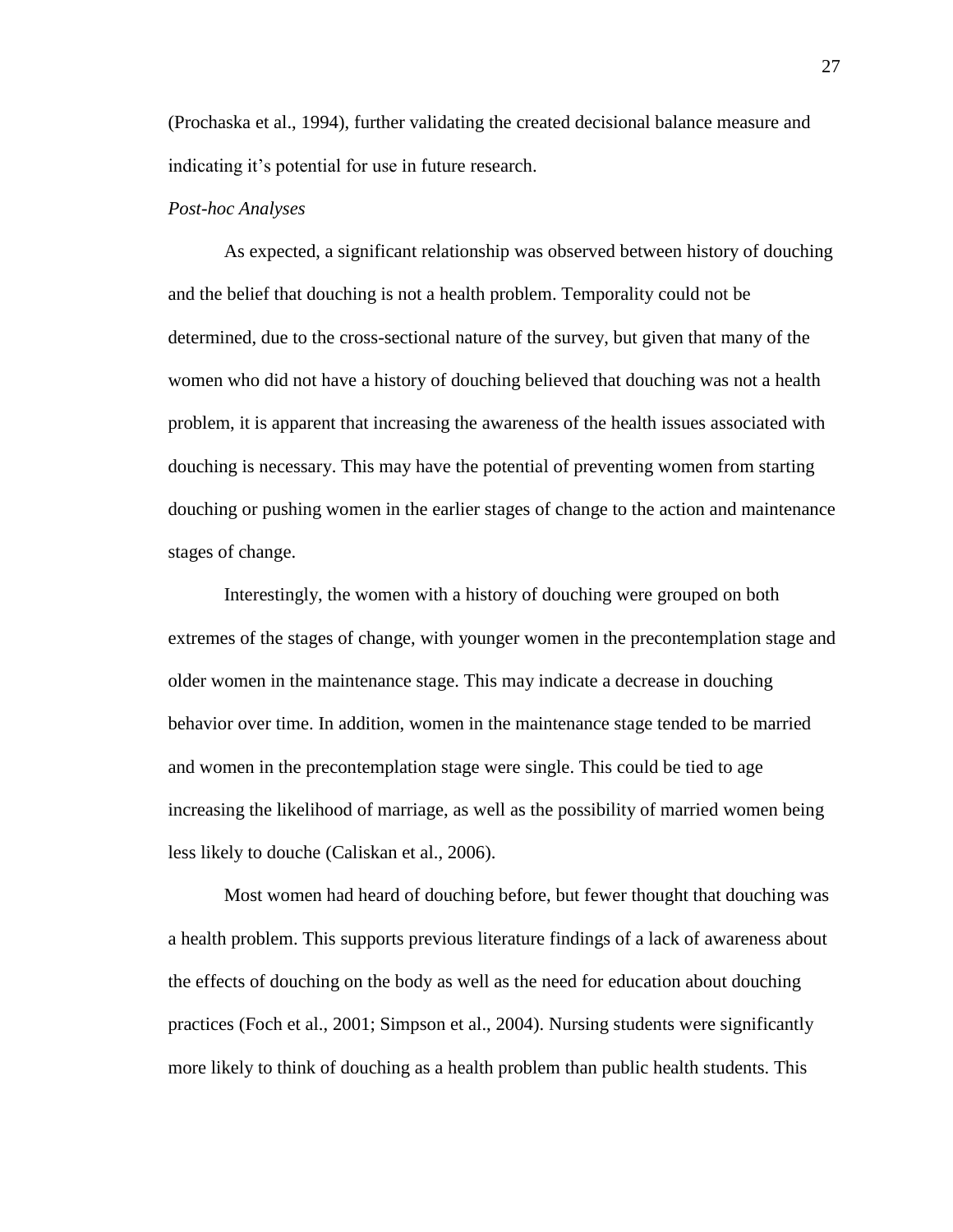(Prochaska et al., 1994), further validating the created decisional balance measure and indicating it's potential for use in future research.

*Post-hoc Analyses*

As expected, a significant relationship was observed between history of douching and the belief that douching is not a health problem. Temporality could not be determined, due to the cross-sectional nature of the survey, but given that many of the women who did not have a history of douching believed that douching was not a health problem, it is apparent that increasing the awareness of the health issues associated with douching is necessary. This may have the potential of preventing women from starting douching or pushing women in the earlier stages of change to the action and maintenance stages of change.

Interestingly, the women with a history of douching were grouped on both extremes of the stages of change, with younger women in the precontemplation stage and older women in the maintenance stage. This may indicate a decrease in douching behavior over time. In addition, women in the maintenance stage tended to be married and women in the precontemplation stage were single. This could be tied to age increasing the likelihood of marriage, as well as the possibility of married women being less likely to douche (Caliskan et al., 2006).

Most women had heard of douching before, but fewer thought that douching was a health problem. This supports previous literature findings of a lack of awareness about the effects of douching on the body as well as the need for education about douching practices (Foch et al., 2001; Simpson et al., 2004). Nursing students were significantly more likely to think of douching as a health problem than public health students. This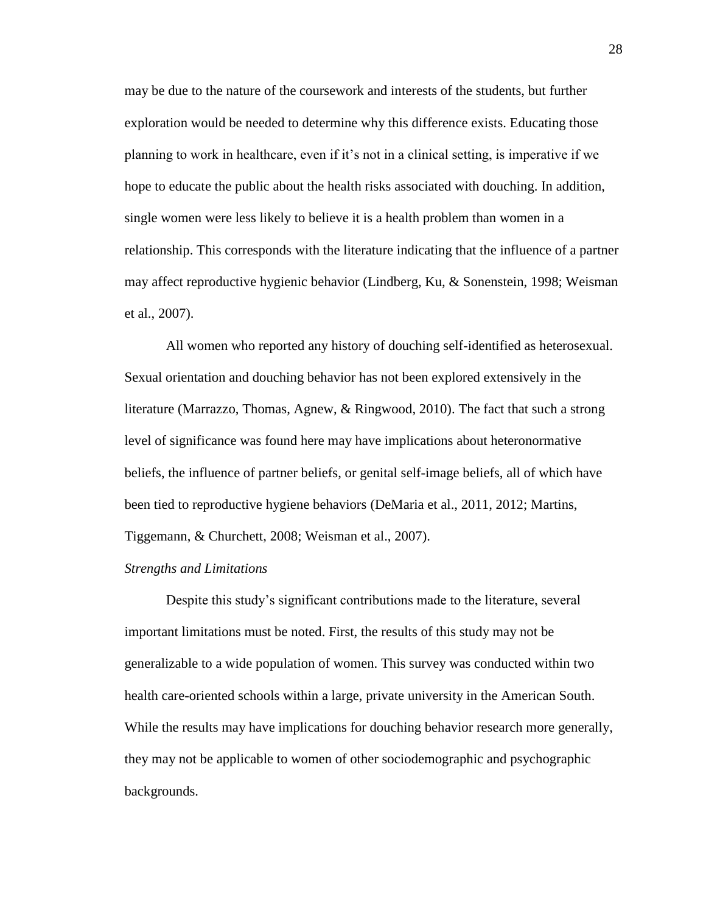may be due to the nature of the coursework and interests of the students, but further exploration would be needed to determine why this difference exists. Educating those planning to work in healthcare, even if it's not in a clinical setting, is imperative if we hope to educate the public about the health risks associated with douching. In addition, single women were less likely to believe it is a health problem than women in a relationship. This corresponds with the literature indicating that the influence of a partner may affect reproductive hygienic behavior (Lindberg, Ku, & Sonenstein, 1998; Weisman et al., 2007).

All women who reported any history of douching self-identified as heterosexual. Sexual orientation and douching behavior has not been explored extensively in the literature (Marrazzo, Thomas, Agnew, & Ringwood, 2010). The fact that such a strong level of significance was found here may have implications about heteronormative beliefs, the influence of partner beliefs, or genital self-image beliefs, all of which have been tied to reproductive hygiene behaviors (DeMaria et al., 2011, 2012; Martins, Tiggemann, & Churchett, 2008; Weisman et al., 2007).

*Strengths and Limitations*

Despite this study's significant contributions made to the literature, several important limitations must be noted. First, the results of this study may not be generalizable to a wide population of women. This survey was conducted within two health care-oriented schools within a large, private university in the American South. While the results may have implications for douching behavior research more generally, they may not be applicable to women of other sociodemographic and psychographic backgrounds.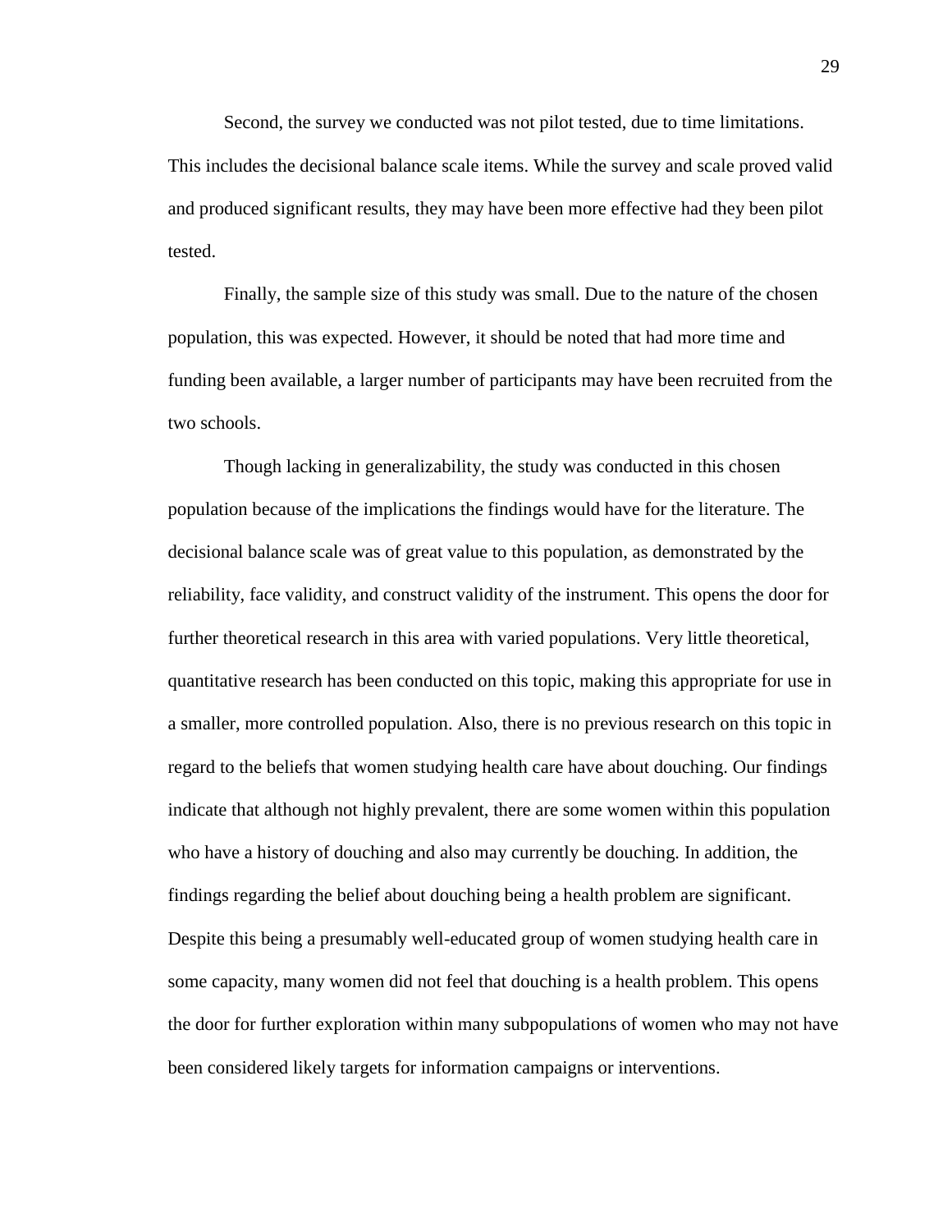Second, the survey we conducted was not pilot tested, due to time limitations. This includes the decisional balance scale items. While the survey and scale proved valid and produced significant results, they may have been more effective had they been pilot tested.

Finally, the sample size of this study was small. Due to the nature of the chosen population, this was expected. However, it should be noted that had more time and funding been available, a larger number of participants may have been recruited from the two schools.

Though lacking in generalizability, the study was conducted in this chosen population because of the implications the findings would have for the literature. The decisional balance scale was of great value to this population, as demonstrated by the reliability, face validity, and construct validity of the instrument. This opens the door for further theoretical research in this area with varied populations. Very little theoretical, quantitative research has been conducted on this topic, making this appropriate for use in a smaller, more controlled population. Also, there is no previous research on this topic in regard to the beliefs that women studying health care have about douching. Our findings indicate that although not highly prevalent, there are some women within this population who have a history of douching and also may currently be douching. In addition, the findings regarding the belief about douching being a health problem are significant. Despite this being a presumably well-educated group of women studying health care in some capacity, many women did not feel that douching is a health problem. This opens the door for further exploration within many subpopulations of women who may not have been considered likely targets for information campaigns or interventions.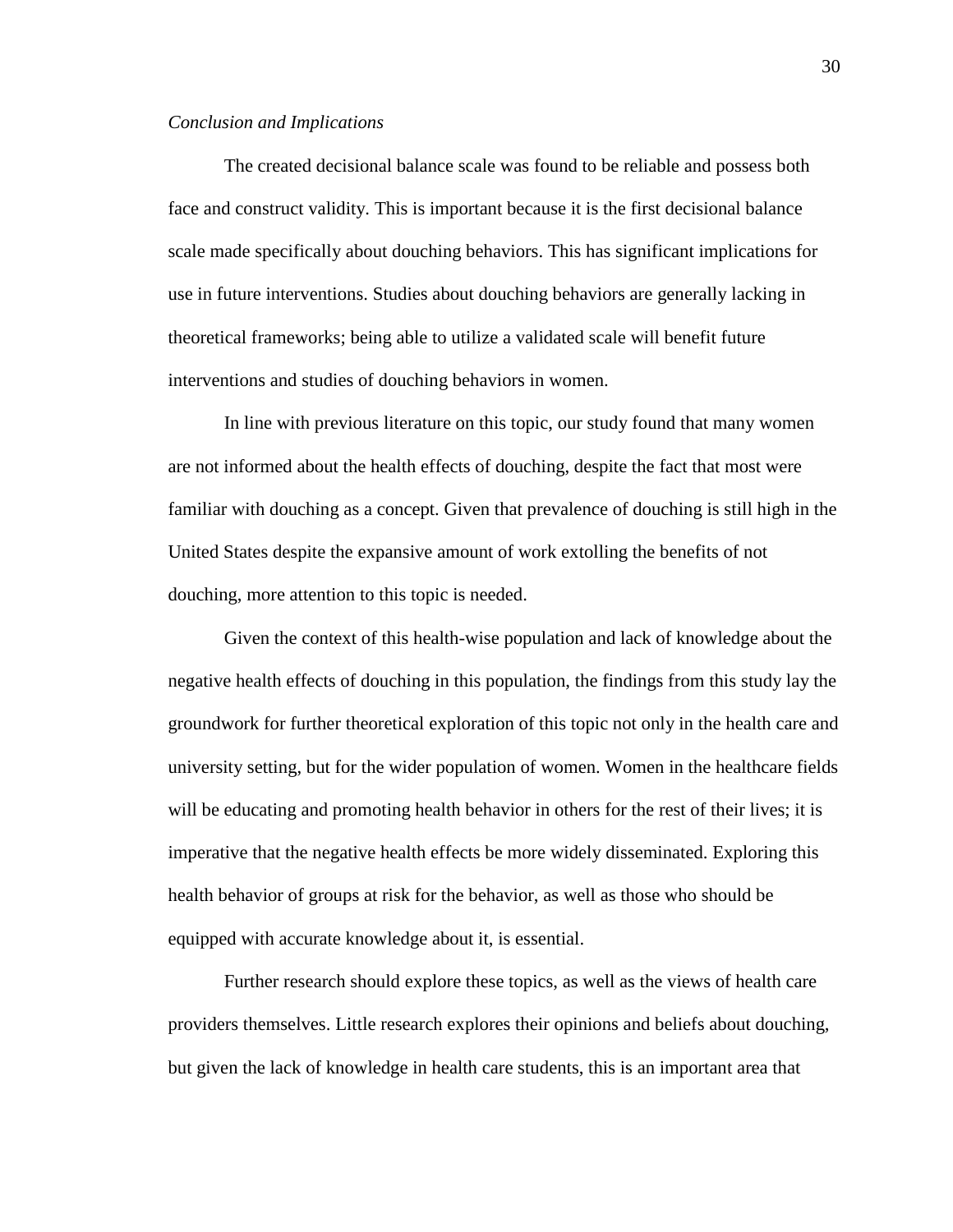*Conclusion and Implications*

The created decisional balance scale was found to be reliable and possess both face and construct validity. This is important because it is the first decisional balance scale made specifically about douching behaviors. This has significant implications for use in future interventions. Studies about douching behaviors are generally lacking in theoretical frameworks; being able to utilize a validated scale will benefit future interventions and studies of douching behaviors in women.

In line with previous literature on this topic, our study found that many women are not informed about the health effects of douching, despite the fact that most were familiar with douching as a concept. Given that prevalence of douching is still high in the United States despite the expansive amount of work extolling the benefits of not douching, more attention to this topic is needed.

Given the context of this health-wise population and lack of knowledge about the negative health effects of douching in this population, the findings from this study lay the groundwork for further theoretical exploration of this topic not only in the health care and university setting, but for the wider population of women. Women in the healthcare fields will be educating and promoting health behavior in others for the rest of their lives; it is imperative that the negative health effects be more widely disseminated. Exploring this health behavior of groups at risk for the behavior, as well as those who should be equipped with accurate knowledge about it, is essential.

Further research should explore these topics, as well as the views of health care providers themselves. Little research explores their opinions and beliefs about douching, but given the lack of knowledge in health care students, this is an important area that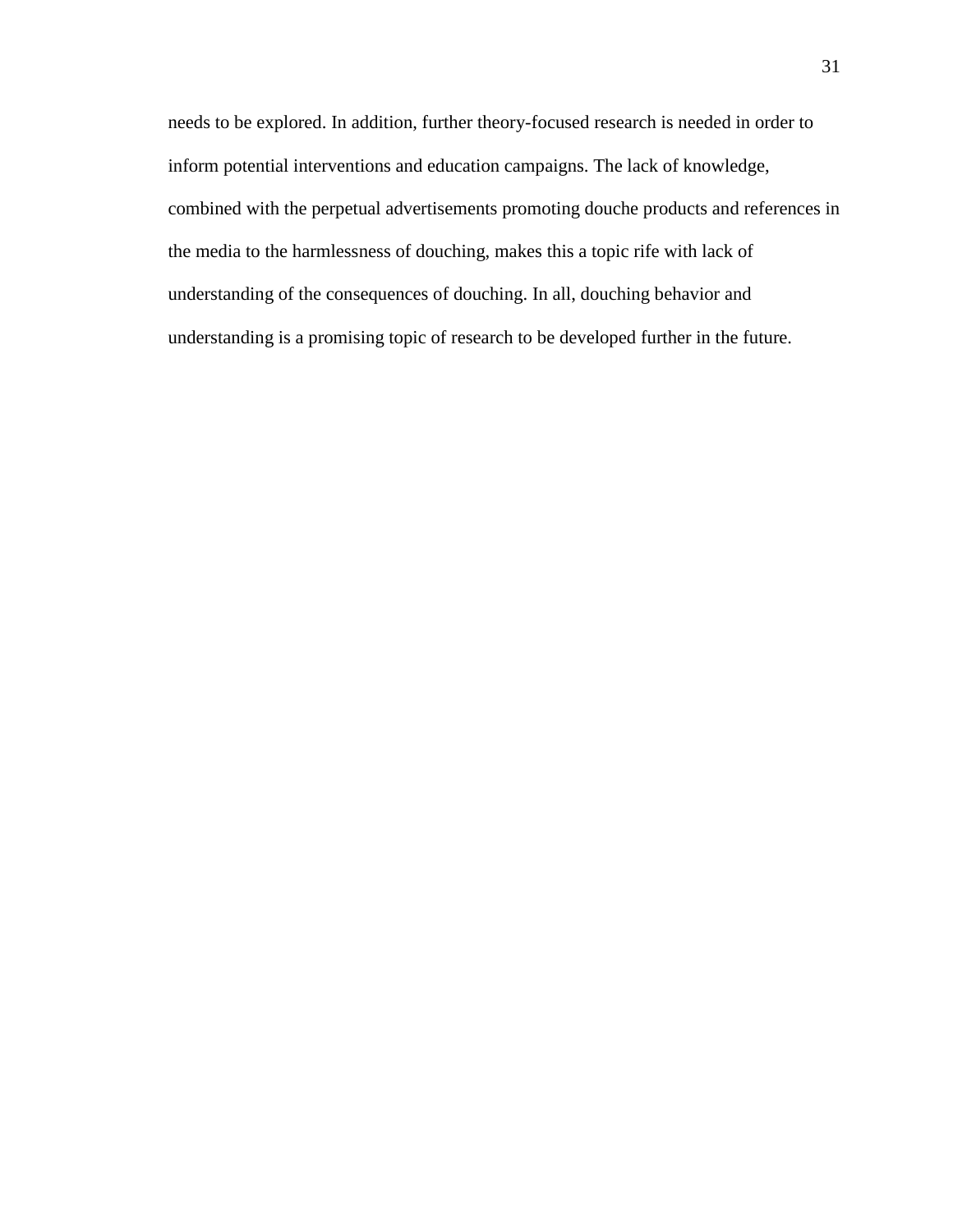needs to be explored. In addition, further theory-focused research is needed in order to inform potential interventions and education campaigns. The lack of knowledge, combined with the perpetual advertisements promoting douche products and references in the media to the harmlessness of douching, makes this a topic rife with lack of understanding of the consequences of douching. In all, douching behavior and understanding is a promising topic of research to be developed further in the future.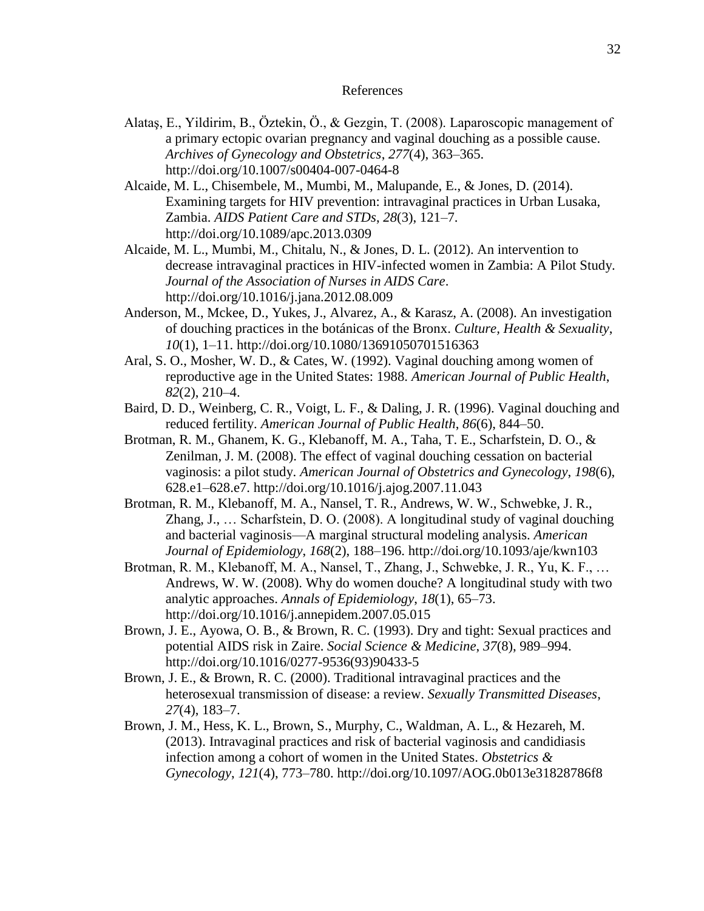# References

Alataş, E., Yildirim, B., Öztekin, Ö., & Gezgin, T. (2008). Laparoscopic management of a primary ectopic ovarian pregnancy and vaginal douching as a possible cause. *Archives of Gynecology and Obstetrics*, *277*(4), 363–365. http://doi.org/10.1007/s00404-007-0464-8

Alcaide, M. L., Chisembele, M., Mumbi, M., Malupande, E., & Jones, D. (2014). Examining targets for HIV prevention: intravaginal practices in Urban Lusaka, Zambia. *AIDS Patient Care and STDs*, *28*(3), 121–7. http://doi.org/10.1089/apc.2013.0309

Alcaide, M. L., Mumbi, M., Chitalu, N., & Jones, D. L. (2012). An intervention to decrease intravaginal practices in HIV-infected women in Zambia: A Pilot Study. *Journal of the Association of Nurses in AIDS Care*. http://doi.org/10.1016/j.jana.2012.08.009

Anderson, M., Mckee, D., Yukes, J., Alvarez, A., & Karasz, A. (2008). An investigation of douching practices in the botánicas of the Bronx. *Culture, Health & Sexuality*, *10*(1), 1–11. http://doi.org/10.1080/13691050701516363

Aral, S. O., Mosher, W. D., & Cates, W. (1992). Vaginal douching among women of reproductive age in the United States: 1988. *American Journal of Public Health*, *82*(2), 210–4.

Baird, D. D., Weinberg, C. R., Voigt, L. F., & Daling, J. R. (1996). Vaginal douching and reduced fertility. *American Journal of Public Health*, *86*(6), 844–50.

Brotman, R. M., Ghanem, K. G., Klebanoff, M. A., Taha, T. E., Scharfstein, D. O., & Zenilman, J. M. (2008). The effect of vaginal douching cessation on bacterial vaginosis: a pilot study. *American Journal of Obstetrics and Gynecology*, *198*(6), 628.e1–628.e7. http://doi.org/10.1016/j.ajog.2007.11.043

Brotman, R. M., Klebanoff, M. A., Nansel, T. R., Andrews, W. W., Schwebke, J. R., Zhang, J., … Scharfstein, D. O. (2008). A longitudinal study of vaginal douching and bacterial vaginosis—A marginal structural modeling analysis. *American Journal of Epidemiology*, *168*(2), 188–196. http://doi.org/10.1093/aje/kwn103

Brotman, R. M., Klebanoff, M. A., Nansel, T., Zhang, J., Schwebke, J. R., Yu, K. F., … Andrews, W. W. (2008). Why do women douche? A longitudinal study with two analytic approaches. *Annals of Epidemiology*, *18*(1), 65–73. http://doi.org/10.1016/j.annepidem.2007.05.015

Brown, J. E., Ayowa, O. B., & Brown, R. C. (1993). Dry and tight: Sexual practices and potential AIDS risk in Zaire. *Social Science & Medicine*, *37*(8), 989–994. http://doi.org/10.1016/0277-9536(93)90433-5

Brown, J. E., & Brown, R. C. (2000). Traditional intravaginal practices and the heterosexual transmission of disease: a review. *Sexually Transmitted Diseases*, *27*(4), 183–7.

Brown, J. M., Hess, K. L., Brown, S., Murphy, C., Waldman, A. L., & Hezareh, M. (2013). Intravaginal practices and risk of bacterial vaginosis and candidiasis infection among a cohort of women in the United States. *Obstetrics & Gynecology*, *121*(4), 773–780. http://doi.org/10.1097/AOG.0b013e31828786f8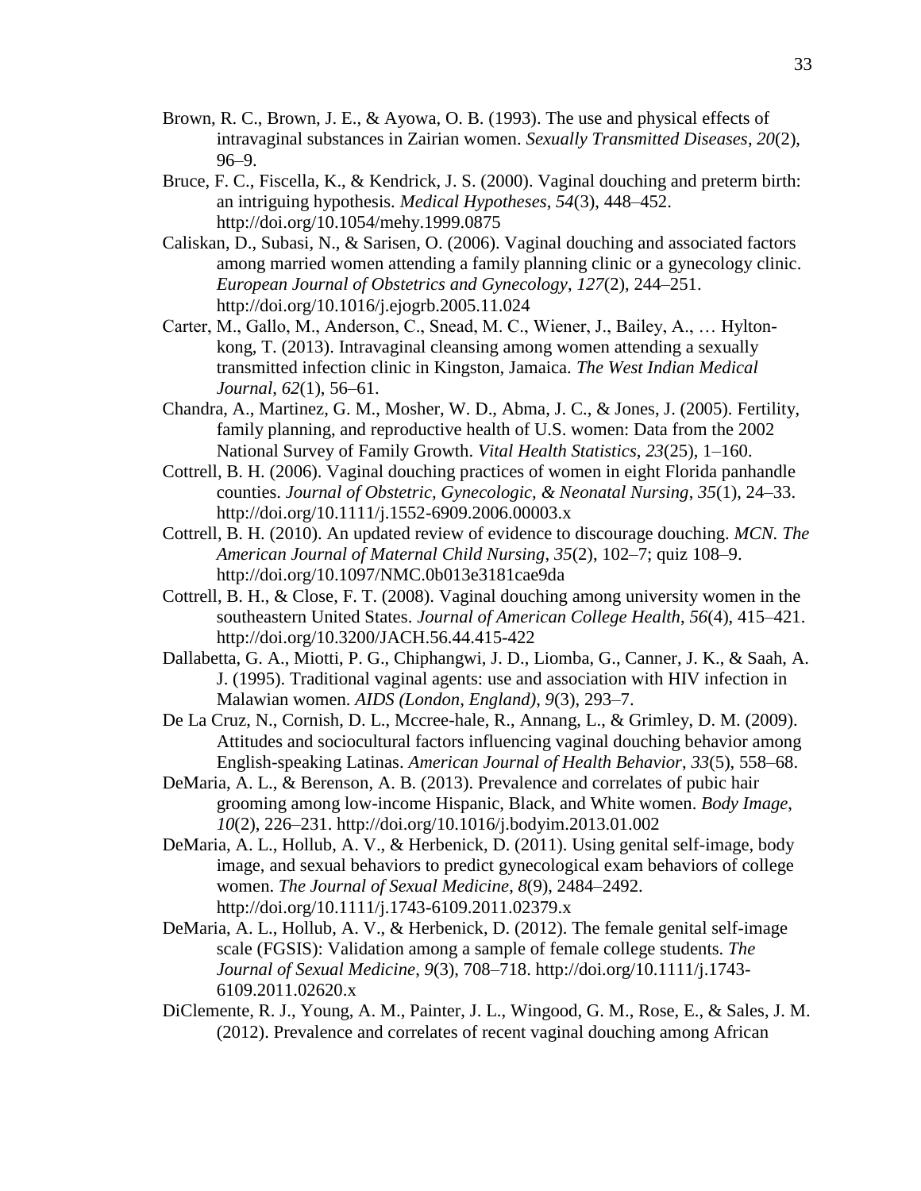Brown, R. C., Brown, J. E., & Ayowa, O. B. (1993). The use and physical effects of intravaginal substances in Zairian women. *Sexually Transmitted Diseases*, *20*(2), 96–9.

Bruce, F. C., Fiscella, K., & Kendrick, J. S. (2000). Vaginal douching and preterm birth: an intriguing hypothesis. *Medical Hypotheses*, *54*(3), 448–452. http://doi.org/10.1054/mehy.1999.0875

Caliskan, D., Subasi, N., & Sarisen, O. (2006). Vaginal douching and associated factors among married women attending a family planning clinic or a gynecology clinic. *European Journal of Obstetrics and Gynecology*, *127*(2), 244–251. http://doi.org/10.1016/j.ejogrb.2005.11.024

Carter, M., Gallo, M., Anderson, C., Snead, M. C., Wiener, J., Bailey, A., … Hylton-kong, T. (2013). Intravaginal cleansing among women attending a sexually transmitted infection clinic in Kingston, Jamaica. *The West Indian Medical Journal*, *62*(1), 56–61.

Chandra, A., Martinez, G. M., Mosher, W. D., Abma, J. C., & Jones, J. (2005). Fertility, family planning, and reproductive health of U.S. women: Data from the 2002 National Survey of Family Growth. *Vital Health Statistics*, *23*(25), 1–160.

Cottrell, B. H. (2006). Vaginal douching practices of women in eight Florida panhandle counties. *Journal of Obstetric, Gynecologic, & Neonatal Nursing*, *35*(1), 24–33. http://doi.org/10.1111/j.1552-6909.2006.00003.x

Cottrell, B. H. (2010). An updated review of evidence to discourage douching. *MCN. The American Journal of Maternal Child Nursing*, *35*(2), 102–7; quiz 108–9. http://doi.org/10.1097/NMC.0b013e3181cae9da

Cottrell, B. H., & Close, F. T. (2008). Vaginal douching among university women in the southeastern United States. *Journal of American College Health*, *56*(4), 415–421. http://doi.org/10.3200/JACH.56.44.415-422

Dallabetta, G. A., Miotti, P. G., Chiphangwi, J. D., Liomba, G., Canner, J. K., & Saah, A. J. (1995). Traditional vaginal agents: use and association with HIV infection in Malawian women. *AIDS (London, England)*, *9*(3), 293–7.

De La Cruz, N., Cornish, D. L., Mccree-hale, R., Annang, L., & Grimley, D. M. (2009). Attitudes and sociocultural factors influencing vaginal douching behavior among English-speaking Latinas. *American Journal of Health Behavior*, *33*(5), 558–68.

DeMaria, A. L., & Berenson, A. B. (2013). Prevalence and correlates of pubic hair grooming among low-income Hispanic, Black, and White women. *Body Image*, *10*(2), 226–231. http://doi.org/10.1016/j.bodyim.2013.01.002

DeMaria, A. L., Hollub, A. V., & Herbenick, D. (2011). Using genital self-image, body image, and sexual behaviors to predict gynecological exam behaviors of college women. *The Journal of Sexual Medicine*, *8*(9), 2484–2492. http://doi.org/10.1111/j.1743-6109.2011.02379.x

DeMaria, A. L., Hollub, A. V., & Herbenick, D. (2012). The female genital self-image scale (FGSIS): Validation among a sample of female college students. *The Journal of Sexual Medicine*, *9*(3), 708–718. http://doi.org/10.1111/j.1743-6109.2011.02620.x

DiClemente, R. J., Young, A. M., Painter, J. L., Wingood, G. M., Rose, E., & Sales, J. M. (2012). Prevalence and correlates of recent vaginal douching among African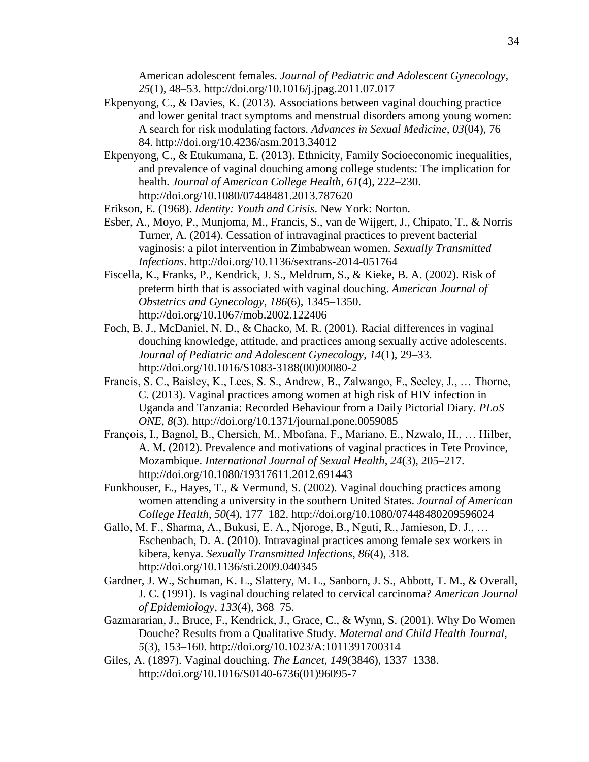American adolescent females. *Journal of Pediatric and Adolescent Gynecology*, *25*(1), 48–53. http://doi.org/10.1016/j.jpag.2011.07.017

Ekpenyong, C., & Davies, K. (2013). Associations between vaginal douching practice and lower genital tract symptoms and menstrual disorders among young women: A search for risk modulating factors. *Advances in Sexual Medicine*, *03*(04), 76–84. http://doi.org/10.4236/asm.2013.34012

Ekpenyong, C., & Etukumana, E. (2013). Ethnicity, Family Socioeconomic inequalities, and prevalence of vaginal douching among college students: The implication for health. *Journal of American College Health*, *61*(4), 222–230. http://doi.org/10.1080/07448481.2013.787620

Erikson, E. (1968). *Identity: Youth and Crisis*. New York: Norton.

Esber, A., Moyo, P., Munjoma, M., Francis, S., van de Wijgert, J., Chipato, T., & Norris Turner, A. (2014). Cessation of intravaginal practices to prevent bacterial vaginosis: a pilot intervention in Zimbabwean women. *Sexually Transmitted Infections*. http://doi.org/10.1136/sextrans-2014-051764

Fiscella, K., Franks, P., Kendrick, J. S., Meldrum, S., & Kieke, B. A. (2002). Risk of preterm birth that is associated with vaginal douching. *American Journal of Obstetrics and Gynecology*, *186*(6), 1345–1350. http://doi.org/10.1067/mob.2002.122406

Foch, B. J., McDaniel, N. D., & Chacko, M. R. (2001). Racial differences in vaginal douching knowledge, attitude, and practices among sexually active adolescents. *Journal of Pediatric and Adolescent Gynecology*, *14*(1), 29–33. http://doi.org/10.1016/S1083-3188(00)00080-2

Francis, S. C., Baisley, K., Lees, S. S., Andrew, B., Zalwango, F., Seeley, J., … Thorne, C. (2013). Vaginal practices among women at high risk of HIV infection in Uganda and Tanzania: Recorded Behaviour from a Daily Pictorial Diary. *PLoS ONE*, *8*(3). http://doi.org/10.1371/journal.pone.0059085

François, I., Bagnol, B., Chersich, M., Mbofana, F., Mariano, E., Nzwalo, H., … Hilber, A. M. (2012). Prevalence and motivations of vaginal practices in Tete Province, Mozambique. *International Journal of Sexual Health*, *24*(3), 205–217. http://doi.org/10.1080/19317611.2012.691443

Funkhouser, E., Hayes, T., & Vermund, S. (2002). Vaginal douching practices among women attending a university in the southern United States. *Journal of American College Health*, *50*(4), 177–182. http://doi.org/10.1080/07448480209596024

Gallo, M. F., Sharma, A., Bukusi, E. A., Njoroge, B., Nguti, R., Jamieson, D. J., … Eschenbach, D. A. (2010). Intravaginal practices among female sex workers in kibera, kenya. *Sexually Transmitted Infections*, *86*(4), 318. http://doi.org/10.1136/sti.2009.040345

Gardner, J. W., Schuman, K. L., Slattery, M. L., Sanborn, J. S., Abbott, T. M., & Overall, J. C. (1991). Is vaginal douching related to cervical carcinoma? *American Journal of Epidemiology*, *133*(4), 368–75.

Gazmararian, J., Bruce, F., Kendrick, J., Grace, C., & Wynn, S. (2001). Why Do Women Douche? Results from a Qualitative Study. *Maternal and Child Health Journal*, *5*(3), 153–160. http://doi.org/10.1023/A:1011391700314

Giles, A. (1897). Vaginal douching. *The Lancet*, *149*(3846), 1337–1338. http://doi.org/10.1016/S0140-6736(01)96095-7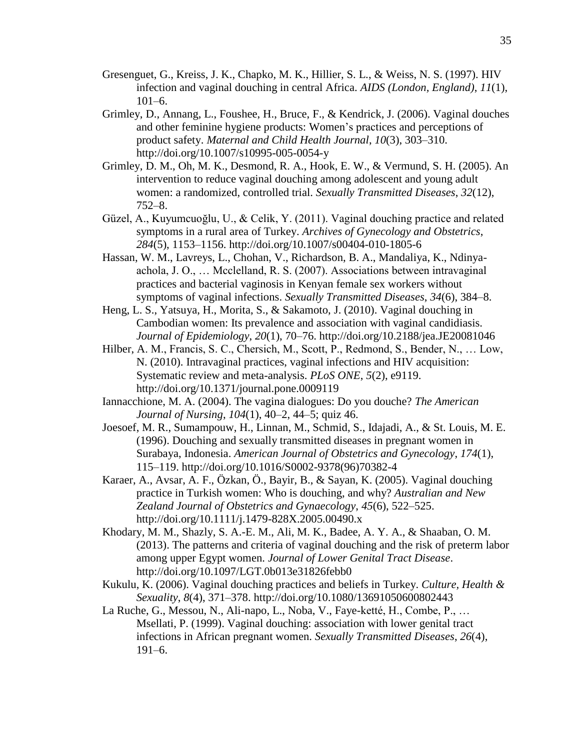Gresenguet, G., Kreiss, J. K., Chapko, M. K., Hillier, S. L., & Weiss, N. S. (1997). HIV infection and vaginal douching in central Africa. *AIDS (London, England)*, *11*(1), 101–6.

Grimley, D., Annang, L., Foushee, H., Bruce, F., & Kendrick, J. (2006). Vaginal douches and other feminine hygiene products: Women's practices and perceptions of product safety. *Maternal and Child Health Journal*, *10*(3), 303–310. http://doi.org/10.1007/s10995-005-0054-y

Grimley, D. M., Oh, M. K., Desmond, R. A., Hook, E. W., & Vermund, S. H. (2005). An intervention to reduce vaginal douching among adolescent and young adult women: a randomized, controlled trial. *Sexually Transmitted Diseases*, *32*(12), 752–8.

Güzel, A., Kuyumcuoğlu, U., & Celik, Y. (2011). Vaginal douching practice and related symptoms in a rural area of Turkey. *Archives of Gynecology and Obstetrics*, *284*(5), 1153–1156. http://doi.org/10.1007/s00404-010-1805-6

Hassan, W. M., Lavreys, L., Chohan, V., Richardson, B. A., Mandaliya, K., Ndinya-achola, J. O., … Mcclelland, R. S. (2007). Associations between intravaginal practices and bacterial vaginosis in Kenyan female sex workers without symptoms of vaginal infections. *Sexually Transmitted Diseases*, *34*(6), 384–8.

Heng, L. S., Yatsuya, H., Morita, S., & Sakamoto, J. (2010). Vaginal douching in Cambodian women: Its prevalence and association with vaginal candidiasis. *Journal of Epidemiology*, *20*(1), 70–76. http://doi.org/10.2188/jea.JE20081046

Hilber, A. M., Francis, S. C., Chersich, M., Scott, P., Redmond, S., Bender, N., … Low, N. (2010). Intravaginal practices, vaginal infections and HIV acquisition: Systematic review and meta-analysis. *PLoS ONE*, *5*(2), e9119. http://doi.org/10.1371/journal.pone.0009119

Iannacchione, M. A. (2004). The vagina dialogues: Do you douche? *The American Journal of Nursing*, *104*(1), 40–2, 44–5; quiz 46.

Joesoef, M. R., Sumampouw, H., Linnan, M., Schmid, S., Idajadi, A., & St. Louis, M. E. (1996). Douching and sexually transmitted diseases in pregnant women in Surabaya, Indonesia. *American Journal of Obstetrics and Gynecology*, *174*(1), 115–119. http://doi.org/10.1016/S0002-9378(96)70382-4

Karaer, A., Avsar, A. F., Özkan, Ö., Bayir, B., & Sayan, K. (2005). Vaginal douching practice in Turkish women: Who is douching, and why? *Australian and New Zealand Journal of Obstetrics and Gynaecology*, *45*(6), 522–525. http://doi.org/10.1111/j.1479-828X.2005.00490.x

Khodary, M. M., Shazly, S. A.-E. M., Ali, M. K., Badee, A. Y. A., & Shaaban, O. M. (2013). The patterns and criteria of vaginal douching and the risk of preterm labor among upper Egypt women. *Journal of Lower Genital Tract Disease*. http://doi.org/10.1097/LGT.0b013e31826febb0

Kukulu, K. (2006). Vaginal douching practices and beliefs in Turkey. *Culture, Health & Sexuality*, *8*(4), 371–378. http://doi.org/10.1080/13691050600802443

La Ruche, G., Messou, N., Ali-napo, L., Noba, V., Faye-ketté, H., Combe, P., … Msellati, P. (1999). Vaginal douching: association with lower genital tract infections in African pregnant women. *Sexually Transmitted Diseases*, *26*(4), 191–6.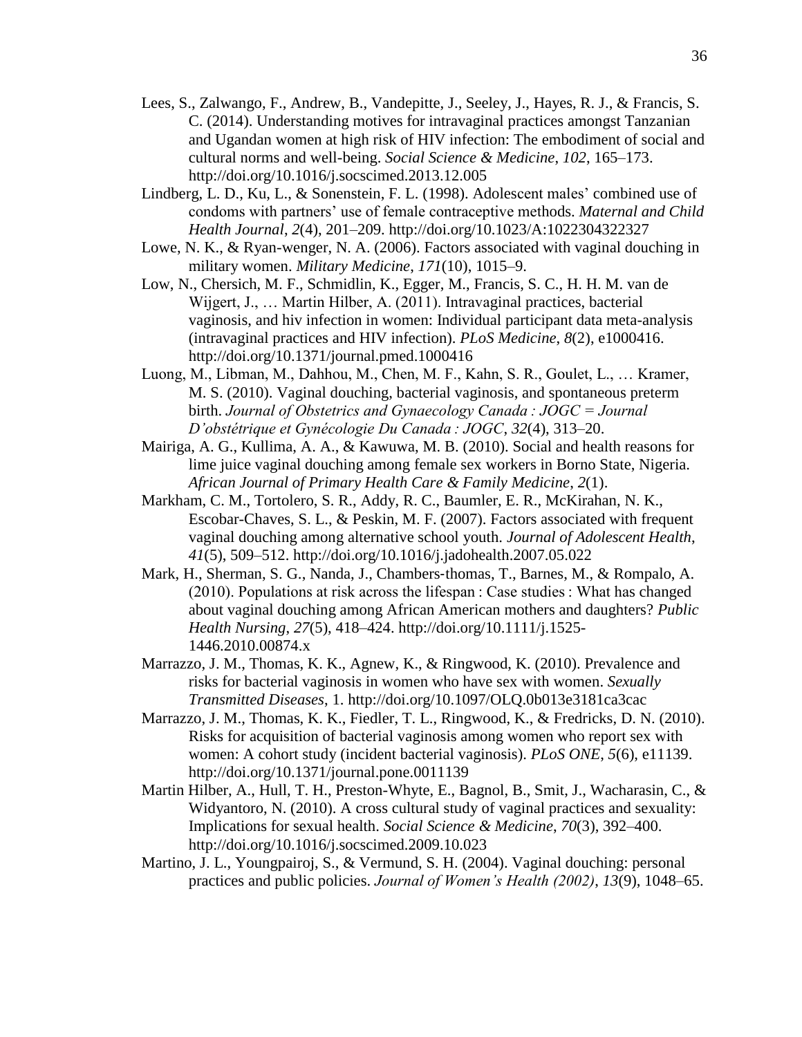Lees, S., Zalwango, F., Andrew, B., Vandepitte, J., Seeley, J., Hayes, R. J., & Francis, S. C. (2014). Understanding motives for intravaginal practices amongst Tanzanian and Ugandan women at high risk of HIV infection: The embodiment of social and cultural norms and well-being. *Social Science & Medicine*, *102*, 165–173. http://doi.org/10.1016/j.socscimed.2013.12.005

Lindberg, L. D., Ku, L., & Sonenstein, F. L. (1998). Adolescent males' combined use of condoms with partners' use of female contraceptive methods. *Maternal and Child Health Journal*, *2*(4), 201–209. http://doi.org/10.1023/A:1022304322327

Lowe, N. K., & Ryan-wenger, N. A. (2006). Factors associated with vaginal douching in military women. *Military Medicine*, *171*(10), 1015–9.

Low, N., Chersich, M. F., Schmidlin, K., Egger, M., Francis, S. C., H. H. M. van de Wijgert, J., … Martin Hilber, A. (2011). Intravaginal practices, bacterial vaginosis, and hiv infection in women: Individual participant data meta-analysis (intravaginal practices and HIV infection). *PLoS Medicine*, *8*(2), e1000416. http://doi.org/10.1371/journal.pmed.1000416

Luong, M., Libman, M., Dahhou, M., Chen, M. F., Kahn, S. R., Goulet, L., … Kramer, M. S. (2010). Vaginal douching, bacterial vaginosis, and spontaneous preterm birth. *Journal of Obstetrics and Gynaecology Canada : JOGC = Journal D'obstétrique et Gynécologie Du Canada : JOGC*, *32*(4), 313–20.

Mairiga, A. G., Kullima, A. A., & Kawuwa, M. B. (2010). Social and health reasons for lime juice vaginal douching among female sex workers in Borno State, Nigeria. *African Journal of Primary Health Care & Family Medicine*, *2*(1).

Markham, C. M., Tortolero, S. R., Addy, R. C., Baumler, E. R., McKirahan, N. K., Escobar-Chaves, S. L., & Peskin, M. F. (2007). Factors associated with frequent vaginal douching among alternative school youth. *Journal of Adolescent Health*, *41*(5), 509–512. http://doi.org/10.1016/j.jadohealth.2007.05.022

Mark, H., Sherman, S. G., Nanda, J., Chambers-thomas, T., Barnes, M., & Rompalo, A. (2010). Populations at risk across the lifespan : Case studies : What has changed about vaginal douching among African American mothers and daughters? *Public Health Nursing*, *27*(5), 418–424. http://doi.org/10.1111/j.1525-1446.2010.00874.x

Marrazzo, J. M., Thomas, K. K., Agnew, K., & Ringwood, K. (2010). Prevalence and risks for bacterial vaginosis in women who have sex with women. *Sexually Transmitted Diseases*, 1. http://doi.org/10.1097/OLQ.0b013e3181ca3cac

Marrazzo, J. M., Thomas, K. K., Fiedler, T. L., Ringwood, K., & Fredricks, D. N. (2010). Risks for acquisition of bacterial vaginosis among women who report sex with women: A cohort study (incident bacterial vaginosis). *PLoS ONE*, *5*(6), e11139. http://doi.org/10.1371/journal.pone.0011139

Martin Hilber, A., Hull, T. H., Preston-Whyte, E., Bagnol, B., Smit, J., Wacharasin, C., & Widyantoro, N. (2010). A cross cultural study of vaginal practices and sexuality: Implications for sexual health. *Social Science & Medicine*, *70*(3), 392–400. http://doi.org/10.1016/j.socscimed.2009.10.023

Martino, J. L., Youngpairoj, S., & Vermund, S. H. (2004). Vaginal douching: personal practices and public policies. *Journal of Women's Health (2002)*, *13*(9), 1048–65.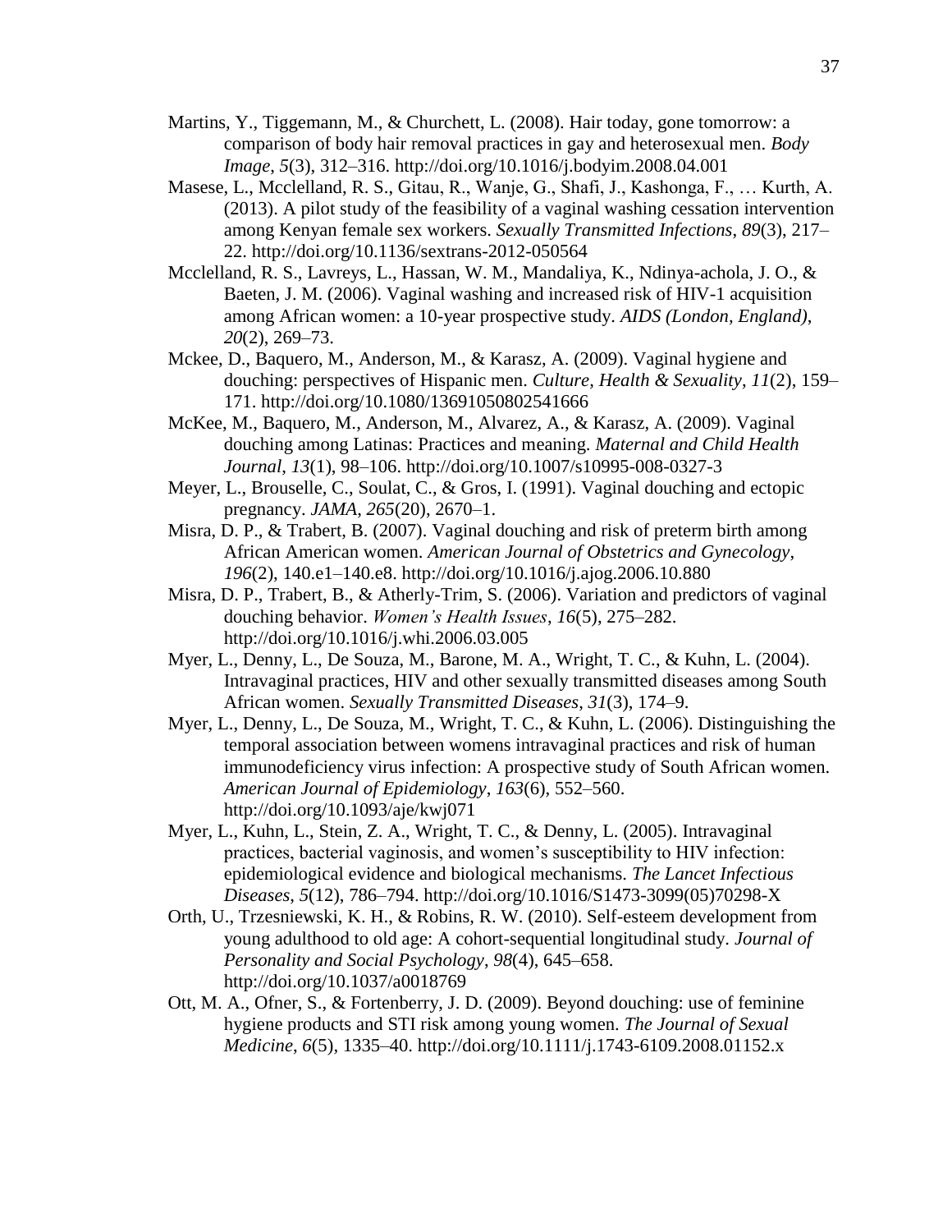Martins, Y., Tiggemann, M., & Churchett, L. (2008). Hair today, gone tomorrow: a comparison of body hair removal practices in gay and heterosexual men. *Body Image*, *5*(3), 312–316. http://doi.org/10.1016/j.bodyim.2008.04.001

Masese, L., Mcclelland, R. S., Gitau, R., Wanje, G., Shafi, J., Kashonga, F., … Kurth, A. (2013). A pilot study of the feasibility of a vaginal washing cessation intervention among Kenyan female sex workers. *Sexually Transmitted Infections*, *89*(3), 217–22. http://doi.org/10.1136/sextrans-2012-050564

Mcclelland, R. S., Lavreys, L., Hassan, W. M., Mandaliya, K., Ndinya-achola, J. O., & Baeten, J. M. (2006). Vaginal washing and increased risk of HIV-1 acquisition among African women: a 10-year prospective study. *AIDS (London, England)*, *20*(2), 269–73.

Mckee, D., Baquero, M., Anderson, M., & Karasz, A. (2009). Vaginal hygiene and douching: perspectives of Hispanic men. *Culture, Health & Sexuality*, *11*(2), 159–171. http://doi.org/10.1080/13691050802541666

McKee, M., Baquero, M., Anderson, M., Alvarez, A., & Karasz, A. (2009). Vaginal douching among Latinas: Practices and meaning. *Maternal and Child Health Journal*, *13*(1), 98–106. http://doi.org/10.1007/s10995-008-0327-3

Meyer, L., Brouselle, C., Soulat, C., & Gros, I. (1991). Vaginal douching and ectopic pregnancy. *JAMA*, *265*(20), 2670–1.

Misra, D. P., & Trabert, B. (2007). Vaginal douching and risk of preterm birth among African American women. *American Journal of Obstetrics and Gynecology*, *196*(2), 140.e1–140.e8. http://doi.org/10.1016/j.ajog.2006.10.880

Misra, D. P., Trabert, B., & Atherly-Trim, S. (2006). Variation and predictors of vaginal douching behavior. *Women's Health Issues*, *16*(5), 275–282. http://doi.org/10.1016/j.whi.2006.03.005

Myer, L., Denny, L., De Souza, M., Barone, M. A., Wright, T. C., & Kuhn, L. (2004). Intravaginal practices, HIV and other sexually transmitted diseases among South African women. *Sexually Transmitted Diseases*, *31*(3), 174–9.

Myer, L., Denny, L., De Souza, M., Wright, T. C., & Kuhn, L. (2006). Distinguishing the temporal association between womens intravaginal practices and risk of human immunodeficiency virus infection: A prospective study of South African women. *American Journal of Epidemiology*, *163*(6), 552–560. http://doi.org/10.1093/aje/kwj071

Myer, L., Kuhn, L., Stein, Z. A., Wright, T. C., & Denny, L. (2005). Intravaginal practices, bacterial vaginosis, and women's susceptibility to HIV infection: epidemiological evidence and biological mechanisms. *The Lancet Infectious Diseases*, *5*(12), 786–794. http://doi.org/10.1016/S1473-3099(05)70298-X

Orth, U., Trzesniewski, K. H., & Robins, R. W. (2010). Self-esteem development from young adulthood to old age: A cohort-sequential longitudinal study. *Journal of Personality and Social Psychology*, *98*(4), 645–658. http://doi.org/10.1037/a0018769

Ott, M. A., Ofner, S., & Fortenberry, J. D. (2009). Beyond douching: use of feminine hygiene products and STI risk among young women. *The Journal of Sexual Medicine*, *6*(5), 1335–40. http://doi.org/10.1111/j.1743-6109.2008.01152.x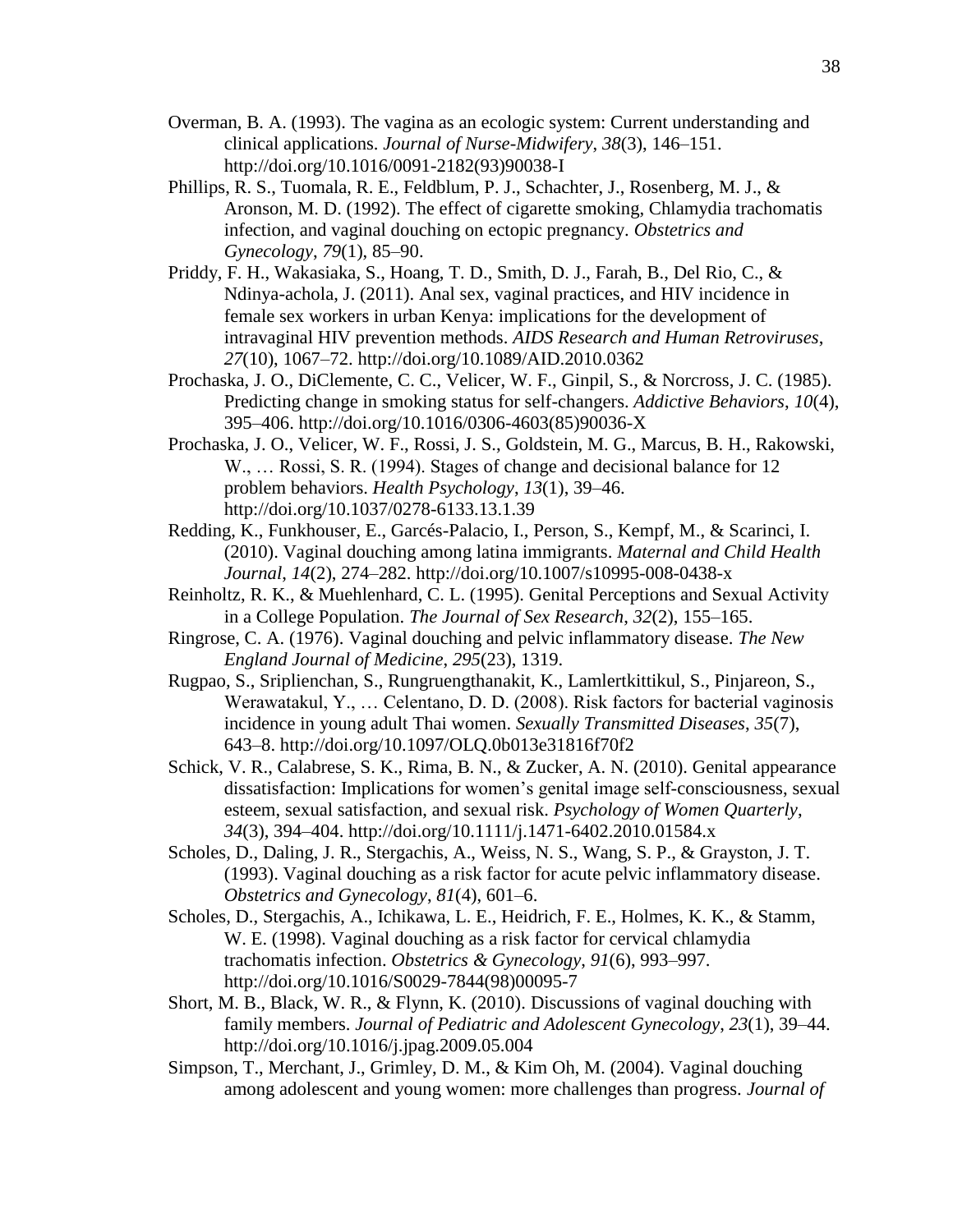Overman, B. A. (1993). The vagina as an ecologic system: Current understanding and clinical applications. *Journal of Nurse-Midwifery*, *38*(3), 146–151. http://doi.org/10.1016/0091-2182(93)90038-I

Phillips, R. S., Tuomala, R. E., Feldblum, P. J., Schachter, J., Rosenberg, M. J., & Aronson, M. D. (1992). The effect of cigarette smoking, Chlamydia trachomatis infection, and vaginal douching on ectopic pregnancy. *Obstetrics and Gynecology*, *79*(1), 85–90.

Priddy, F. H., Wakasiaka, S., Hoang, T. D., Smith, D. J., Farah, B., Del Rio, C., & Ndinya-achola, J. (2011). Anal sex, vaginal practices, and HIV incidence in female sex workers in urban Kenya: implications for the development of intravaginal HIV prevention methods. *AIDS Research and Human Retroviruses*, *27*(10), 1067–72. http://doi.org/10.1089/AID.2010.0362

Prochaska, J. O., DiClemente, C. C., Velicer, W. F., Ginpil, S., & Norcross, J. C. (1985). Predicting change in smoking status for self-changers. *Addictive Behaviors*, *10*(4), 395–406. http://doi.org/10.1016/0306-4603(85)90036-X

Prochaska, J. O., Velicer, W. F., Rossi, J. S., Goldstein, M. G., Marcus, B. H., Rakowski, W., … Rossi, S. R. (1994). Stages of change and decisional balance for 12 problem behaviors. *Health Psychology*, *13*(1), 39–46. http://doi.org/10.1037/0278-6133.13.1.39

Redding, K., Funkhouser, E., Garcés-Palacio, I., Person, S., Kempf, M., & Scarinci, I. (2010). Vaginal douching among latina immigrants. *Maternal and Child Health Journal*, *14*(2), 274–282. http://doi.org/10.1007/s10995-008-0438-x

Reinholtz, R. K., & Muehlenhard, C. L. (1995). Genital Perceptions and Sexual Activity in a College Population. *The Journal of Sex Research*, *32*(2), 155–165.

Ringrose, C. A. (1976). Vaginal douching and pelvic inflammatory disease. *The New England Journal of Medicine*, *295*(23), 1319.

Rugpao, S., Sriplienchan, S., Rungruengthanakit, K., Lamlertkittikul, S., Pinjareon, S., Werawatakul, Y., … Celentano, D. D. (2008). Risk factors for bacterial vaginosis incidence in young adult Thai women. *Sexually Transmitted Diseases*, *35*(7), 643–8. http://doi.org/10.1097/OLQ.0b013e31816f70f2

Schick, V. R., Calabrese, S. K., Rima, B. N., & Zucker, A. N. (2010). Genital appearance dissatisfaction: Implications for women's genital image self-consciousness, sexual esteem, sexual satisfaction, and sexual risk. *Psychology of Women Quarterly*, *34*(3), 394–404. http://doi.org/10.1111/j.1471-6402.2010.01584.x

Scholes, D., Daling, J. R., Stergachis, A., Weiss, N. S., Wang, S. P., & Grayston, J. T. (1993). Vaginal douching as a risk factor for acute pelvic inflammatory disease. *Obstetrics and Gynecology*, *81*(4), 601–6.

Scholes, D., Stergachis, A., Ichikawa, L. E., Heidrich, F. E., Holmes, K. K., & Stamm, W. E. (1998). Vaginal douching as a risk factor for cervical chlamydia trachomatis infection. *Obstetrics & Gynecology*, *91*(6), 993–997. http://doi.org/10.1016/S0029-7844(98)00095-7

Short, M. B., Black, W. R., & Flynn, K. (2010). Discussions of vaginal douching with family members. *Journal of Pediatric and Adolescent Gynecology*, *23*(1), 39–44. http://doi.org/10.1016/j.jpag.2009.05.004

Simpson, T., Merchant, J., Grimley, D. M., & Kim Oh, M. (2004). Vaginal douching among adolescent and young women: more challenges than progress. *Journal of*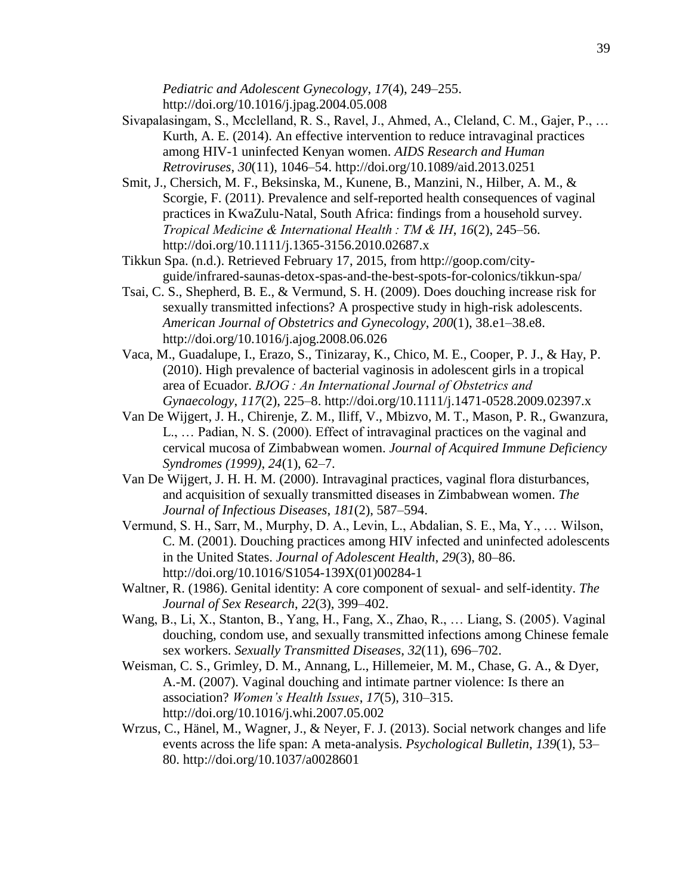*Pediatric and Adolescent Gynecology*, *17*(4), 249–255. http://doi.org/10.1016/j.jpag.2004.05.008

Sivapalasingam, S., Mcclelland, R. S., Ravel, J., Ahmed, A., Cleland, C. M., Gajer, P., … Kurth, A. E. (2014). An effective intervention to reduce intravaginal practices among HIV-1 uninfected Kenyan women. *AIDS Research and Human Retroviruses*, *30*(11), 1046–54. http://doi.org/10.1089/aid.2013.0251

Smit, J., Chersich, M. F., Beksinska, M., Kunene, B., Manzini, N., Hilber, A. M., & Scorgie, F. (2011). Prevalence and self-reported health consequences of vaginal practices in KwaZulu-Natal, South Africa: findings from a household survey. *Tropical Medicine & International Health : TM & IH*, *16*(2), 245–56. http://doi.org/10.1111/j.1365-3156.2010.02687.x

Tikkun Spa. (n.d.). Retrieved February 17, 2015, from http://goop.com/city-guide/infrared-saunas-detox-spas-and-the-best-spots-for-colonics/tikkun-spa/

Tsai, C. S., Shepherd, B. E., & Vermund, S. H. (2009). Does douching increase risk for sexually transmitted infections? A prospective study in high-risk adolescents. *American Journal of Obstetrics and Gynecology*, *200*(1), 38.e1–38.e8. http://doi.org/10.1016/j.ajog.2008.06.026

Vaca, M., Guadalupe, I., Erazo, S., Tinizaray, K., Chico, M. E., Cooper, P. J., & Hay, P. (2010). High prevalence of bacterial vaginosis in adolescent girls in a tropical area of Ecuador. *BJOG : An International Journal of Obstetrics and Gynaecology*, *117*(2), 225–8. http://doi.org/10.1111/j.1471-0528.2009.02397.x

Van De Wijgert, J. H., Chirenje, Z. M., Iliff, V., Mbizvo, M. T., Mason, P. R., Gwanzura, L., … Padian, N. S. (2000). Effect of intravaginal practices on the vaginal and cervical mucosa of Zimbabwean women. *Journal of Acquired Immune Deficiency Syndromes (1999)*, *24*(1), 62–7.

Van De Wijgert, J. H. H. M. (2000). Intravaginal practices, vaginal flora disturbances, and acquisition of sexually transmitted diseases in Zimbabwean women. *The Journal of Infectious Diseases*, *181*(2), 587–594.

Vermund, S. H., Sarr, M., Murphy, D. A., Levin, L., Abdalian, S. E., Ma, Y., … Wilson, C. M. (2001). Douching practices among HIV infected and uninfected adolescents in the United States. *Journal of Adolescent Health*, *29*(3), 80–86. http://doi.org/10.1016/S1054-139X(01)00284-1

Waltner, R. (1986). Genital identity: A core component of sexual- and self-identity. *The Journal of Sex Research*, *22*(3), 399–402.

Wang, B., Li, X., Stanton, B., Yang, H., Fang, X., Zhao, R., … Liang, S. (2005). Vaginal douching, condom use, and sexually transmitted infections among Chinese female sex workers. *Sexually Transmitted Diseases*, *32*(11), 696–702.

Weisman, C. S., Grimley, D. M., Annang, L., Hillemeier, M. M., Chase, G. A., & Dyer, A.-M. (2007). Vaginal douching and intimate partner violence: Is there an association? *Women's Health Issues*, *17*(5), 310–315. http://doi.org/10.1016/j.whi.2007.05.002

Wrzus, C., Hänel, M., Wagner, J., & Neyer, F. J. (2013). Social network changes and life events across the life span: A meta-analysis. *Psychological Bulletin*, *139*(1), 53–80. http://doi.org/10.1037/a0028601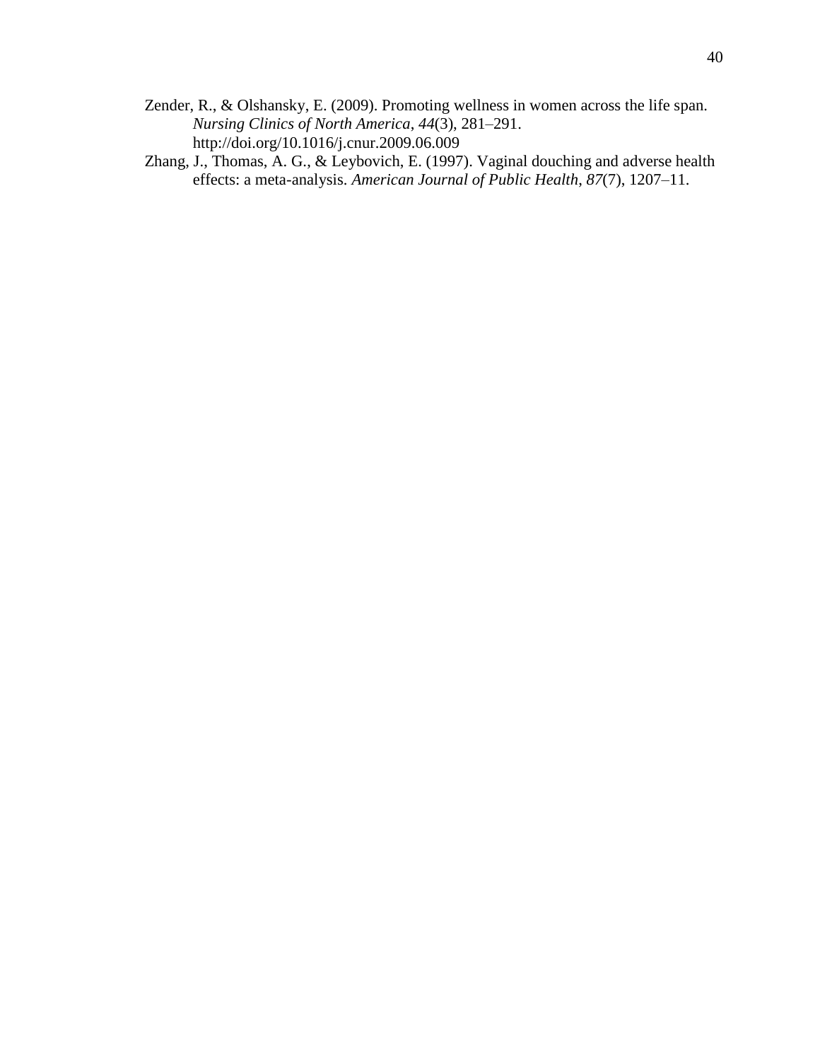Zender, R., & Olshansky, E. (2009). Promoting wellness in women across the life span. *Nursing Clinics of North America*, *44*(3), 281–291. http://doi.org/10.1016/j.cnur.2009.06.009

Zhang, J., Thomas, A. G., & Leybovich, E. (1997). Vaginal douching and adverse health effects: a meta-analysis. *American Journal of Public Health*, *87*(7), 1207–11.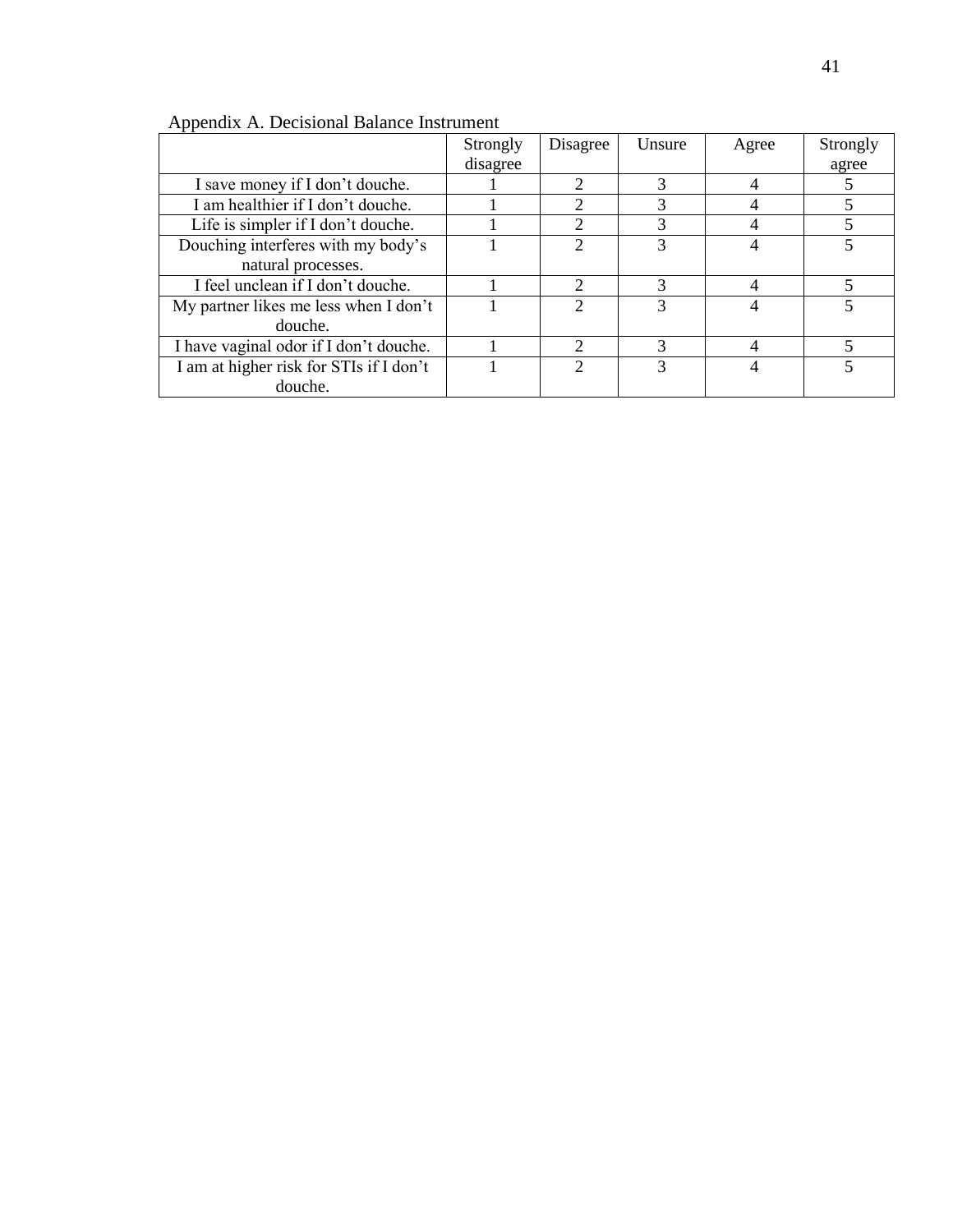Appendix A. Decisional Balance Instrument

| | Strongly disagree | Disagree | Unsure | Agree | Strongly agree |
|---|---|---|---|---|---|
| I save money if I don't douche. | 1 | 2 | 3 | 4 | 5 |
| I am healthier if I don't douche. | 1 | 2 | 3 | 4 | 5 |
| Life is simpler if I don't douche. | 1 | 2 | 3 | 4 | 5 |
| Douching interferes with my body's natural processes. | 1 | 2 | 3 | 4 | 5 |
| I feel unclean if I don't douche. | 1 | 2 | 3 | 4 | 5 |
| My partner likes me less when I don't douche. | 1 | 2 | 3 | 4 | 5 |
| I have vaginal odor if I don't douche. | 1 | 2 | 3 | 4 | 5 |
| I am at higher risk for STIs if I don't douche. | 1 | 2 | 3 | 4 | 5 |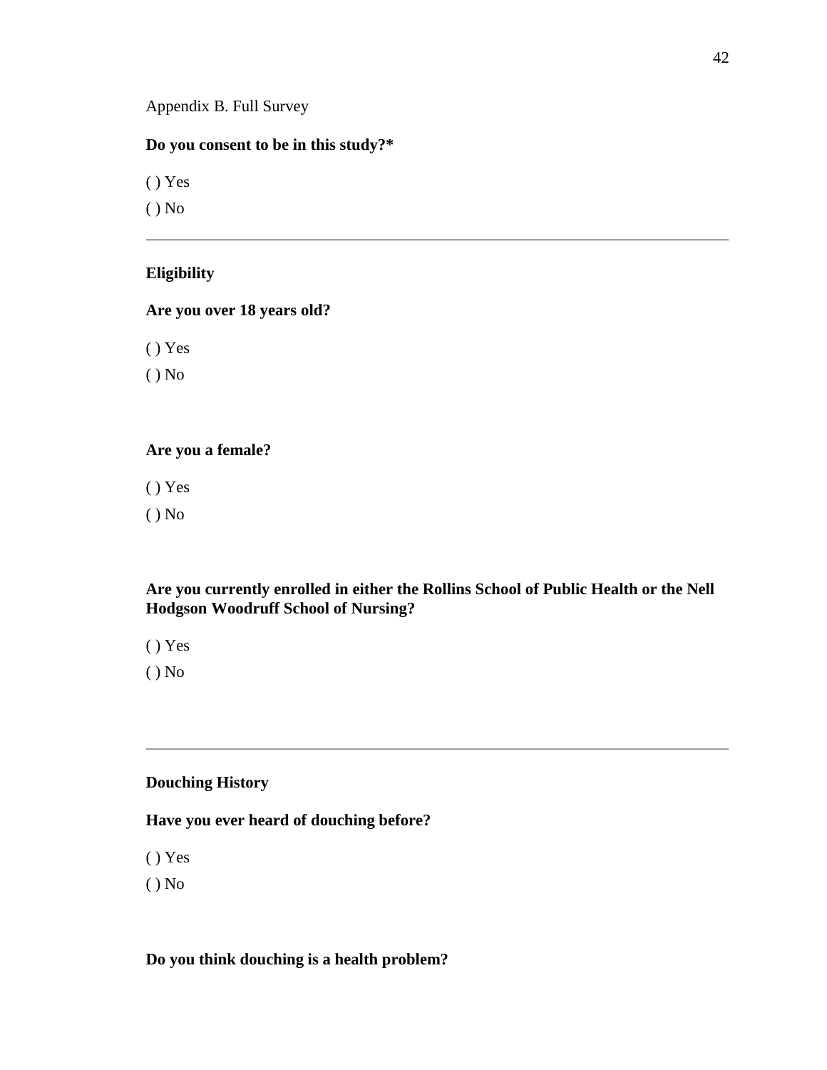Appendix B. Full Survey

**Do you consent to be in this study?***

( ) Yes

( ) No

---

**Eligibility**

**Are you over 18 years old?**

( ) Yes

( ) No

**Are you a female?**

( ) Yes

( ) No

**Are you currently enrolled in either the Rollins School of Public Health or the Nell Hodgson Woodruff School of Nursing?**

( ) Yes

( ) No

---

**Douching History**

**Have you ever heard of douching before?**

( ) Yes

( ) No

**Do you think douching is a health problem?**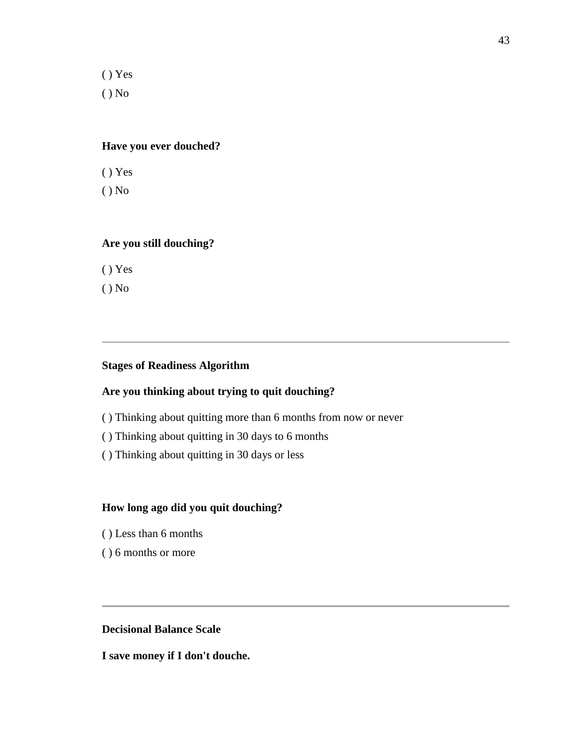( ) Yes

( ) No

**Have you ever douched?**

( ) Yes

( ) No

**Are you still douching?**

( ) Yes

( ) No

---

**Stages of Readiness Algorithm**

**Are you thinking about trying to quit douching?**

( ) Thinking about quitting more than 6 months from now or never

( ) Thinking about quitting in 30 days to 6 months

( ) Thinking about quitting in 30 days or less

**How long ago did you quit douching?**

( ) Less than 6 months

( ) 6 months or more

---

**Decisional Balance Scale**

**I save money if I don't douche.**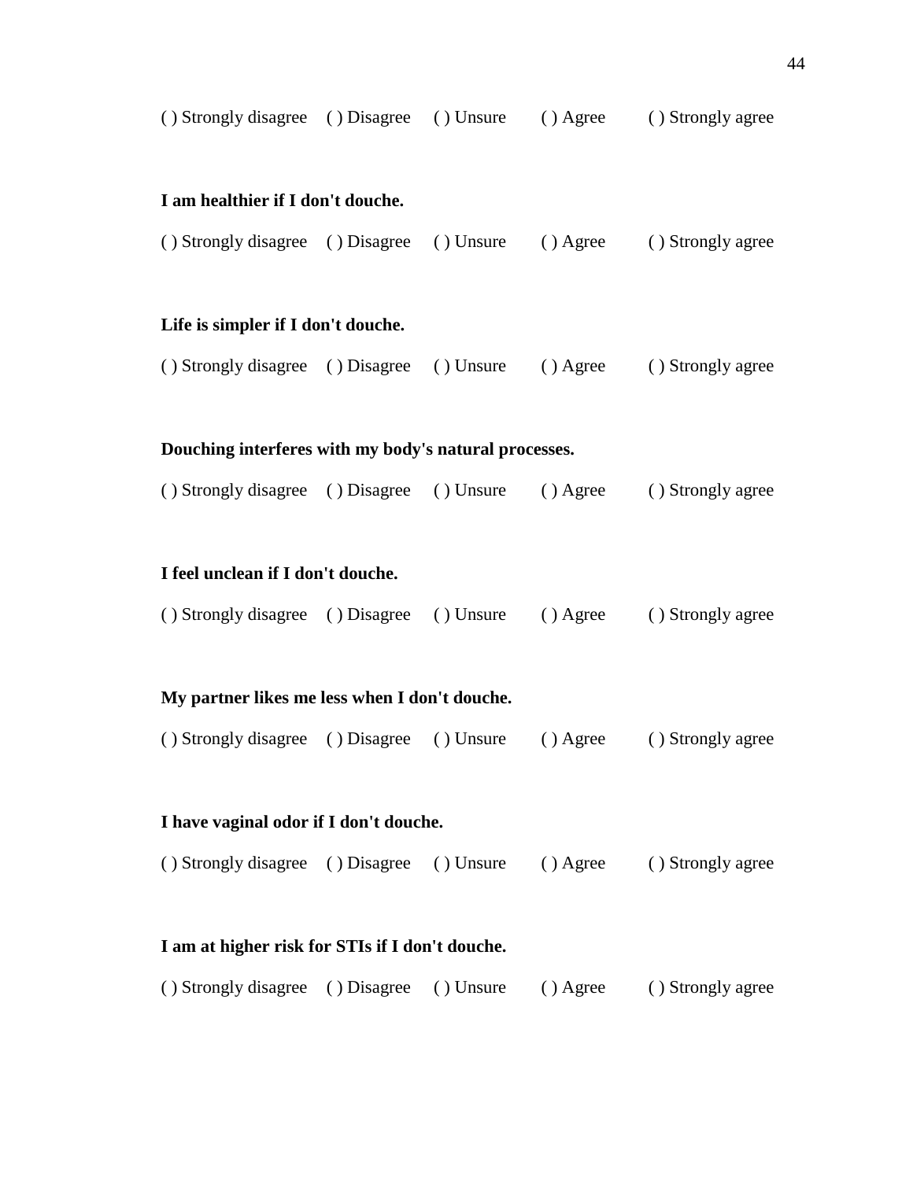( ) Strongly disagree ( ) Disagree ( ) Unsure ( ) Agree ( ) Strongly agree

**I am healthier if I don't douche.**

( ) Strongly disagree ( ) Disagree ( ) Unsure ( ) Agree ( ) Strongly agree

**Life is simpler if I don't douche.**

( ) Strongly disagree ( ) Disagree ( ) Unsure ( ) Agree ( ) Strongly agree

**Douching interferes with my body's natural processes.**

( ) Strongly disagree ( ) Disagree ( ) Unsure ( ) Agree ( ) Strongly agree

**I feel unclean if I don't douche.**

( ) Strongly disagree ( ) Disagree ( ) Unsure ( ) Agree ( ) Strongly agree

**My partner likes me less when I don't douche.**

( ) Strongly disagree ( ) Disagree ( ) Unsure ( ) Agree ( ) Strongly agree

**I have vaginal odor if I don't douche.**

( ) Strongly disagree ( ) Disagree ( ) Unsure ( ) Agree ( ) Strongly agree

**I am at higher risk for STIs if I don't douche.**

( ) Strongly disagree ( ) Disagree ( ) Unsure ( ) Agree ( ) Strongly agree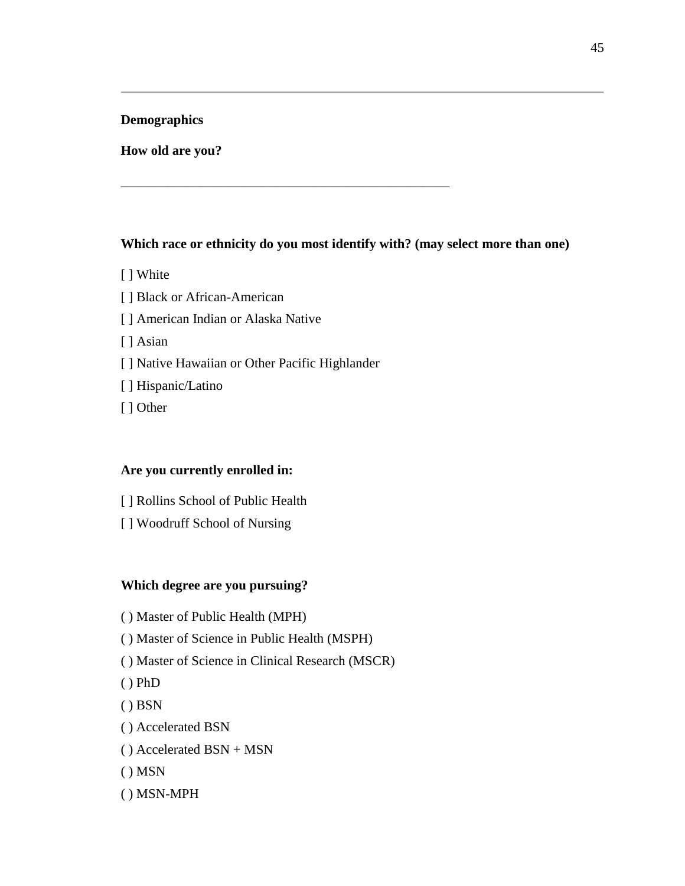**Demographics**

**How old are you?**

\_\_\_\_\_\_\_\_\_\_\_\_\_\_\_\_\_\_\_\_\_\_\_\_\_\_\_\_\_\_\_\_\_\_\_\_\_\_\_\_\_\_\_\_\_\_\_\_

**Which race or ethnicity do you most identify with? (may select more than one)**

[ ] White

[ ] Black or African-American

[ ] American Indian or Alaska Native

[ ] Asian

[ ] Native Hawaiian or Other Pacific Highlander

[ ] Hispanic/Latino

[ ] Other

**Are you currently enrolled in:**

[ ] Rollins School of Public Health

[ ] Woodruff School of Nursing

**Which degree are you pursuing?**

( ) Master of Public Health (MPH)

( ) Master of Science in Public Health (MSPH)

( ) Master of Science in Clinical Research (MSCR)

( ) PhD

( ) BSN

( ) Accelerated BSN

( ) Accelerated BSN + MSN

( ) MSN

( ) MSN-MPH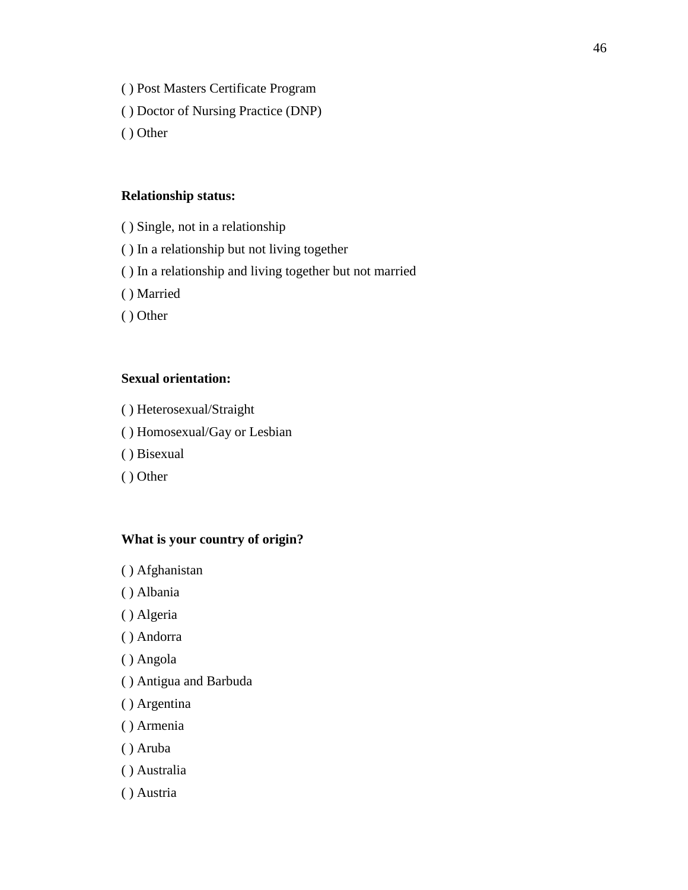( ) Post Masters Certificate Program

( ) Doctor of Nursing Practice (DNP)

( ) Other

**Relationship status:**

( ) Single, not in a relationship

( ) In a relationship but not living together

( ) In a relationship and living together but not married

( ) Married

( ) Other

**Sexual orientation:**

( ) Heterosexual/Straight

( ) Homosexual/Gay or Lesbian

( ) Bisexual

( ) Other

**What is your country of origin?**

( ) Afghanistan

( ) Albania

( ) Algeria

( ) Andorra

( ) Angola

( ) Antigua and Barbuda

( ) Argentina

( ) Armenia

( ) Aruba

( ) Australia

( ) Austria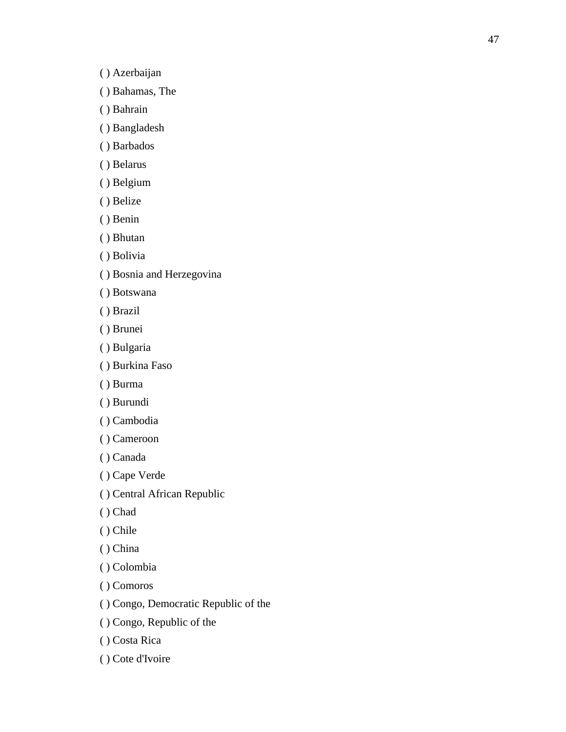( ) Azerbaijan

( ) Bahamas, The

( ) Bahrain

( ) Bangladesh

( ) Barbados

( ) Belarus

( ) Belgium

( ) Belize

( ) Benin

( ) Bhutan

( ) Bolivia

( ) Bosnia and Herzegovina

( ) Botswana

( ) Brazil

( ) Brunei

( ) Bulgaria

( ) Burkina Faso

( ) Burma

( ) Burundi

( ) Cambodia

( ) Cameroon

( ) Canada

( ) Cape Verde

( ) Central African Republic

( ) Chad

( ) Chile

( ) China

( ) Colombia

( ) Comoros

( ) Congo, Democratic Republic of the

( ) Congo, Republic of the

( ) Costa Rica

( ) Cote d'Ivoire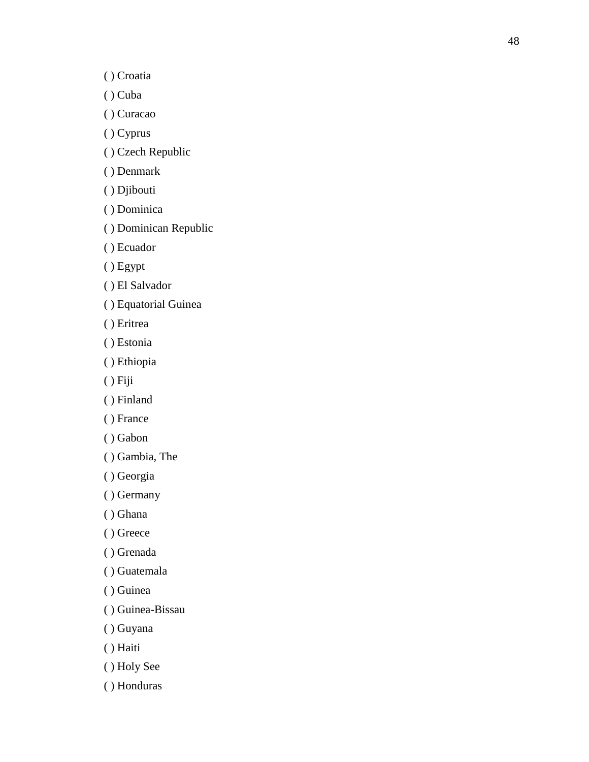( ) Croatia

( ) Cuba

( ) Curacao

( ) Cyprus

( ) Czech Republic

( ) Denmark

( ) Djibouti

( ) Dominica

( ) Dominican Republic

( ) Ecuador

( ) Egypt

( ) El Salvador

( ) Equatorial Guinea

( ) Eritrea

( ) Estonia

( ) Ethiopia

( ) Fiji

( ) Finland

( ) France

( ) Gabon

( ) Gambia, The

( ) Georgia

( ) Germany

( ) Ghana

( ) Greece

( ) Grenada

( ) Guatemala

( ) Guinea

( ) Guinea-Bissau

( ) Guyana

( ) Haiti

( ) Holy See

( ) Honduras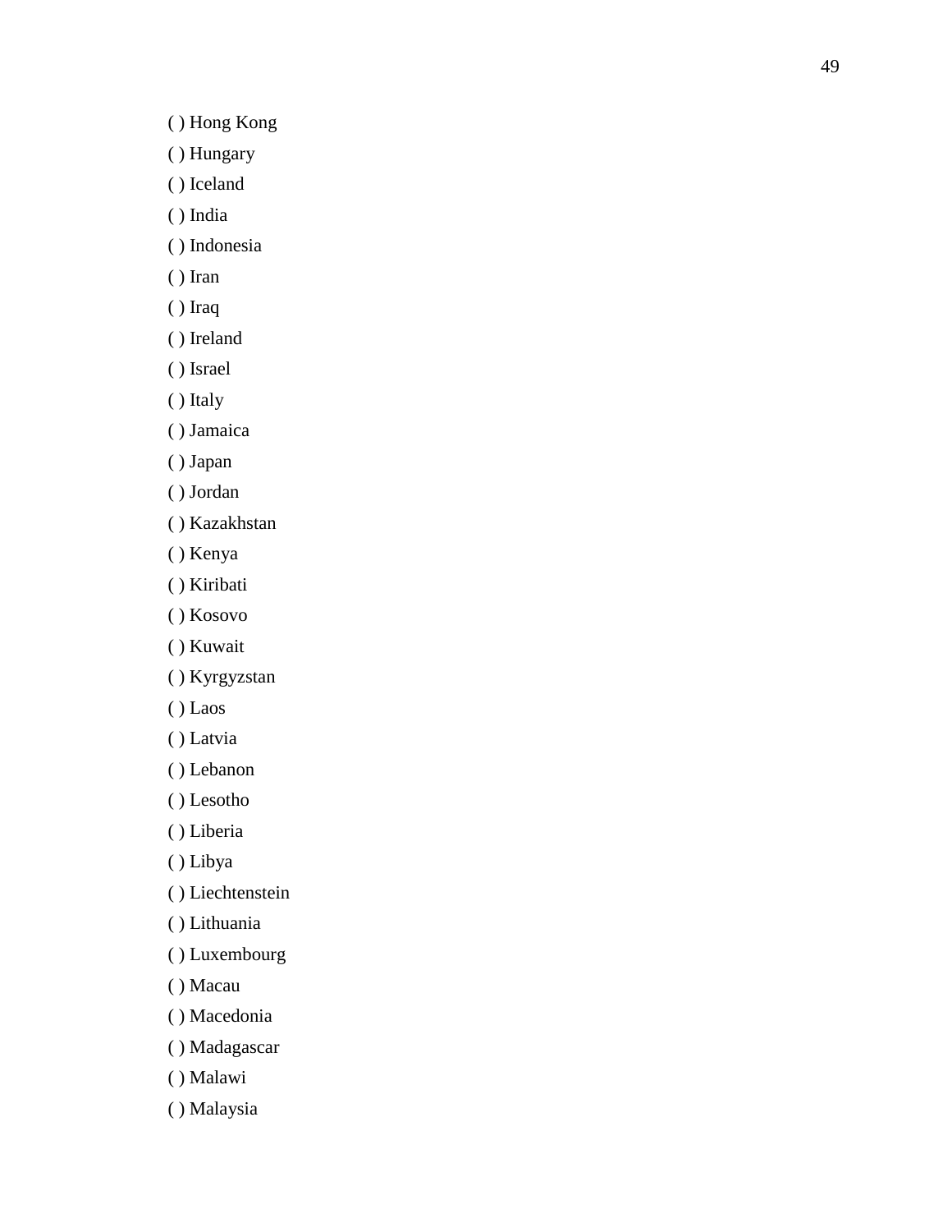( ) Hong Kong

( ) Hungary

( ) Iceland

( ) India

( ) Indonesia

( ) Iran

( ) Iraq

( ) Ireland

( ) Israel

( ) Italy

( ) Jamaica

( ) Japan

( ) Jordan

( ) Kazakhstan

( ) Kenya

( ) Kiribati

( ) Kosovo

( ) Kuwait

( ) Kyrgyzstan

( ) Laos

( ) Latvia

( ) Lebanon

( ) Lesotho

( ) Liberia

( ) Libya

( ) Liechtenstein

( ) Lithuania

( ) Luxembourg

( ) Macau

( ) Macedonia

( ) Madagascar

( ) Malawi

( ) Malaysia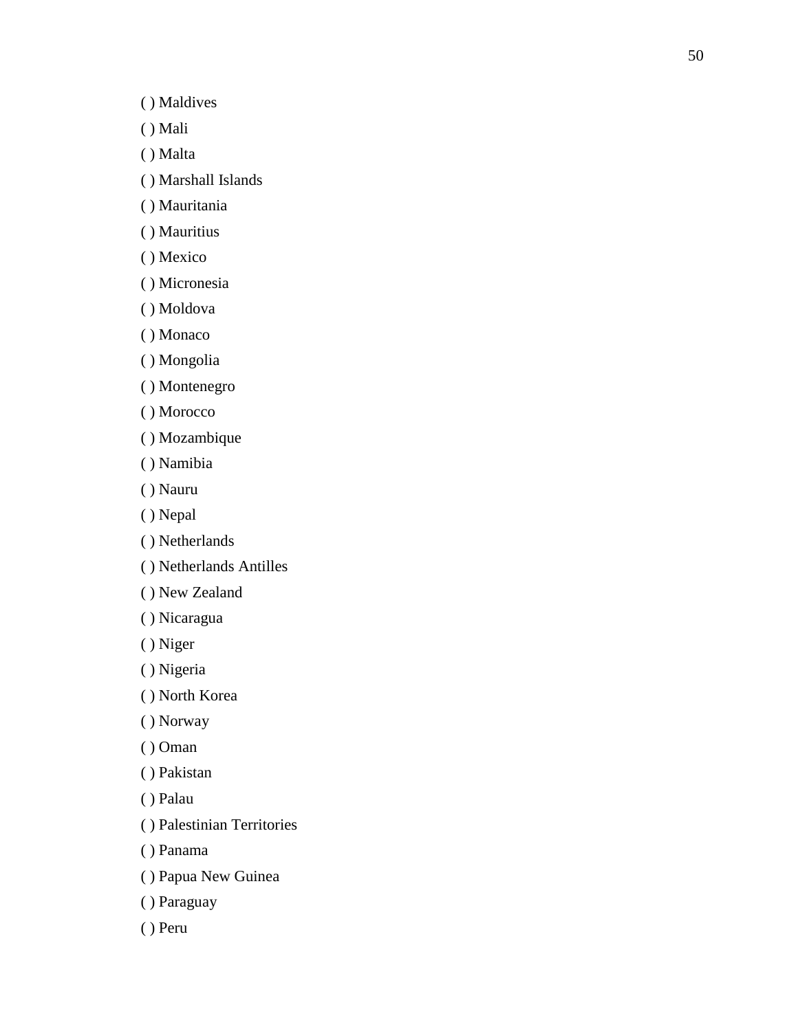( ) Maldives

( ) Mali

( ) Malta

( ) Marshall Islands

( ) Mauritania

( ) Mauritius

( ) Mexico

( ) Micronesia

( ) Moldova

( ) Monaco

( ) Mongolia

( ) Montenegro

( ) Morocco

( ) Mozambique

( ) Namibia

( ) Nauru

( ) Nepal

( ) Netherlands

( ) Netherlands Antilles

( ) New Zealand

( ) Nicaragua

( ) Niger

( ) Nigeria

( ) North Korea

( ) Norway

( ) Oman

( ) Pakistan

( ) Palau

( ) Palestinian Territories

( ) Panama

( ) Papua New Guinea

( ) Paraguay

( ) Peru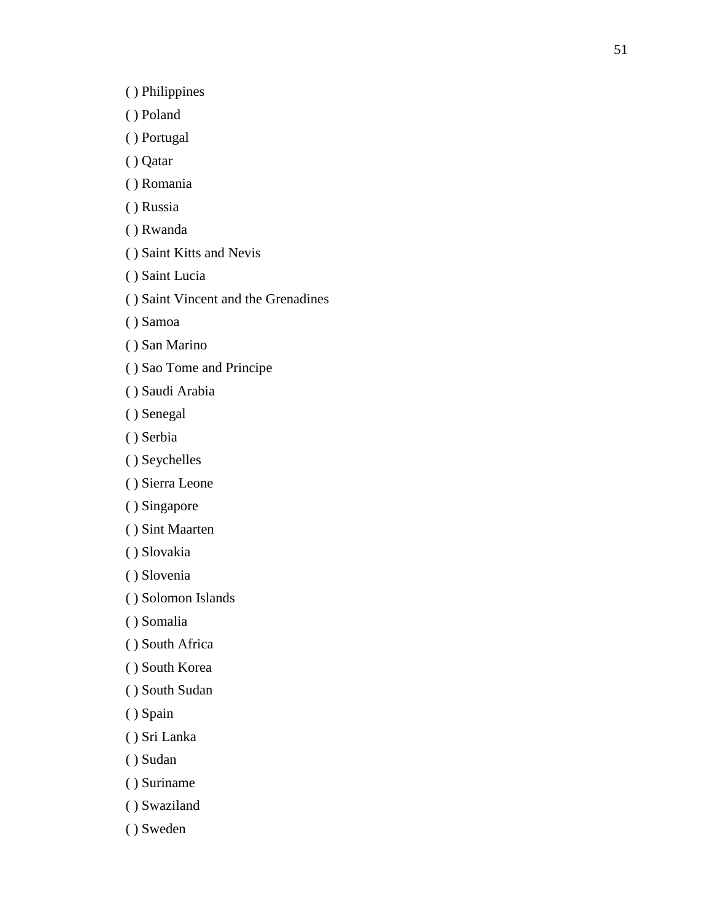( ) Philippines

( ) Poland

( ) Portugal

( ) Qatar

( ) Romania

( ) Russia

( ) Rwanda

( ) Saint Kitts and Nevis

( ) Saint Lucia

( ) Saint Vincent and the Grenadines

( ) Samoa

( ) San Marino

( ) Sao Tome and Principe

( ) Saudi Arabia

( ) Senegal

( ) Serbia

( ) Seychelles

( ) Sierra Leone

( ) Singapore

( ) Sint Maarten

( ) Slovakia

( ) Slovenia

( ) Solomon Islands

( ) Somalia

( ) South Africa

( ) South Korea

( ) South Sudan

( ) Spain

( ) Sri Lanka

( ) Sudan

( ) Suriname

( ) Swaziland

( ) Sweden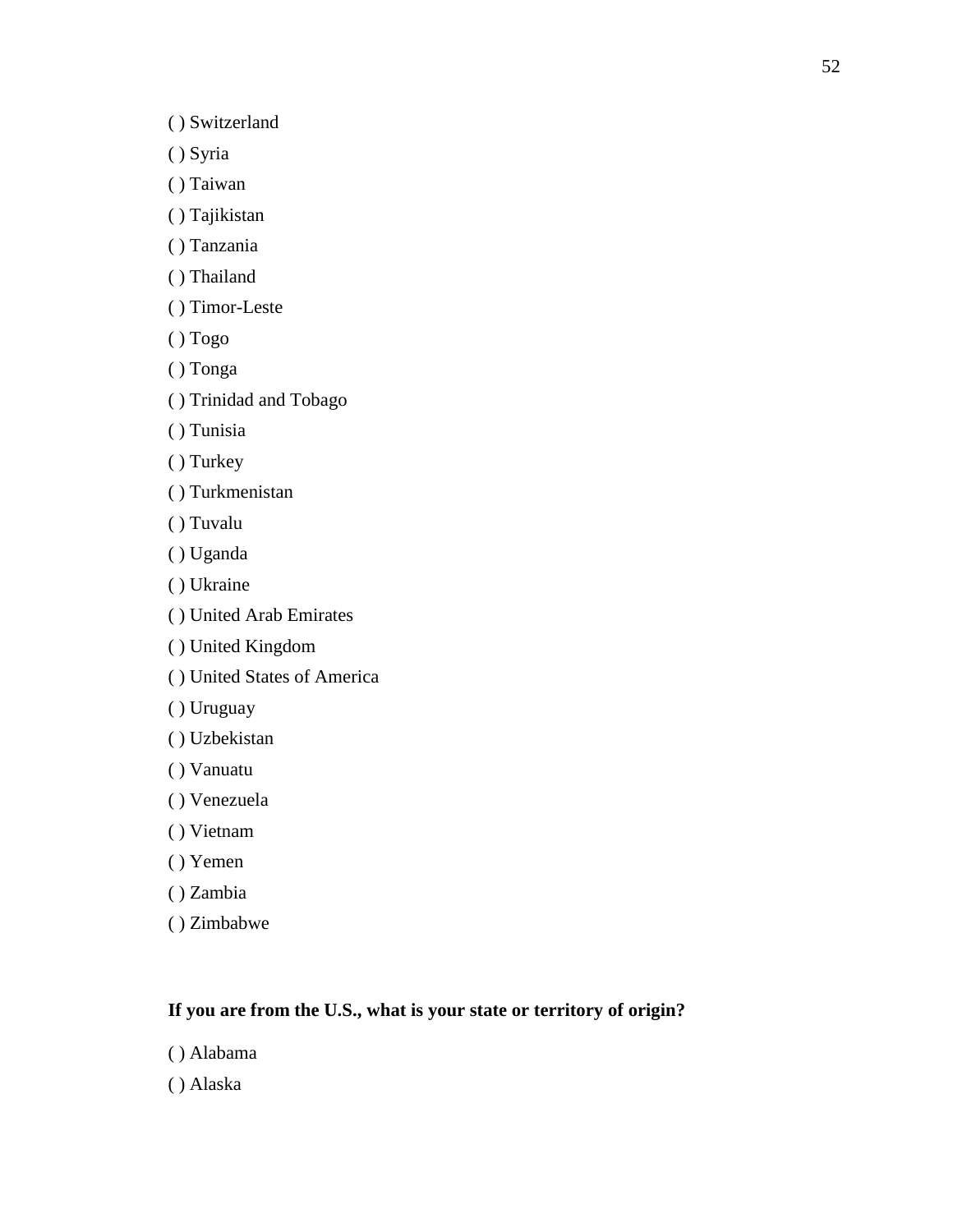( ) Switzerland

( ) Syria

( ) Taiwan

( ) Tajikistan

( ) Tanzania

( ) Thailand

( ) Timor-Leste

( ) Togo

( ) Tonga

( ) Trinidad and Tobago

( ) Tunisia

( ) Turkey

( ) Turkmenistan

( ) Tuvalu

( ) Uganda

( ) Ukraine

( ) United Arab Emirates

( ) United Kingdom

( ) United States of America

( ) Uruguay

( ) Uzbekistan

( ) Vanuatu

( ) Venezuela

( ) Vietnam

( ) Yemen

( ) Zambia

( ) Zimbabwe

**If you are from the U.S., what is your state or territory of origin?**

( ) Alabama

( ) Alaska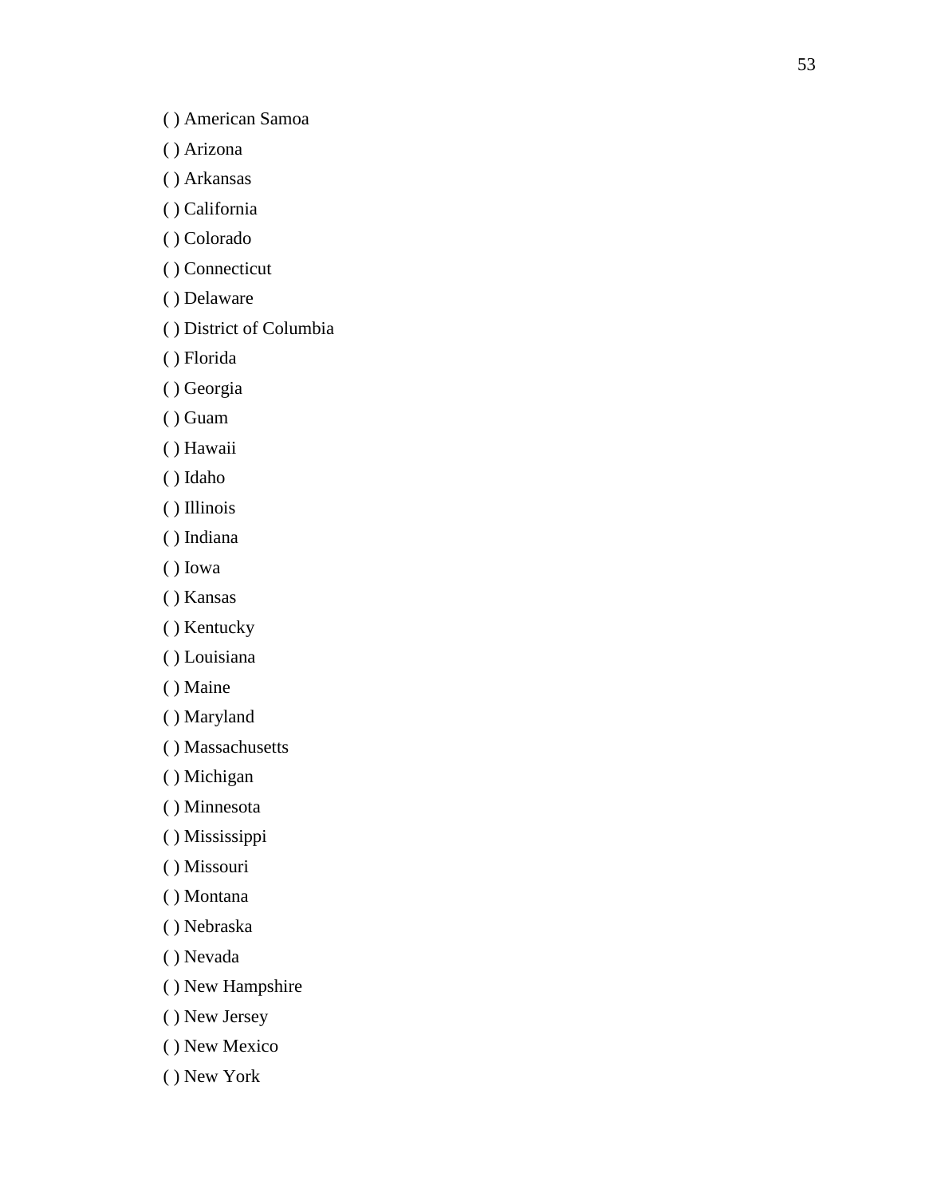( ) American Samoa

( ) Arizona

( ) Arkansas

( ) California

( ) Colorado

( ) Connecticut

( ) Delaware

( ) District of Columbia

( ) Florida

( ) Georgia

( ) Guam

( ) Hawaii

( ) Idaho

( ) Illinois

( ) Indiana

( ) Iowa

( ) Kansas

( ) Kentucky

( ) Louisiana

( ) Maine

( ) Maryland

( ) Massachusetts

( ) Michigan

( ) Minnesota

( ) Mississippi

( ) Missouri

( ) Montana

( ) Nebraska

( ) Nevada

( ) New Hampshire

( ) New Jersey

( ) New Mexico

( ) New York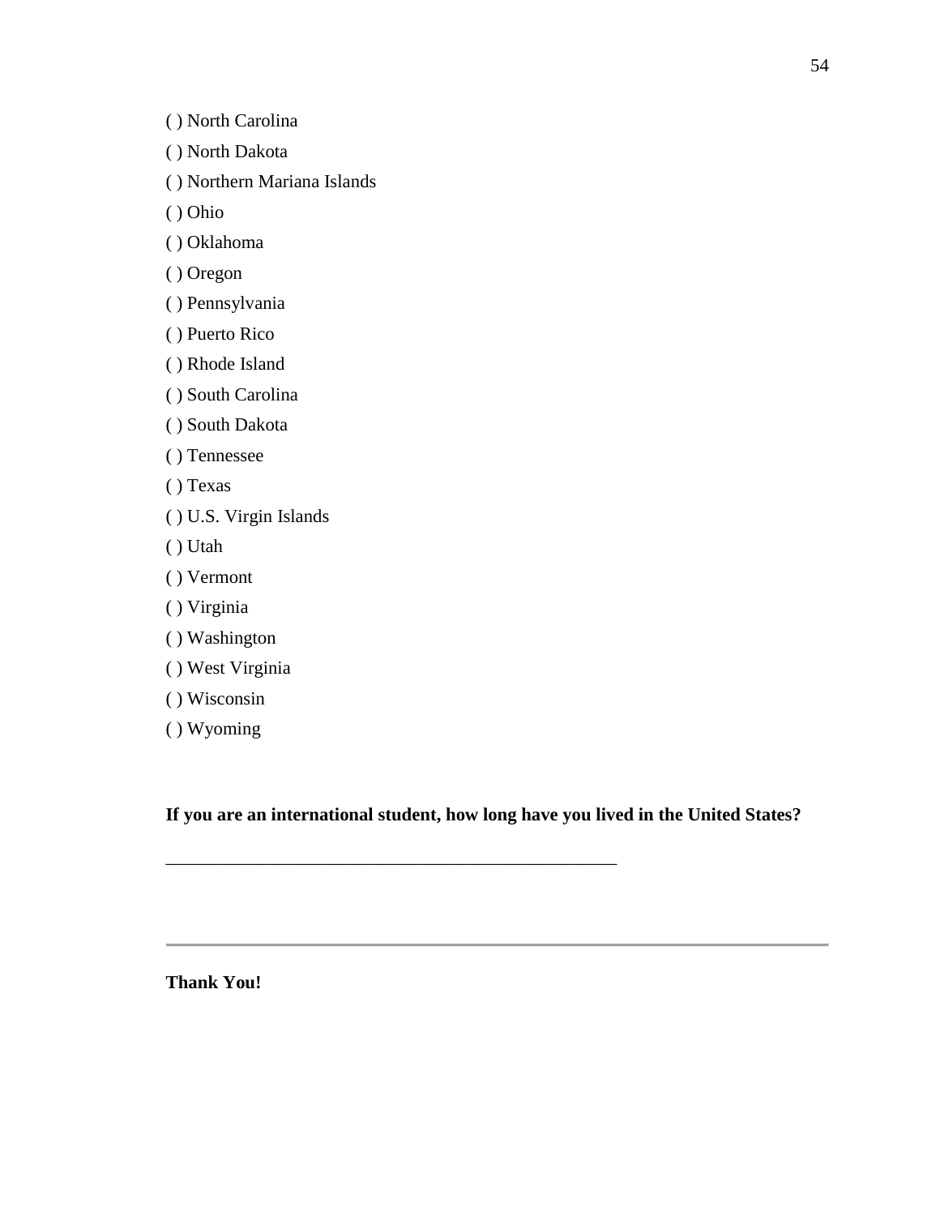( ) North Carolina

( ) North Dakota

( ) Northern Mariana Islands

( ) Ohio

( ) Oklahoma

( ) Oregon

( ) Pennsylvania

( ) Puerto Rico

( ) Rhode Island

( ) South Carolina

( ) South Dakota

( ) Tennessee

( ) Texas

( ) U.S. Virgin Islands

( ) Utah

( ) Vermont

( ) Virginia

( ) Washington

( ) West Virginia

( ) Wisconsin

( ) Wyoming

**If you are an international student, how long have you lived in the United States?**

_________________________________________________

---

**Thank You!**